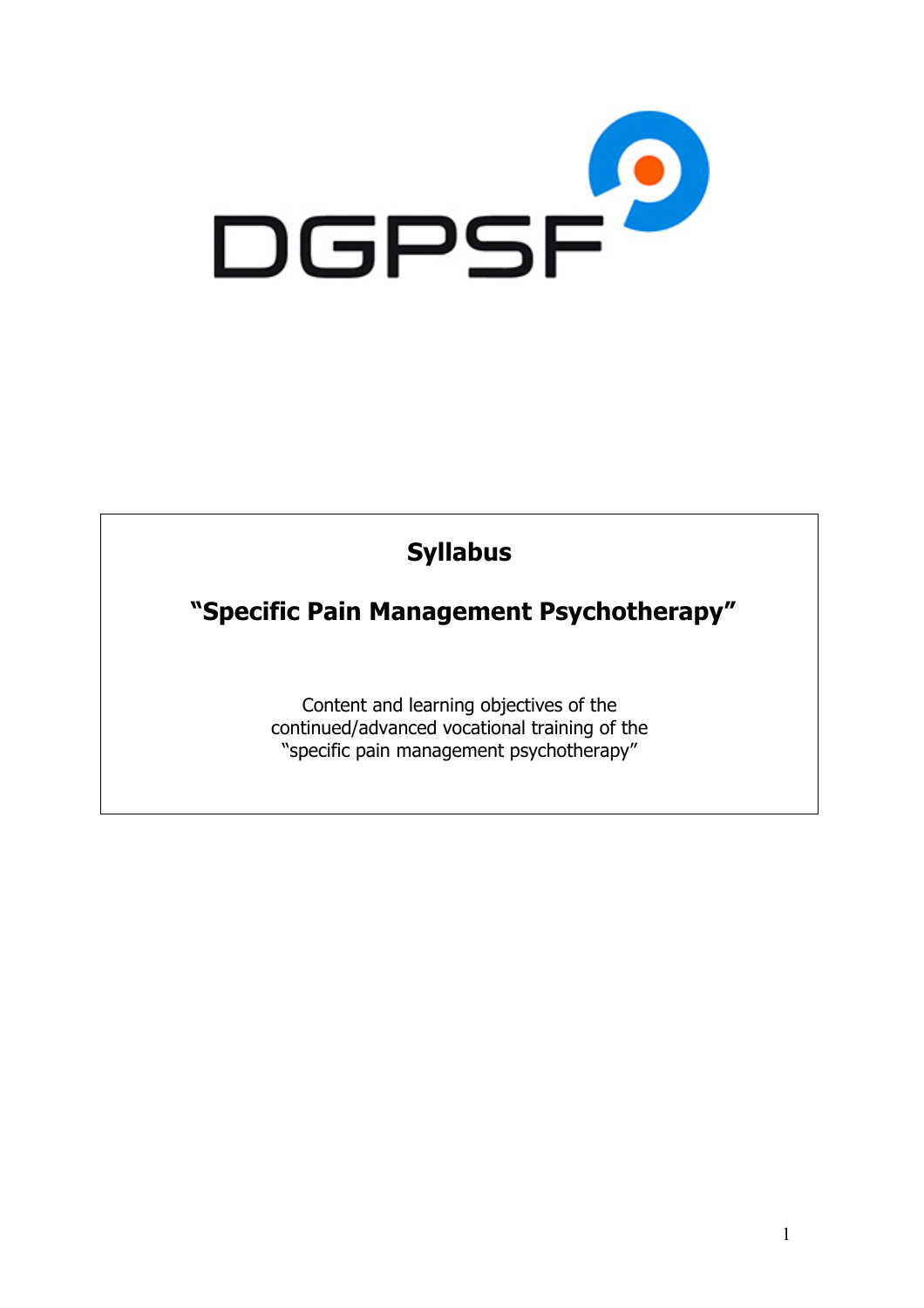DGPSF

# Syllabus

## "Specific Pain Management Psychotherapy"

Content and learning objectives of the continued/advanced vocational training of the "specific pain management psychotherapy"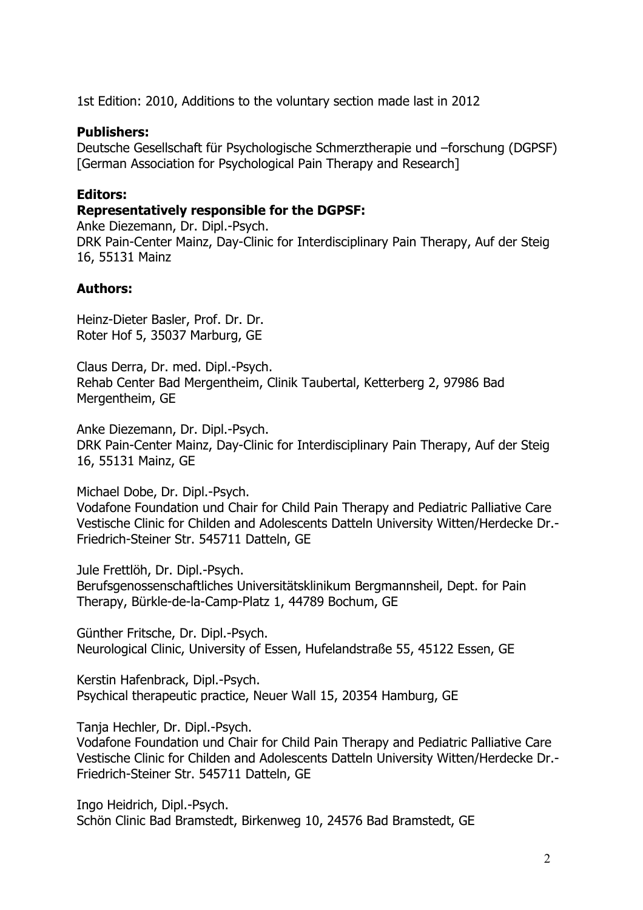1st Edition: 2010, Additions to the voluntary section made last in 2012

**Publishers:**
Deutsche Gesellschaft für Psychologische Schmerztherapie und –forschung (DGPSF) [German Association for Psychological Pain Therapy and Research]

**Editors:**
**Representatively responsible for the DGPSF:**
Anke Diezemann, Dr. Dipl.-Psych.
DRK Pain-Center Mainz, Day-Clinic for Interdisciplinary Pain Therapy, Auf der Steig 16, 55131 Mainz

**Authors:**

Heinz-Dieter Basler, Prof. Dr. Dr.
Roter Hof 5, 35037 Marburg, GE

Claus Derra, Dr. med. Dipl.-Psych.
Rehab Center Bad Mergentheim, Clinik Taubertal, Ketterberg 2, 97986 Bad Mergentheim, GE

Anke Diezemann, Dr. Dipl.-Psych.
DRK Pain-Center Mainz, Day-Clinic for Interdisciplinary Pain Therapy, Auf der Steig 16, 55131 Mainz, GE

Michael Dobe, Dr. Dipl.-Psych.
Vodafone Foundation und Chair for Child Pain Therapy and Pediatric Palliative Care Vestische Clinic for Childen and Adolescents Datteln University Witten/Herdecke Dr.-Friedrich-Steiner Str. 545711 Datteln, GE

Jule Frettlöh, Dr. Dipl.-Psych.
Berufsgenossenschaftliches Universitätsklinikum Bergmannsheil, Dept. for Pain Therapy, Bürkle-de-la-Camp-Platz 1, 44789 Bochum, GE

Günther Fritsche, Dr. Dipl.-Psych.
Neurological Clinic, University of Essen, Hufelandstraße 55, 45122 Essen, GE

Kerstin Hafenbrack, Dipl.-Psych.
Psychical therapeutic practice, Neuer Wall 15, 20354 Hamburg, GE

Tanja Hechler, Dr. Dipl.-Psych.
Vodafone Foundation und Chair for Child Pain Therapy and Pediatric Palliative Care Vestische Clinic for Childen and Adolescents Datteln University Witten/Herdecke Dr.-Friedrich-Steiner Str. 545711 Datteln, GE

Ingo Heidrich, Dipl.-Psych.
Schön Clinic Bad Bramstedt, Birkenweg 10, 24576 Bad Bramstedt, GE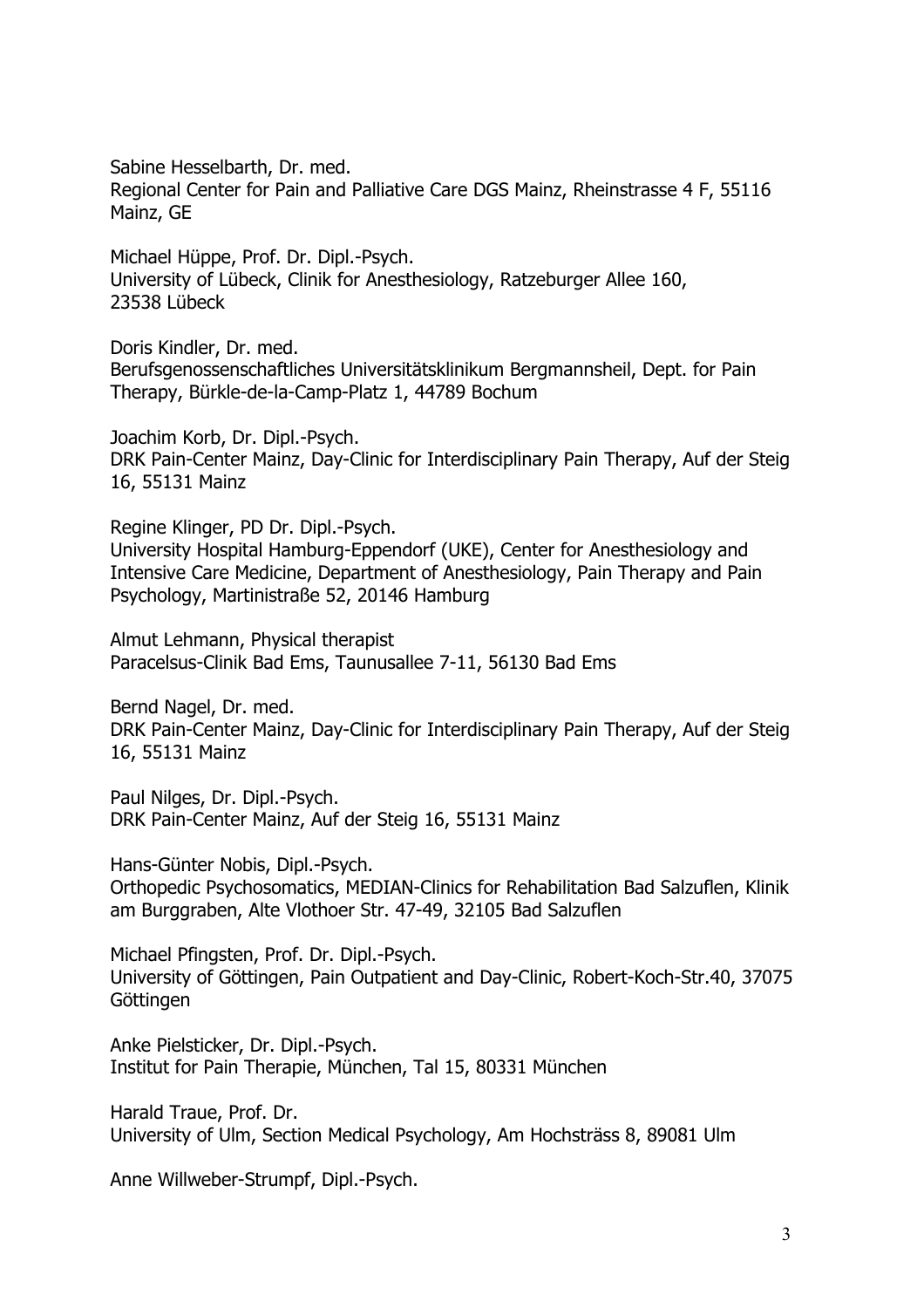Sabine Hesselbarth, Dr. med.
Regional Center for Pain and Palliative Care DGS Mainz, Rheinstrasse 4 F, 55116 Mainz, GE

Michael Hüppe, Prof. Dr. Dipl.-Psych.
University of Lübeck, Clinik for Anesthesiology, Ratzeburger Allee 160, 23538 Lübeck

Doris Kindler, Dr. med.
Berufsgenossenschaftliches Universitätsklinikum Bergmannsheil, Dept. for Pain Therapy, Bürkle-de-la-Camp-Platz 1, 44789 Bochum

Joachim Korb, Dr. Dipl.-Psych.
DRK Pain-Center Mainz, Day-Clinic for Interdisciplinary Pain Therapy, Auf der Steig 16, 55131 Mainz

Regine Klinger, PD Dr. Dipl.-Psych.
University Hospital Hamburg-Eppendorf (UKE), Center for Anesthesiology and Intensive Care Medicine, Department of Anesthesiology, Pain Therapy and Pain Psychology, Martinistraße 52, 20146 Hamburg

Almut Lehmann, Physical therapist
Paracelsus-Clinik Bad Ems, Taunusallee 7-11, 56130 Bad Ems

Bernd Nagel, Dr. med.
DRK Pain-Center Mainz, Day-Clinic for Interdisciplinary Pain Therapy, Auf der Steig 16, 55131 Mainz

Paul Nilges, Dr. Dipl.-Psych.
DRK Pain-Center Mainz, Auf der Steig 16, 55131 Mainz

Hans-Günter Nobis, Dipl.-Psych.
Orthopedic Psychosomatics, MEDIAN-Clinics for Rehabilitation Bad Salzuflen, Klinik am Burggraben, Alte Vlothoer Str. 47-49, 32105 Bad Salzuflen

Michael Pfingsten, Prof. Dr. Dipl.-Psych.
University of Göttingen, Pain Outpatient and Day-Clinic, Robert-Koch-Str.40, 37075 Göttingen

Anke Pielsticker, Dr. Dipl.-Psych.
Institut for Pain Therapie, München, Tal 15, 80331 München

Harald Traue, Prof. Dr.
University of Ulm, Section Medical Psychology, Am Hochsträss 8, 89081 Ulm

Anne Willweber-Strumpf, Dipl.-Psych.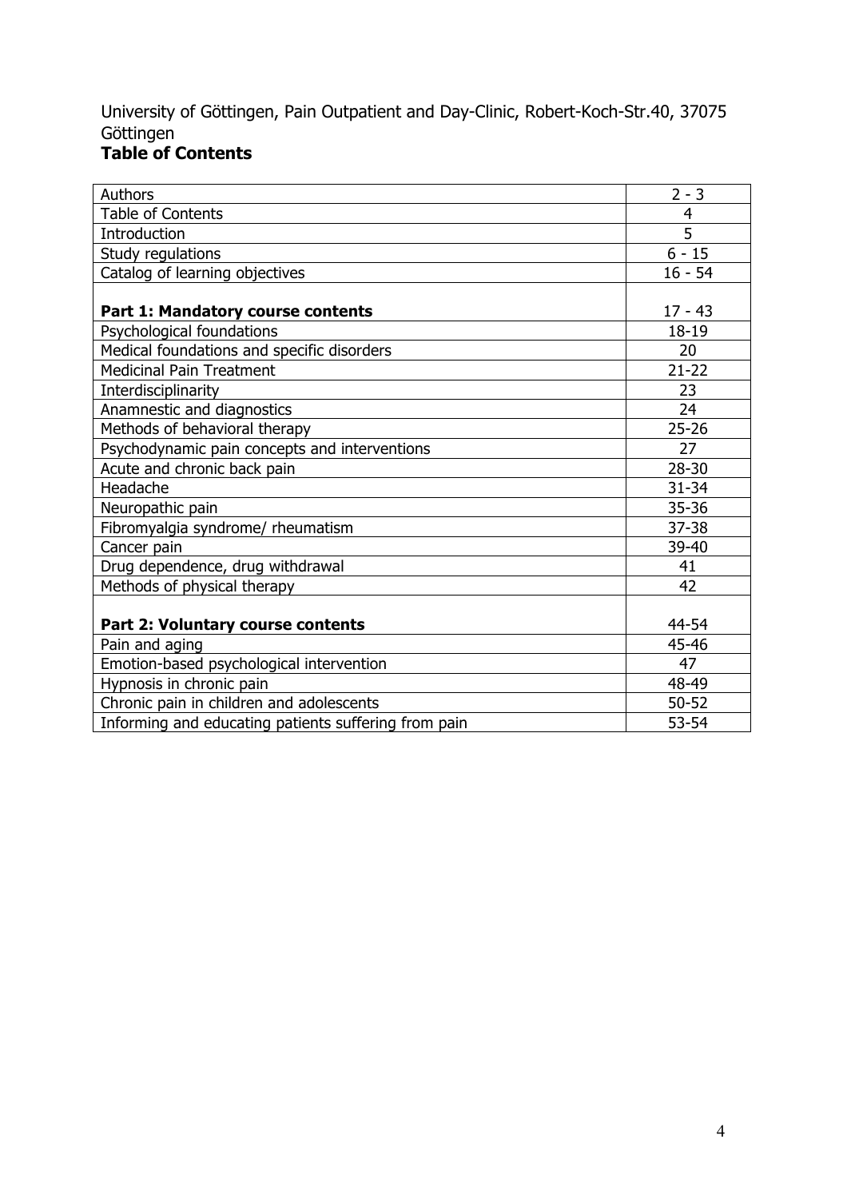University of Göttingen, Pain Outpatient and Day-Clinic, Robert-Koch-Str.40, 37075 Göttingen

## Table of Contents

| | |
|---|---|
| Authors | 2 - 3 |
| Table of Contents | 4 |
| Introduction | 5 |
| Study regulations | 6 - 15 |
| Catalog of learning objectives | 16 - 54 |
| **Part 1: Mandatory course contents** | 17 - 43 |
| Psychological foundations | 18-19 |
| Medical foundations and specific disorders | 20 |
| Medicinal Pain Treatment | 21-22 |
| Interdisciplinarity | 23 |
| Anamnestic and diagnostics | 24 |
| Methods of behavioral therapy | 25-26 |
| Psychodynamic pain concepts and interventions | 27 |
| Acute and chronic back pain | 28-30 |
| Headache | 31-34 |
| Neuropathic pain | 35-36 |
| Fibromyalgia syndrome/ rheumatism | 37-38 |
| Cancer pain | 39-40 |
| Drug dependence, drug withdrawal | 41 |
| Methods of physical therapy | 42 |
| **Part 2: Voluntary course contents** | 44-54 |
| Pain and aging | 45-46 |
| Emotion-based psychological intervention | 47 |
| Hypnosis in chronic pain | 48-49 |
| Chronic pain in children and adolescents | 50-52 |
| Informing and educating patients suffering from pain | 53-54 |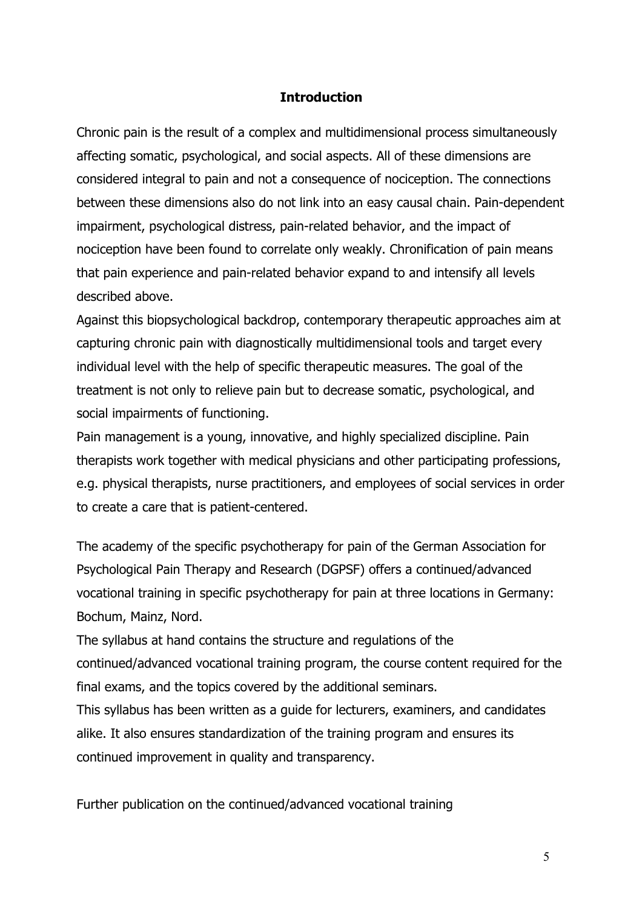## Introduction

Chronic pain is the result of a complex and multidimensional process simultaneously affecting somatic, psychological, and social aspects. All of these dimensions are considered integral to pain and not a consequence of nociception. The connections between these dimensions also do not link into an easy causal chain. Pain-dependent impairment, psychological distress, pain-related behavior, and the impact of nociception have been found to correlate only weakly. Chronification of pain means that pain experience and pain-related behavior expand to and intensify all levels described above.

Against this biopsychological backdrop, contemporary therapeutic approaches aim at capturing chronic pain with diagnostically multidimensional tools and target every individual level with the help of specific therapeutic measures. The goal of the treatment is not only to relieve pain but to decrease somatic, psychological, and social impairments of functioning.

Pain management is a young, innovative, and highly specialized discipline. Pain therapists work together with medical physicians and other participating professions, e.g. physical therapists, nurse practitioners, and employees of social services in order to create a care that is patient-centered.

The academy of the specific psychotherapy for pain of the German Association for Psychological Pain Therapy and Research (DGPSF) offers a continued/advanced vocational training in specific psychotherapy for pain at three locations in Germany: Bochum, Mainz, Nord.

The syllabus at hand contains the structure and regulations of the continued/advanced vocational training program, the course content required for the final exams, and the topics covered by the additional seminars.

This syllabus has been written as a guide for lecturers, examiners, and candidates alike. It also ensures standardization of the training program and ensures its continued improvement in quality and transparency.

Further publication on the continued/advanced vocational training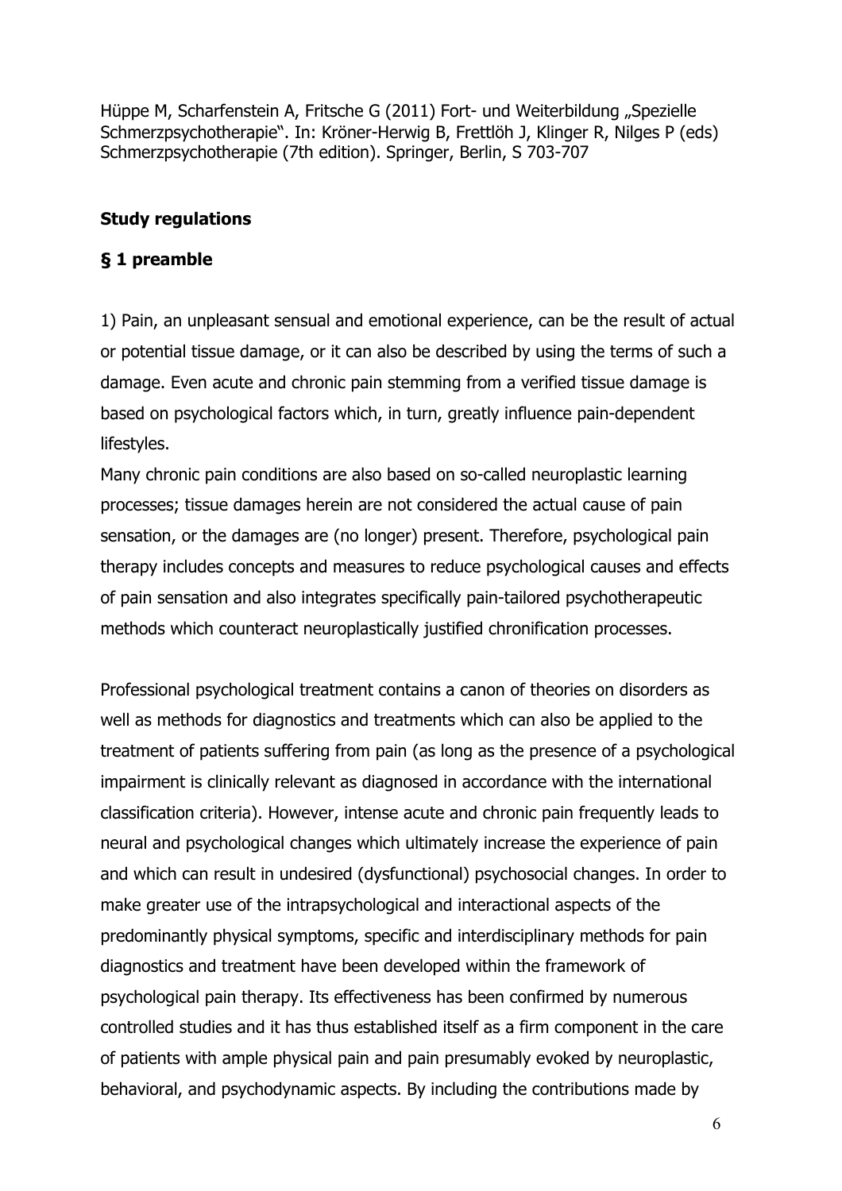Hüppe M, Scharfenstein A, Fritsche G (2011) Fort- und Weiterbildung „Spezielle Schmerzpsychotherapie". In: Kröner-Herwig B, Frettlöh J, Klinger R, Nilges P (eds) Schmerzpsychotherapie (7th edition). Springer, Berlin, S 703-707

## Study regulations

### § 1 preamble

1) Pain, an unpleasant sensual and emotional experience, can be the result of actual or potential tissue damage, or it can also be described by using the terms of such a damage. Even acute and chronic pain stemming from a verified tissue damage is based on psychological factors which, in turn, greatly influence pain-dependent lifestyles.
Many chronic pain conditions are also based on so-called neuroplastic learning processes; tissue damages herein are not considered the actual cause of pain sensation, or the damages are (no longer) present. Therefore, psychological pain therapy includes concepts and measures to reduce psychological causes and effects of pain sensation and also integrates specifically pain-tailored psychotherapeutic methods which counteract neuroplastically justified chronification processes.

Professional psychological treatment contains a canon of theories on disorders as well as methods for diagnostics and treatments which can also be applied to the treatment of patients suffering from pain (as long as the presence of a psychological impairment is clinically relevant as diagnosed in accordance with the international classification criteria). However, intense acute and chronic pain frequently leads to neural and psychological changes which ultimately increase the experience of pain and which can result in undesired (dysfunctional) psychosocial changes. In order to make greater use of the intrapsychological and interactional aspects of the predominantly physical symptoms, specific and interdisciplinary methods for pain diagnostics and treatment have been developed within the framework of psychological pain therapy. Its effectiveness has been confirmed by numerous controlled studies and it has thus established itself as a firm component in the care of patients with ample physical pain and pain presumably evoked by neuroplastic, behavioral, and psychodynamic aspects. By including the contributions made by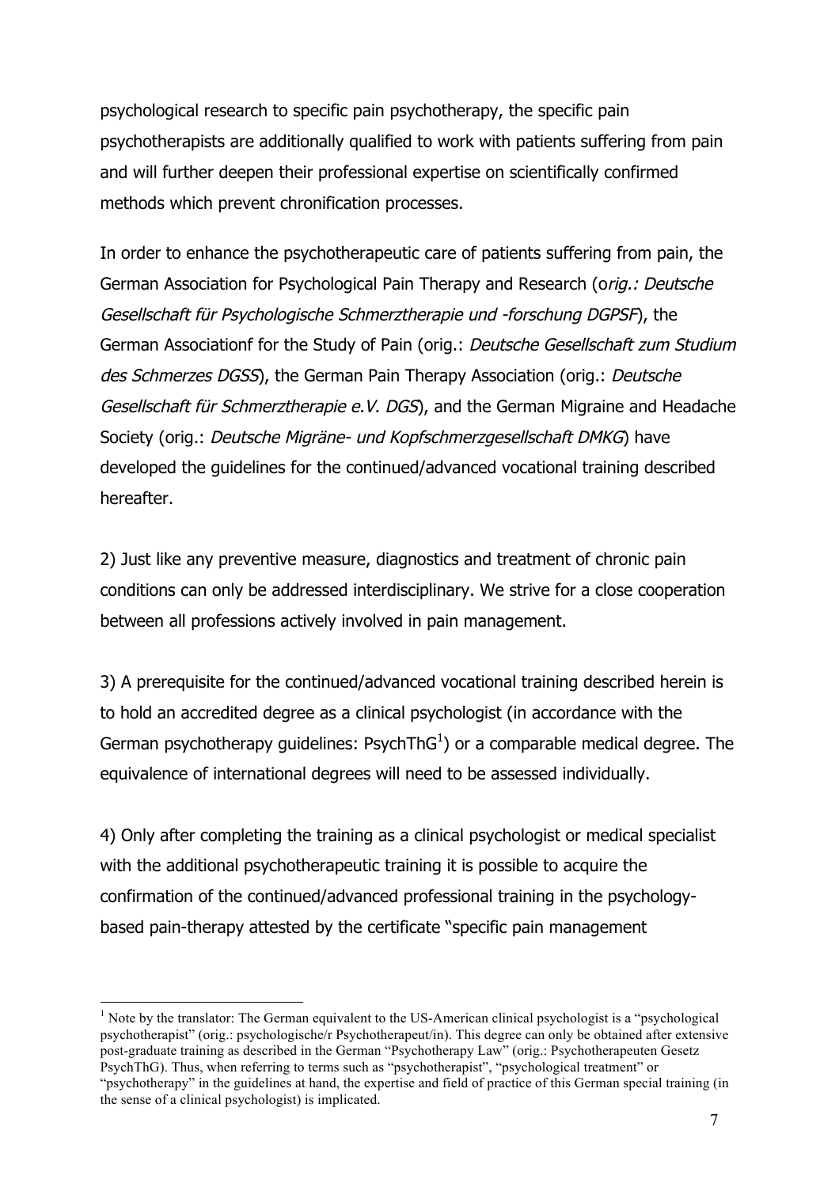psychological research to specific pain psychotherapy, the specific pain psychotherapists are additionally qualified to work with patients suffering from pain and will further deepen their professional expertise on scientifically confirmed methods which prevent chronification processes.

In order to enhance the psychotherapeutic care of patients suffering from pain, the German Association for Psychological Pain Therapy and Research (o*rig.: Deutsche Gesellschaft für Psychologische Schmerztherapie und -forschung DGPSF*), the German Associationf for the Study of Pain (orig.: *Deutsche Gesellschaft zum Studium des Schmerzes DGSS*), the German Pain Therapy Association (orig.: *Deutsche Gesellschaft für Schmerztherapie e.V. DGS*), and the German Migraine and Headache Society (orig.: *Deutsche Migräne- und Kopfschmerzgesellschaft DMKG*) have developed the guidelines for the continued/advanced vocational training described hereafter.

2) Just like any preventive measure, diagnostics and treatment of chronic pain conditions can only be addressed interdisciplinary. We strive for a close cooperation between all professions actively involved in pain management.

3) A prerequisite for the continued/advanced vocational training described herein is to hold an accredited degree as a clinical psychologist (in accordance with the German psychotherapy guidelines: PsychThG[1]) or a comparable medical degree. The equivalence of international degrees will need to be assessed individually.

4) Only after completing the training as a clinical psychologist or medical specialist with the additional psychotherapeutic training it is possible to acquire the confirmation of the continued/advanced professional training in the psychology-based pain-therapy attested by the certificate "specific pain management

[1] Note by the translator: The German equivalent to the US-American clinical psychologist is a "psychological psychotherapist" (orig.: psychologische/r Psychotherapeut/in). This degree can only be obtained after extensive post-graduate training as described in the German "Psychotherapy Law" (orig.: Psychotherapeuten Gesetz PsychThG). Thus, when referring to terms such as "psychotherapist", "psychological treatment" or "psychotherapy" in the guidelines at hand, the expertise and field of practice of this German special training (in the sense of a clinical psychologist) is implicated.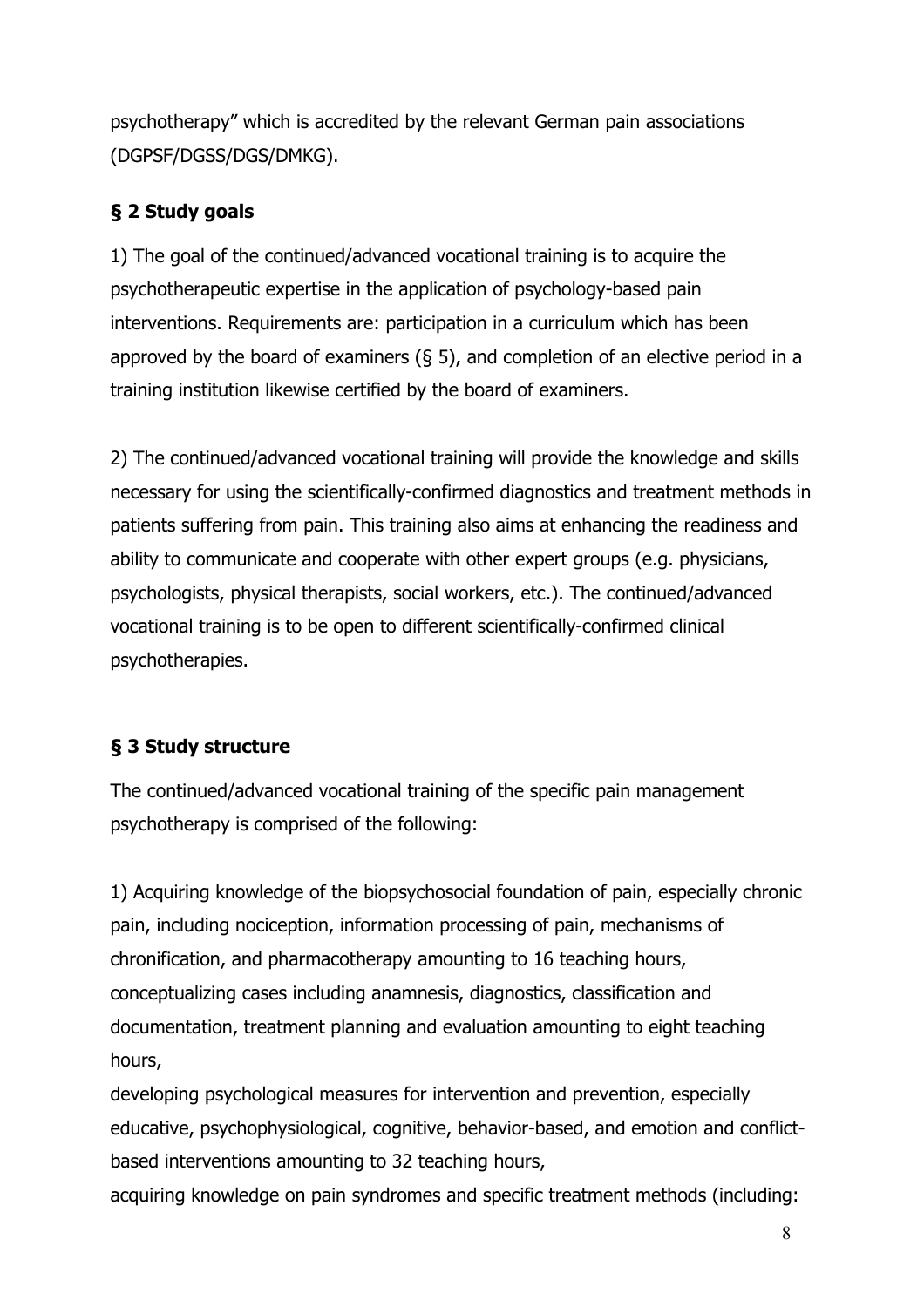psychotherapy" which is accredited by the relevant German pain associations (DGPSF/DGSS/DGS/DMKG).

### § 2 Study goals

1) The goal of the continued/advanced vocational training is to acquire the psychotherapeutic expertise in the application of psychology-based pain interventions. Requirements are: participation in a curriculum which has been approved by the board of examiners (§ 5), and completion of an elective period in a training institution likewise certified by the board of examiners.

2) The continued/advanced vocational training will provide the knowledge and skills necessary for using the scientifically-confirmed diagnostics and treatment methods in patients suffering from pain. This training also aims at enhancing the readiness and ability to communicate and cooperate with other expert groups (e.g. physicians, psychologists, physical therapists, social workers, etc.). The continued/advanced vocational training is to be open to different scientifically-confirmed clinical psychotherapies.

### § 3 Study structure

The continued/advanced vocational training of the specific pain management psychotherapy is comprised of the following:

1) Acquiring knowledge of the biopsychosocial foundation of pain, especially chronic pain, including nociception, information processing of pain, mechanisms of chronification, and pharmacotherapy amounting to 16 teaching hours, conceptualizing cases including anamnesis, diagnostics, classification and documentation, treatment planning and evaluation amounting to eight teaching hours,
developing psychological measures for intervention and prevention, especially educative, psychophysiological, cognitive, behavior-based, and emotion and conflict-based interventions amounting to 32 teaching hours,
acquiring knowledge on pain syndromes and specific treatment methods (including: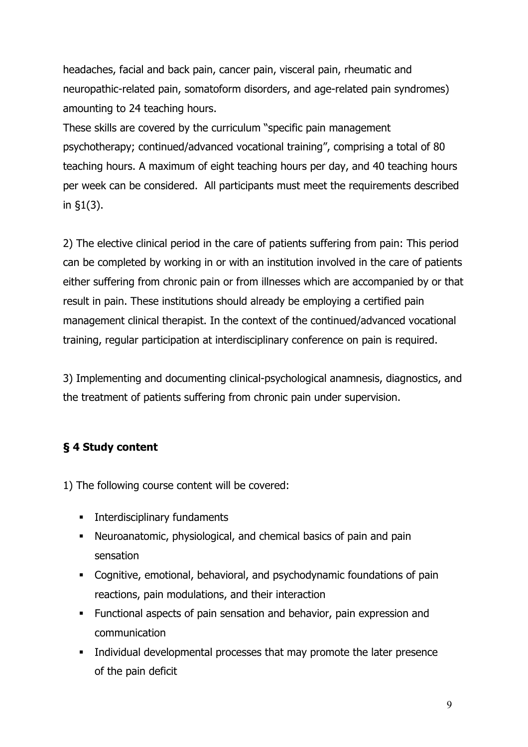headaches, facial and back pain, cancer pain, visceral pain, rheumatic and neuropathic-related pain, somatoform disorders, and age-related pain syndromes) amounting to 24 teaching hours.

These skills are covered by the curriculum "specific pain management psychotherapy; continued/advanced vocational training", comprising a total of 80 teaching hours. A maximum of eight teaching hours per day, and 40 teaching hours per week can be considered. All participants must meet the requirements described in §1(3).

2) The elective clinical period in the care of patients suffering from pain: This period can be completed by working in or with an institution involved in the care of patients either suffering from chronic pain or from illnesses which are accompanied by or that result in pain. These institutions should already be employing a certified pain management clinical therapist. In the context of the continued/advanced vocational training, regular participation at interdisciplinary conference on pain is required.

3) Implementing and documenting clinical-psychological anamnesis, diagnostics, and the treatment of patients suffering from chronic pain under supervision.

## § 4 Study content

1) The following course content will be covered:

- Interdisciplinary fundaments
- Neuroanatomic, physiological, and chemical basics of pain and pain sensation
- Cognitive, emotional, behavioral, and psychodynamic foundations of pain reactions, pain modulations, and their interaction
- Functional aspects of pain sensation and behavior, pain expression and communication
- Individual developmental processes that may promote the later presence of the pain deficit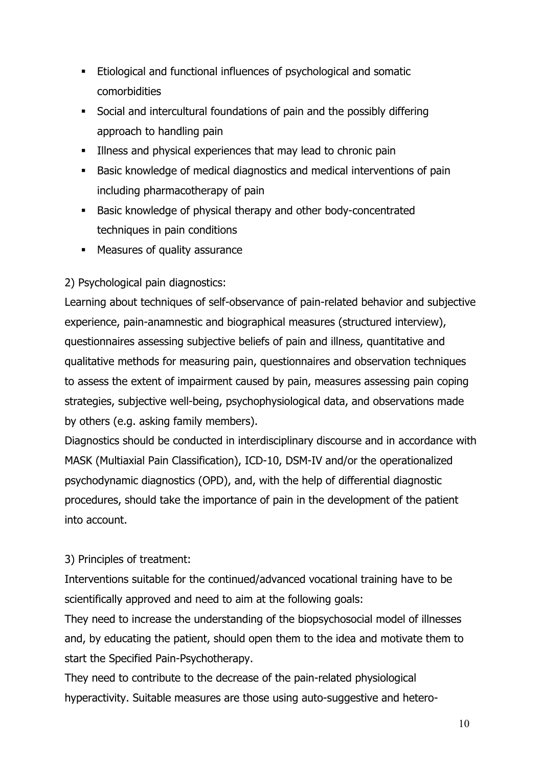- Etiological and functional influences of psychological and somatic comorbidities
- Social and intercultural foundations of pain and the possibly differing approach to handling pain
- Illness and physical experiences that may lead to chronic pain
- Basic knowledge of medical diagnostics and medical interventions of pain including pharmacotherapy of pain
- Basic knowledge of physical therapy and other body-concentrated techniques in pain conditions
- Measures of quality assurance

2) Psychological pain diagnostics:

Learning about techniques of self-observance of pain-related behavior and subjective experience, pain-anamnestic and biographical measures (structured interview), questionnaires assessing subjective beliefs of pain and illness, quantitative and qualitative methods for measuring pain, questionnaires and observation techniques to assess the extent of impairment caused by pain, measures assessing pain coping strategies, subjective well-being, psychophysiological data, and observations made by others (e.g. asking family members).

Diagnostics should be conducted in interdisciplinary discourse and in accordance with MASK (Multiaxial Pain Classification), ICD-10, DSM-IV and/or the operationalized psychodynamic diagnostics (OPD), and, with the help of differential diagnostic procedures, should take the importance of pain in the development of the patient into account.

3) Principles of treatment:

Interventions suitable for the continued/advanced vocational training have to be scientifically approved and need to aim at the following goals:

They need to increase the understanding of the biopsychosocial model of illnesses and, by educating the patient, should open them to the idea and motivate them to start the Specified Pain-Psychotherapy.

They need to contribute to the decrease of the pain-related physiological hyperactivity. Suitable measures are those using auto-suggestive and hetero-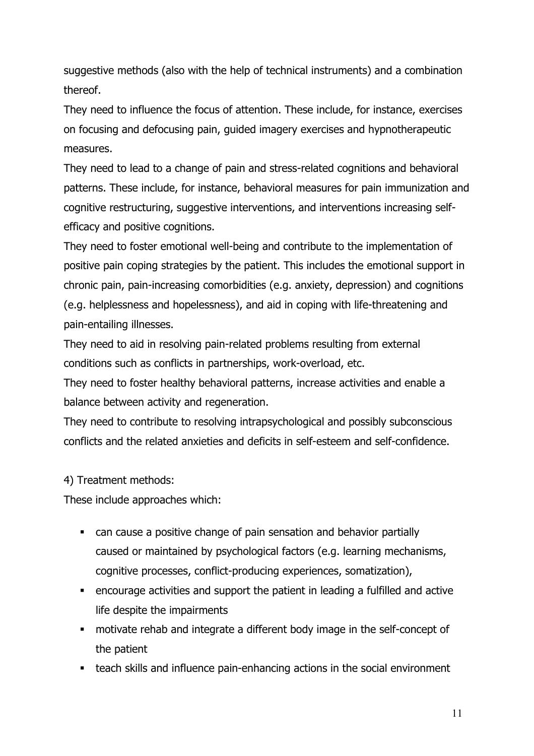suggestive methods (also with the help of technical instruments) and a combination thereof.

They need to influence the focus of attention. These include, for instance, exercises on focusing and defocusing pain, guided imagery exercises and hypnotherapeutic measures.

They need to lead to a change of pain and stress-related cognitions and behavioral patterns. These include, for instance, behavioral measures for pain immunization and cognitive restructuring, suggestive interventions, and interventions increasing self-efficacy and positive cognitions.

They need to foster emotional well-being and contribute to the implementation of positive pain coping strategies by the patient. This includes the emotional support in chronic pain, pain-increasing comorbidities (e.g. anxiety, depression) and cognitions (e.g. helplessness and hopelessness), and aid in coping with life-threatening and pain-entailing illnesses.

They need to aid in resolving pain-related problems resulting from external conditions such as conflicts in partnerships, work-overload, etc.

They need to foster healthy behavioral patterns, increase activities and enable a balance between activity and regeneration.

They need to contribute to resolving intrapsychological and possibly subconscious conflicts and the related anxieties and deficits in self-esteem and self-confidence.

4) Treatment methods:

These include approaches which:

- can cause a positive change of pain sensation and behavior partially caused or maintained by psychological factors (e.g. learning mechanisms, cognitive processes, conflict-producing experiences, somatization),
- encourage activities and support the patient in leading a fulfilled and active life despite the impairments
- motivate rehab and integrate a different body image in the self-concept of the patient
- teach skills and influence pain-enhancing actions in the social environment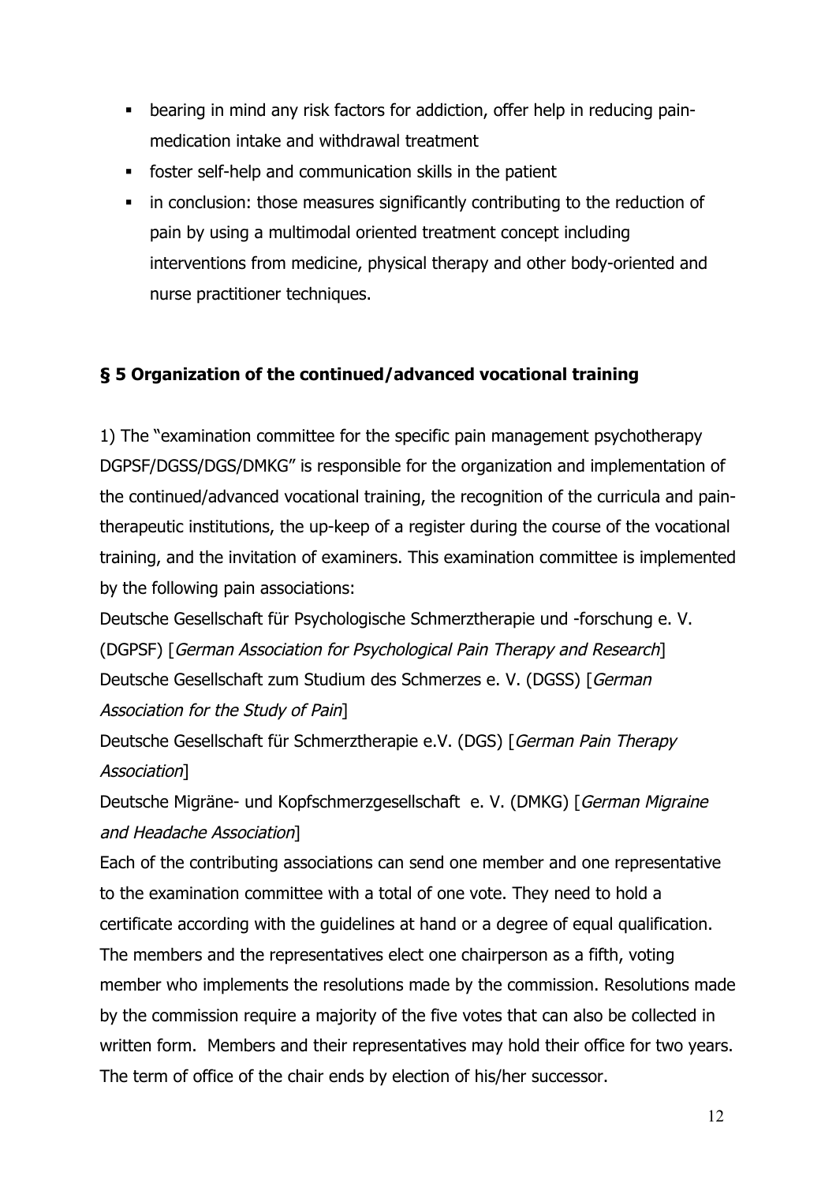- bearing in mind any risk factors for addiction, offer help in reducing pain-medication intake and withdrawal treatment
- foster self-help and communication skills in the patient
- in conclusion: those measures significantly contributing to the reduction of pain by using a multimodal oriented treatment concept including interventions from medicine, physical therapy and other body-oriented and nurse practitioner techniques.

## § 5 Organization of the continued/advanced vocational training

1) The "examination committee for the specific pain management psychotherapy DGPSF/DGSS/DGS/DMKG" is responsible for the organization and implementation of the continued/advanced vocational training, the recognition of the curricula and pain-therapeutic institutions, the up-keep of a register during the course of the vocational training, and the invitation of examiners. This examination committee is implemented by the following pain associations:

Deutsche Gesellschaft für Psychologische Schmerztherapie und -forschung e. V. (DGPSF) [*German Association for Psychological Pain Therapy and Research*]

Deutsche Gesellschaft zum Studium des Schmerzes e. V. (DGSS) [*German Association for the Study of Pain*]

Deutsche Gesellschaft für Schmerztherapie e.V. (DGS) [*German Pain Therapy Association*]

Deutsche Migräne- und Kopfschmerzgesellschaft e. V. (DMKG) [*German Migraine and Headache Association*]

Each of the contributing associations can send one member and one representative to the examination committee with a total of one vote. They need to hold a certificate according with the guidelines at hand or a degree of equal qualification. The members and the representatives elect one chairperson as a fifth, voting member who implements the resolutions made by the commission. Resolutions made by the commission require a majority of the five votes that can also be collected in written form. Members and their representatives may hold their office for two years. The term of office of the chair ends by election of his/her successor.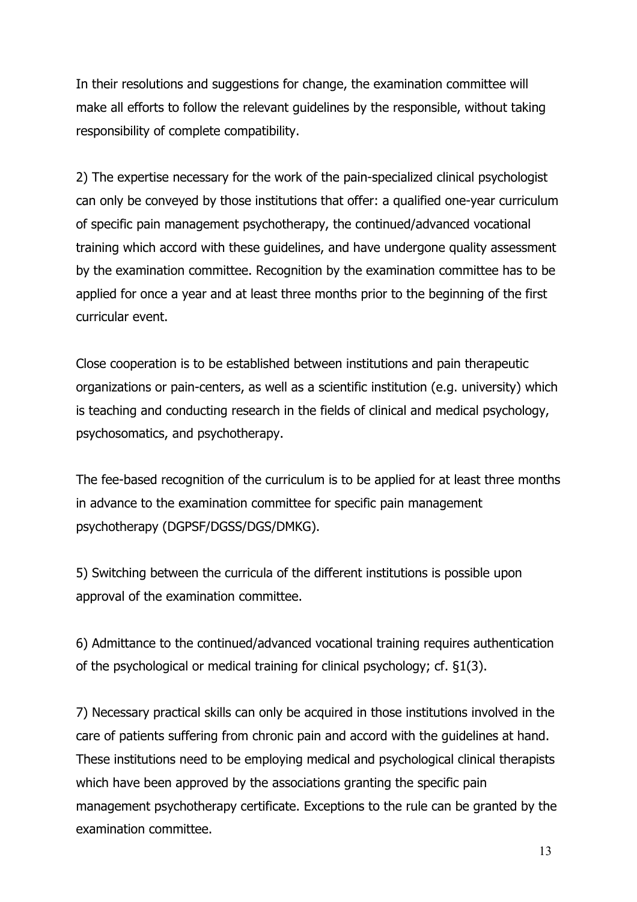In their resolutions and suggestions for change, the examination committee will make all efforts to follow the relevant guidelines by the responsible, without taking responsibility of complete compatibility.

2) The expertise necessary for the work of the pain-specialized clinical psychologist can only be conveyed by those institutions that offer: a qualified one-year curriculum of specific pain management psychotherapy, the continued/advanced vocational training which accord with these guidelines, and have undergone quality assessment by the examination committee. Recognition by the examination committee has to be applied for once a year and at least three months prior to the beginning of the first curricular event.

Close cooperation is to be established between institutions and pain therapeutic organizations or pain-centers, as well as a scientific institution (e.g. university) which is teaching and conducting research in the fields of clinical and medical psychology, psychosomatics, and psychotherapy.

The fee-based recognition of the curriculum is to be applied for at least three months in advance to the examination committee for specific pain management psychotherapy (DGPSF/DGSS/DGS/DMKG).

5) Switching between the curricula of the different institutions is possible upon approval of the examination committee.

6) Admittance to the continued/advanced vocational training requires authentication of the psychological or medical training for clinical psychology; cf. §1(3).

7) Necessary practical skills can only be acquired in those institutions involved in the care of patients suffering from chronic pain and accord with the guidelines at hand. These institutions need to be employing medical and psychological clinical therapists which have been approved by the associations granting the specific pain management psychotherapy certificate. Exceptions to the rule can be granted by the examination committee.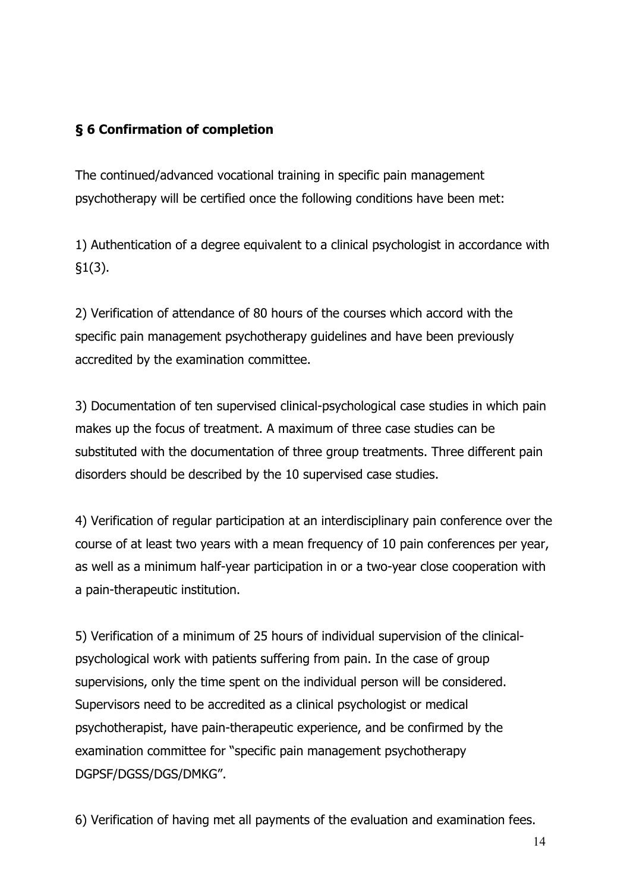## § 6 Confirmation of completion

The continued/advanced vocational training in specific pain management psychotherapy will be certified once the following conditions have been met:

1) Authentication of a degree equivalent to a clinical psychologist in accordance with §1(3).

2) Verification of attendance of 80 hours of the courses which accord with the specific pain management psychotherapy guidelines and have been previously accredited by the examination committee.

3) Documentation of ten supervised clinical-psychological case studies in which pain makes up the focus of treatment. A maximum of three case studies can be substituted with the documentation of three group treatments. Three different pain disorders should be described by the 10 supervised case studies.

4) Verification of regular participation at an interdisciplinary pain conference over the course of at least two years with a mean frequency of 10 pain conferences per year, as well as a minimum half-year participation in or a two-year close cooperation with a pain-therapeutic institution.

5) Verification of a minimum of 25 hours of individual supervision of the clinical-psychological work with patients suffering from pain. In the case of group supervisions, only the time spent on the individual person will be considered. Supervisors need to be accredited as a clinical psychologist or medical psychotherapist, have pain-therapeutic experience, and be confirmed by the examination committee for "specific pain management psychotherapy DGPSF/DGSS/DGS/DMKG".

6) Verification of having met all payments of the evaluation and examination fees.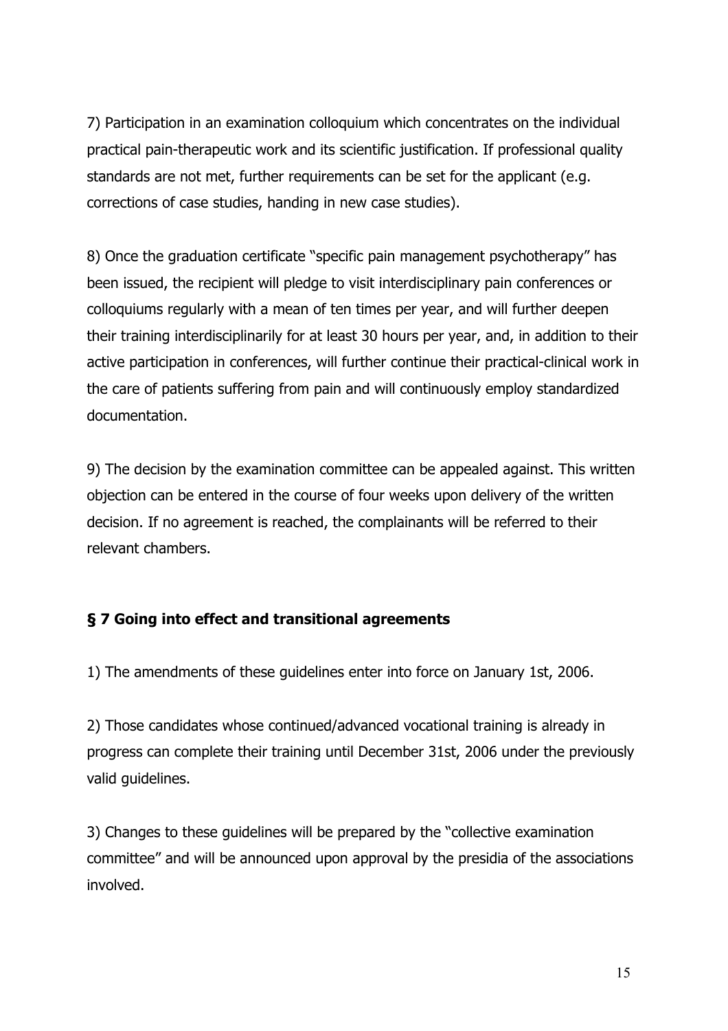7) Participation in an examination colloquium which concentrates on the individual practical pain-therapeutic work and its scientific justification. If professional quality standards are not met, further requirements can be set for the applicant (e.g. corrections of case studies, handing in new case studies).

8) Once the graduation certificate "specific pain management psychotherapy" has been issued, the recipient will pledge to visit interdisciplinary pain conferences or colloquiums regularly with a mean of ten times per year, and will further deepen their training interdisciplinarily for at least 30 hours per year, and, in addition to their active participation in conferences, will further continue their practical-clinical work in the care of patients suffering from pain and will continuously employ standardized documentation.

9) The decision by the examination committee can be appealed against. This written objection can be entered in the course of four weeks upon delivery of the written decision. If no agreement is reached, the complainants will be referred to their relevant chambers.

## § 7 Going into effect and transitional agreements

1) The amendments of these guidelines enter into force on January 1st, 2006.

2) Those candidates whose continued/advanced vocational training is already in progress can complete their training until December 31st, 2006 under the previously valid guidelines.

3) Changes to these guidelines will be prepared by the "collective examination committee" and will be announced upon approval by the presidia of the associations involved.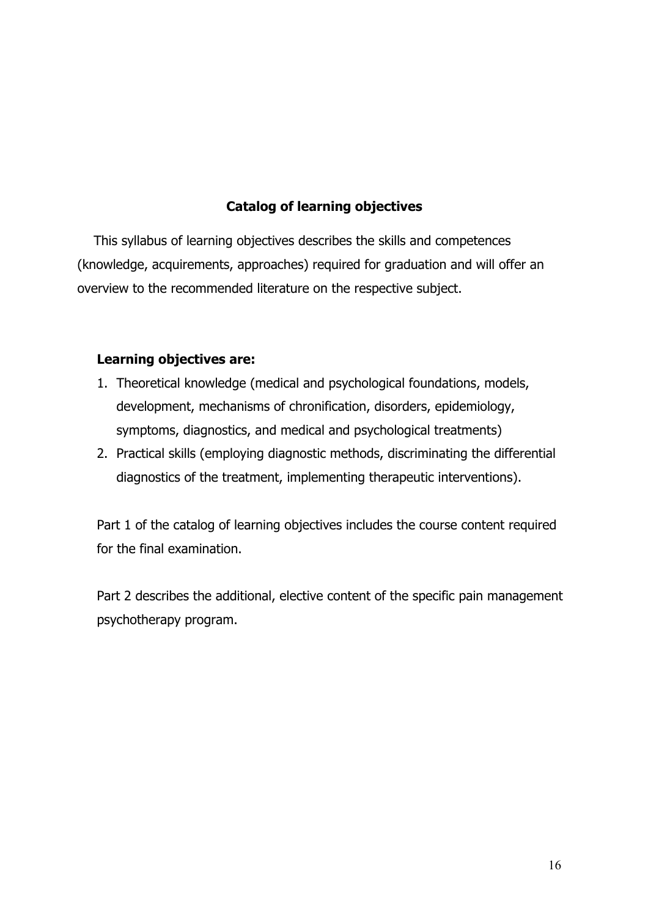## Catalog of learning objectives

This syllabus of learning objectives describes the skills and competences (knowledge, acquirements, approaches) required for graduation and will offer an overview to the recommended literature on the respective subject.

**Learning objectives are:**

1. Theoretical knowledge (medical and psychological foundations, models, development, mechanisms of chronification, disorders, epidemiology, symptoms, diagnostics, and medical and psychological treatments)
2. Practical skills (employing diagnostic methods, discriminating the differential diagnostics of the treatment, implementing therapeutic interventions).

Part 1 of the catalog of learning objectives includes the course content required for the final examination.

Part 2 describes the additional, elective content of the specific pain management psychotherapy program.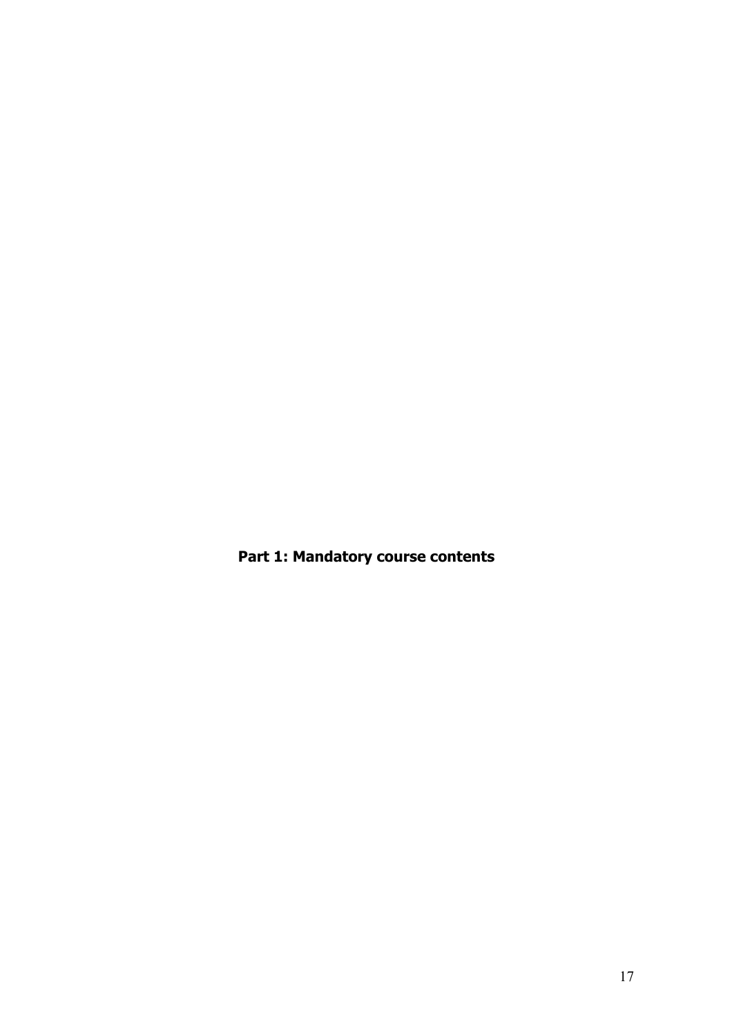# Part 1: Mandatory course contents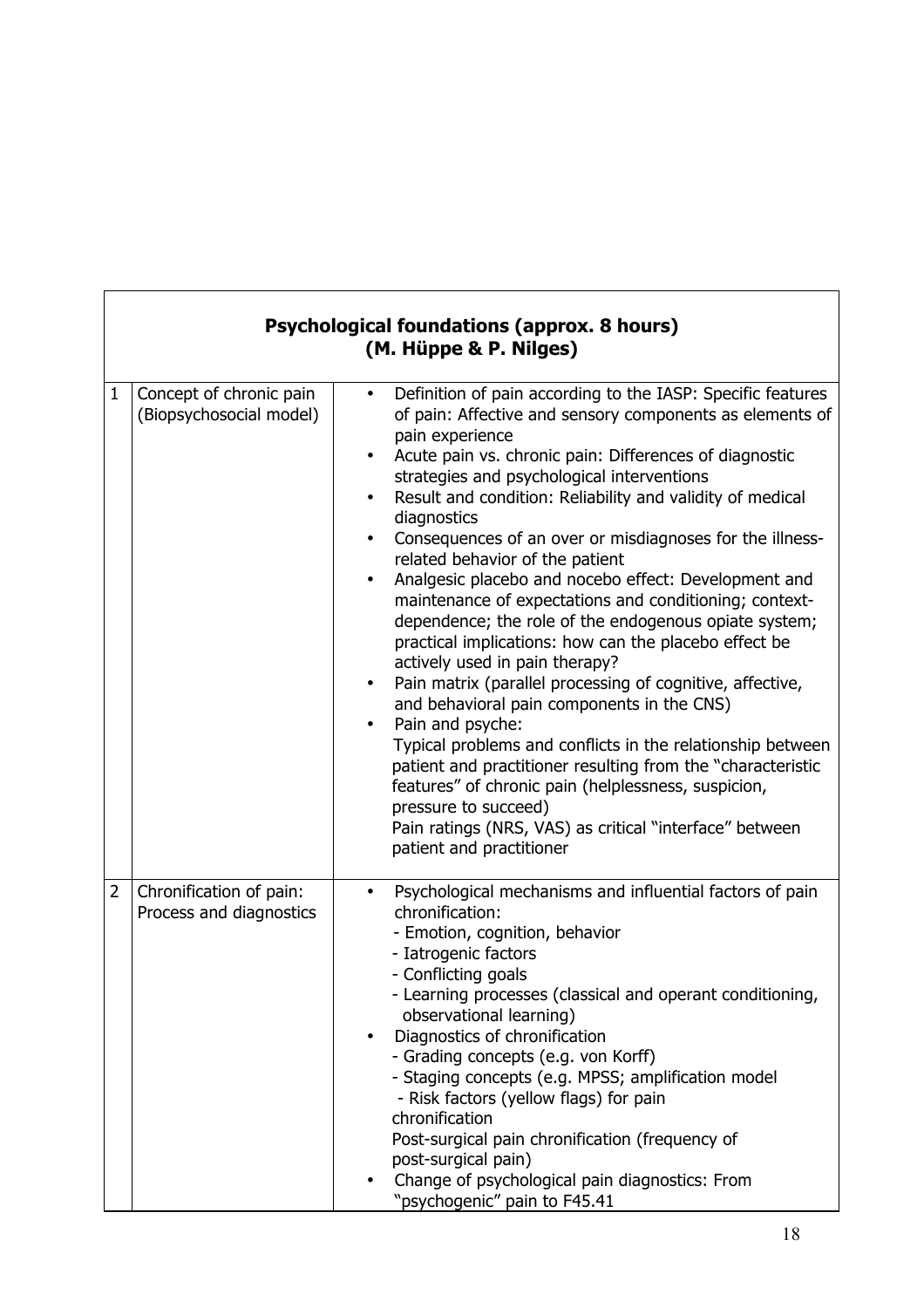| Psychological foundations (approx. 8 hours) (M. Hüppe & P. Nilges) | | |
|---|---|---|
| 1 | Concept of chronic pain (Biopsychosocial model) | • Definition of pain according to the IASP: Specific features of pain: Affective and sensory components as elements of pain experience<br>• Acute pain vs. chronic pain: Differences of diagnostic strategies and psychological interventions<br>• Result and condition: Reliability and validity of medical diagnostics<br>• Consequences of an over or misdiagnoses for the illness-related behavior of the patient<br>• Analgesic placebo and nocebo effect: Development and maintenance of expectations and conditioning; context-dependence; the role of the endogenous opiate system; practical implications: how can the placebo effect be actively used in pain therapy?<br>• Pain matrix (parallel processing of cognitive, affective, and behavioral pain components in the CNS)<br>• Pain and psyche:<br>Typical problems and conflicts in the relationship between patient and practitioner resulting from the "characteristic features" of chronic pain (helplessness, suspicion, pressure to succeed)<br>Pain ratings (NRS, VAS) as critical "interface" between patient and practitioner |
| 2 | Chronification of pain: Process and diagnostics | • Psychological mechanisms and influential factors of pain chronification:<br>- Emotion, cognition, behavior<br>- Iatrogenic factors<br>- Conflicting goals<br>- Learning processes (classical and operant conditioning, observational learning)<br>• Diagnostics of chronification<br>- Grading concepts (e.g. von Korff)<br>- Staging concepts (e.g. MPSS; amplification model<br>- Risk factors (yellow flags) for pain chronification<br>Post-surgical pain chronification (frequency of post-surgical pain)<br>• Change of psychological pain diagnostics: From "psychogenic" pain to F45.41 |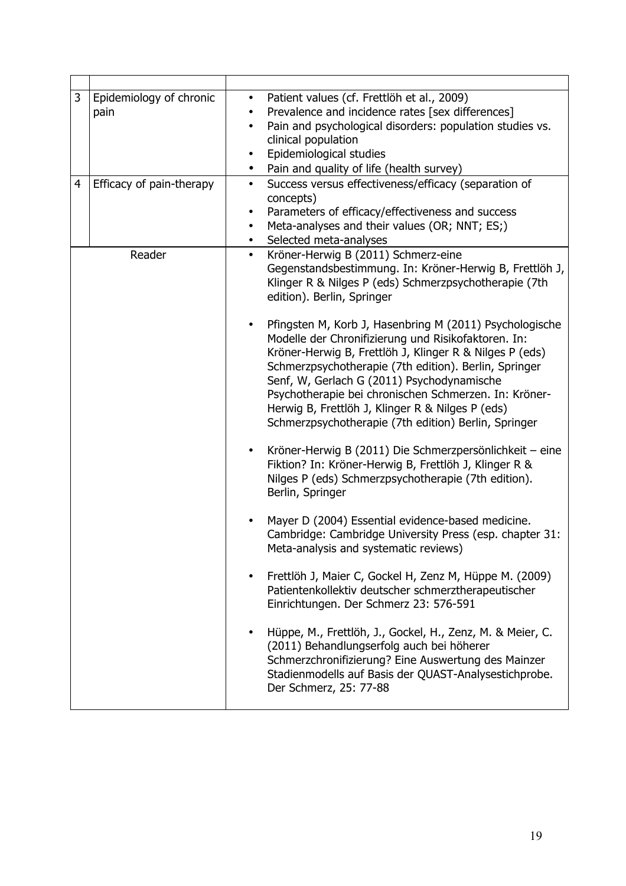| | | |
|---|---|---|
| 3 | Epidemiology of chronic pain | • Patient values (cf. Frettlöh et al., 2009)<br>• Prevalence and incidence rates [sex differences]<br>• Pain and psychological disorders: population studies vs. clinical population<br>• Epidemiological studies<br>• Pain and quality of life (health survey) |
| 4 | Efficacy of pain-therapy | • Success versus effectiveness/efficacy (separation of concepts)<br>• Parameters of efficacy/effectiveness and success<br>• Meta-analyses and their values (OR; NNT; ES;)<br>• Selected meta-analyses |
| Reader | | • Kröner-Herwig B (2011) Schmerz-eine Gegenstandsbestimmung. In: Kröner-Herwig B, Frettlöh J, Klinger R & Nilges P (eds) Schmerzpsychotherapie (7th edition). Berlin, Springer<br><br>• Pfingsten M, Korb J, Hasenbring M (2011) Psychologische Modelle der Chronifizierung und Risikofaktoren. In: Kröner-Herwig B, Frettlöh J, Klinger R & Nilges P (eds) Schmerzpsychotherapie (7th edition). Berlin, Springer Senf, W, Gerlach G (2011) Psychodynamische Psychotherapie bei chronischen Schmerzen. In: Kröner-Herwig B, Frettlöh J, Klinger R & Nilges P (eds) Schmerzpsychotherapie (7th edition) Berlin, Springer<br><br>• Kröner-Herwig B (2011) Die Schmerzpersönlichkeit – eine Fiktion? In: Kröner-Herwig B, Frettlöh J, Klinger R & Nilges P (eds) Schmerzpsychotherapie (7th edition). Berlin, Springer<br><br>• Mayer D (2004) Essential evidence-based medicine. Cambridge: Cambridge University Press (esp. chapter 31: Meta-analysis and systematic reviews)<br><br>• Frettlöh J, Maier C, Gockel H, Zenz M, Hüppe M. (2009) Patientenkollektiv deutscher schmerztherapeutischer Einrichtungen. Der Schmerz 23: 576-591<br><br>• Hüppe, M., Frettlöh, J., Gockel, H., Zenz, M. & Meier, C. (2011) Behandlungserfolg auch bei höherer Schmerzchronifizierung? Eine Auswertung des Mainzer Stadienmodells auf Basis der QUAST-Analysestichprobe. Der Schmerz, 25: 77-88 |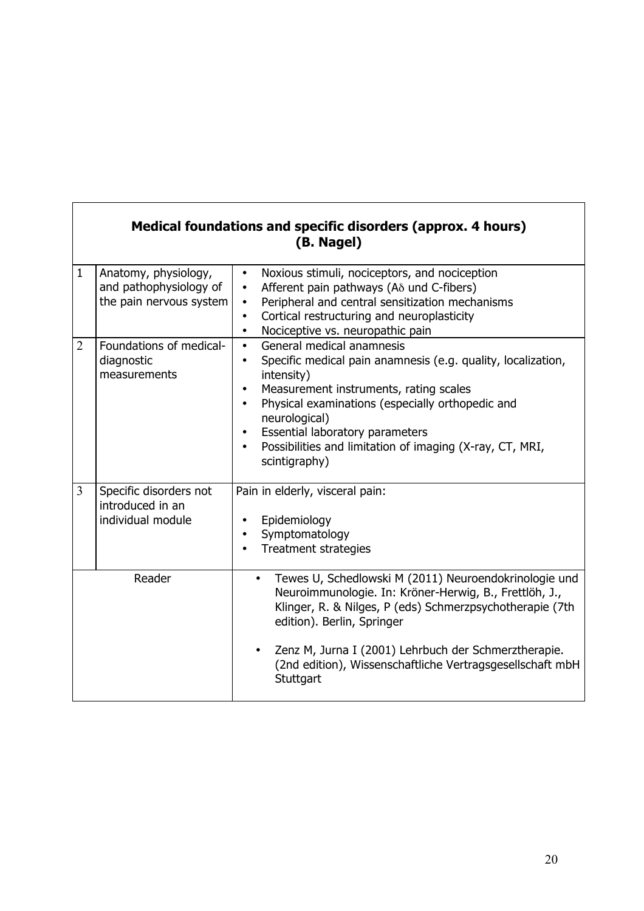| Medical foundations and specific disorders (approx. 4 hours) (B. Nagel) | | |
|---|---|---|
| 1 | Anatomy, physiology, and pathophysiology of the pain nervous system | • Noxious stimuli, nociceptors, and nociception<br>• Afferent pain pathways (A$\delta$ und C-fibers)<br>• Peripheral and central sensitization mechanisms<br>• Cortical restructuring and neuroplasticity<br>• Nociceptive vs. neuropathic pain |
| 2 | Foundations of medical-diagnostic measurements | • General medical anamnesis<br>• Specific medical pain anamnesis (e.g. quality, localization, intensity)<br>• Measurement instruments, rating scales<br>• Physical examinations (especially orthopedic and neurological)<br>• Essential laboratory parameters<br>• Possibilities and limitation of imaging (X-ray, CT, MRI, scintigraphy) |
| 3 | Specific disorders not introduced in an individual module | Pain in elderly, visceral pain:<br>• Epidemiology<br>• Symptomatology<br>• Treatment strategies |
| Reader | | • Tewes U, Schedlowski M (2011) Neuroendokrinologie und Neuroimmunologie. In: Kröner-Herwig, B., Frettlöh, J., Klinger, R. & Nilges, P (eds) Schmerzpsychotherapie (7th edition). Berlin, Springer<br>• Zenz M, Jurna I (2001) Lehrbuch der Schmerztherapie. (2nd edition), Wissenschaftliche Vertragsgesellschaft mbH Stuttgart |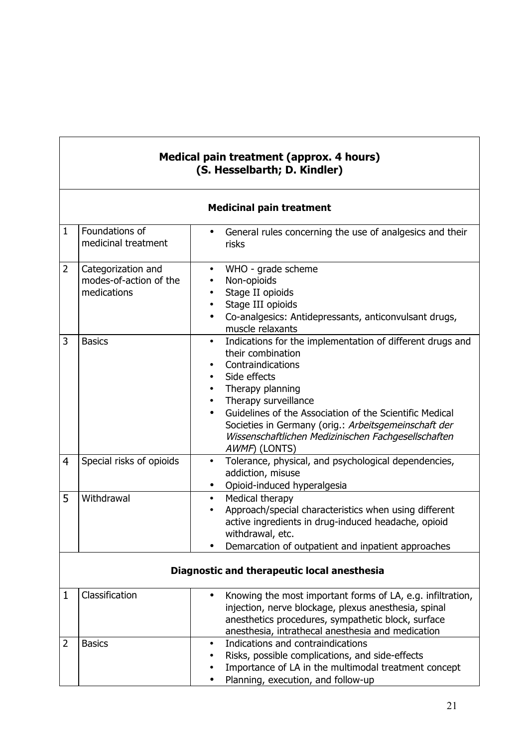| Medical pain treatment (approx. 4 hours) (S. Hesselbarth; D. Kindler) | | |
|---|---|---|
| **Medicinal pain treatment** | | |
| 1 | Foundations of medicinal treatment | • General rules concerning the use of analgesics and their risks |
| 2 | Categorization and modes-of-action of the medications | • WHO - grade scheme<br>• Non-opioids<br>• Stage II opioids<br>• Stage III opioids<br>• Co-analgesics: Antidepressants, anticonvulsant drugs, muscle relaxants |
| 3 | Basics | • Indications for the implementation of different drugs and their combination<br>• Contraindications<br>• Side effects<br>• Therapy planning<br>• Therapy surveillance<br>• Guidelines of the Association of the Scientific Medical Societies in Germany (orig.: *Arbeitsgemeinschaft der Wissenschaftlichen Medizinischen Fachgesellschaften AWMF*) (LONTS) |
| 4 | Special risks of opioids | • Tolerance, physical, and psychological dependencies, addiction, misuse<br>• Opioid-induced hyperalgesia |
| 5 | Withdrawal | • Medical therapy<br>• Approach/special characteristics when using different active ingredients in drug-induced headache, opioid withdrawal, etc.<br>• Demarcation of outpatient and inpatient approaches |
| **Diagnostic and therapeutic local anesthesia** | | |
| 1 | Classification | • Knowing the most important forms of LA, e.g. infiltration, injection, nerve blockage, plexus anesthesia, spinal anesthetics procedures, sympathetic block, surface anesthesia, intrathecal anesthesia and medication |
| 2 | Basics | • Indications and contraindications<br>• Risks, possible complications, and side-effects<br>• Importance of LA in the multimodal treatment concept<br>• Planning, execution, and follow-up |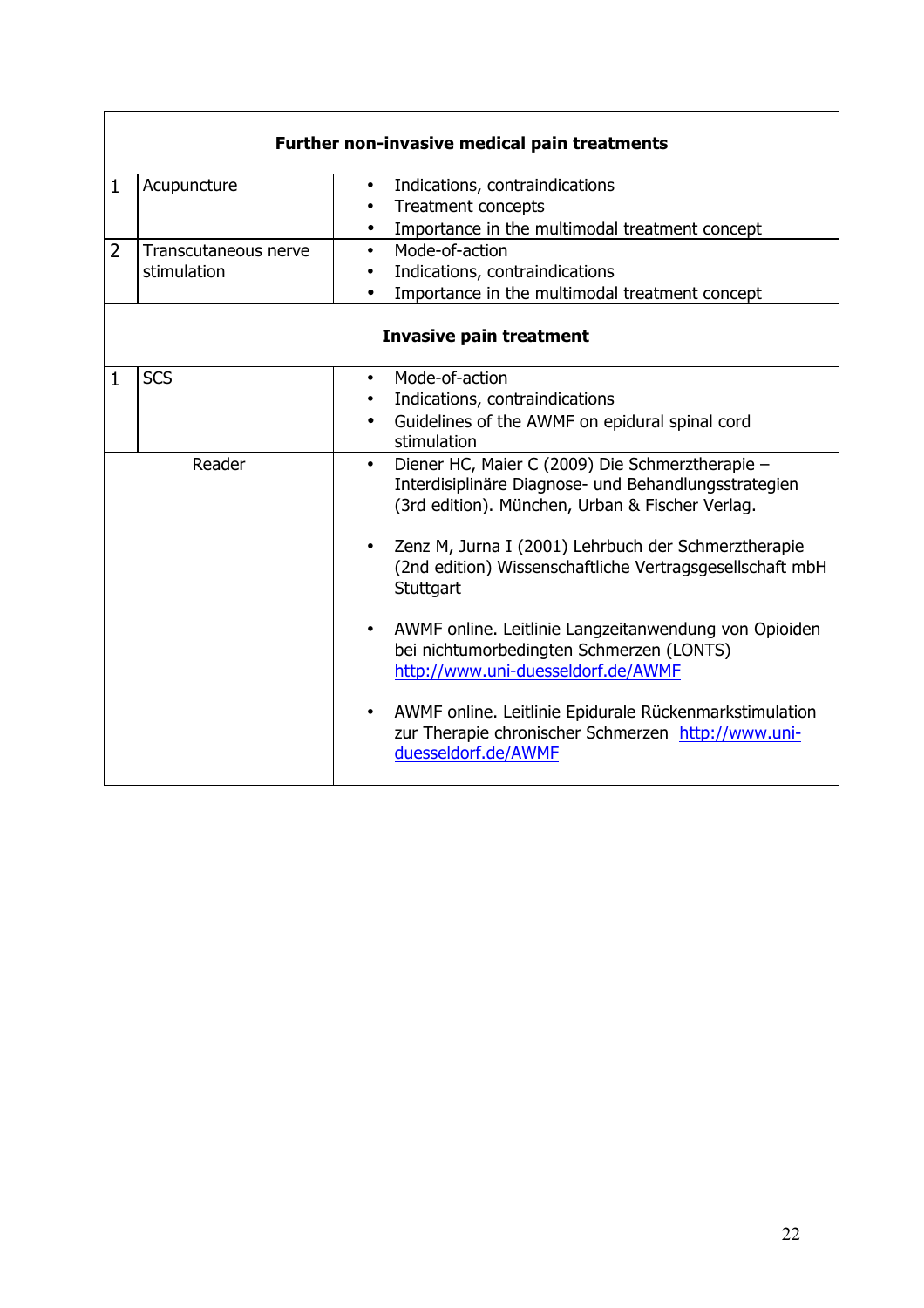| | | |
|---|---|---|
| **Further non-invasive medical pain treatments** | | |
| 1 | Acupuncture | • Indications, contraindications<br>• Treatment concepts<br>• Importance in the multimodal treatment concept |
| 2 | Transcutaneous nerve stimulation | • Mode-of-action<br>• Indications, contraindications<br>• Importance in the multimodal treatment concept |
| **Invasive pain treatment** | | |
| 1 | SCS | • Mode-of-action<br>• Indications, contraindications<br>• Guidelines of the AWMF on epidural spinal cord stimulation |
| Reader | | • Diener HC, Maier C (2009) Die Schmerztherapie – Interdisiplinäre Diagnose- und Behandlungsstrategien (3rd edition). München, Urban & Fischer Verlag.<br><br>• Zenz M, Jurna I (2001) Lehrbuch der Schmerztherapie (2nd edition) Wissenschaftliche Vertragsgesellschaft mbH Stuttgart<br><br>• AWMF online. Leitlinie Langzeitanwendung von Opioiden bei nichtumorbedingten Schmerzen (LONTS) http://www.uni-duesseldorf.de/AWMF<br><br>• AWMF online. Leitlinie Epidurale Rückenmarkstimulation zur Therapie chronischer Schmerzen http://www.uni-duesseldorf.de/AWMF |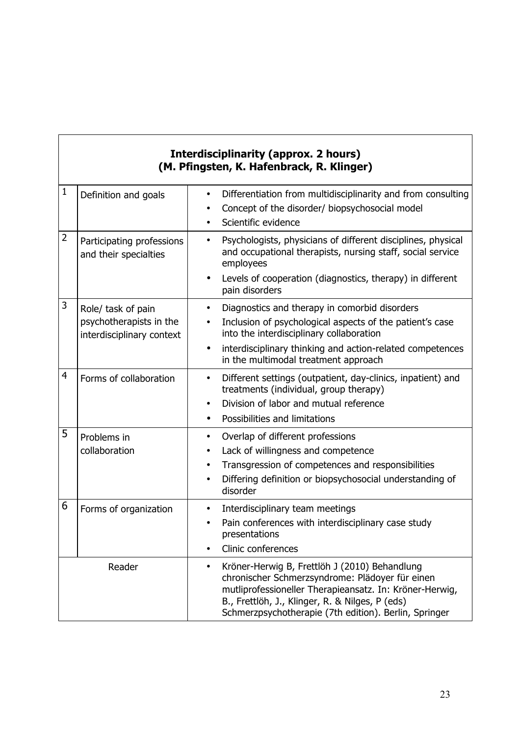| | **Interdisciplinarity (approx. 2 hours)**<br>**(M. Pfingsten, K. Hafenbrack, R. Klinger)** | |
|---|---|---|
| 1 | Definition and goals | • Differentiation from multidisciplinarity and from consulting<br>• Concept of the disorder/ biopsychosocial model<br>• Scientific evidence |
| 2 | Participating professions and their specialties | • Psychologists, physicians of different disciplines, physical and occupational therapists, nursing staff, social service employees<br>• Levels of cooperation (diagnostics, therapy) in different pain disorders |
| 3 | Role/ task of pain psychotherapists in the interdisciplinary context | • Diagnostics and therapy in comorbid disorders<br>• Inclusion of psychological aspects of the patient's case into the interdisciplinary collaboration<br>• interdisciplinary thinking and action-related competences in the multimodal treatment approach |
| 4 | Forms of collaboration | • Different settings (outpatient, day-clinics, inpatient) and treatments (individual, group therapy)<br>• Division of labor and mutual reference<br>• Possibilities and limitations |
| 5 | Problems in collaboration | • Overlap of different professions<br>• Lack of willingness and competence<br>• Transgression of competences and responsibilities<br>• Differing definition or biopsychosocial understanding of disorder |
| 6 | Forms of organization | • Interdisciplinary team meetings<br>• Pain conferences with interdisciplinary case study presentations<br>• Clinic conferences |
| | Reader | • Kröner-Herwig B, Frettlöh J (2010) Behandlung chronischer Schmerzsyndrome: Plädoyer für einen mutliprofessioneller Therapieansatz. In: Kröner-Herwig, B., Frettlöh, J., Klinger, R. & Nilges, P (eds) Schmerzpsychotherapie (7th edition). Berlin, Springer |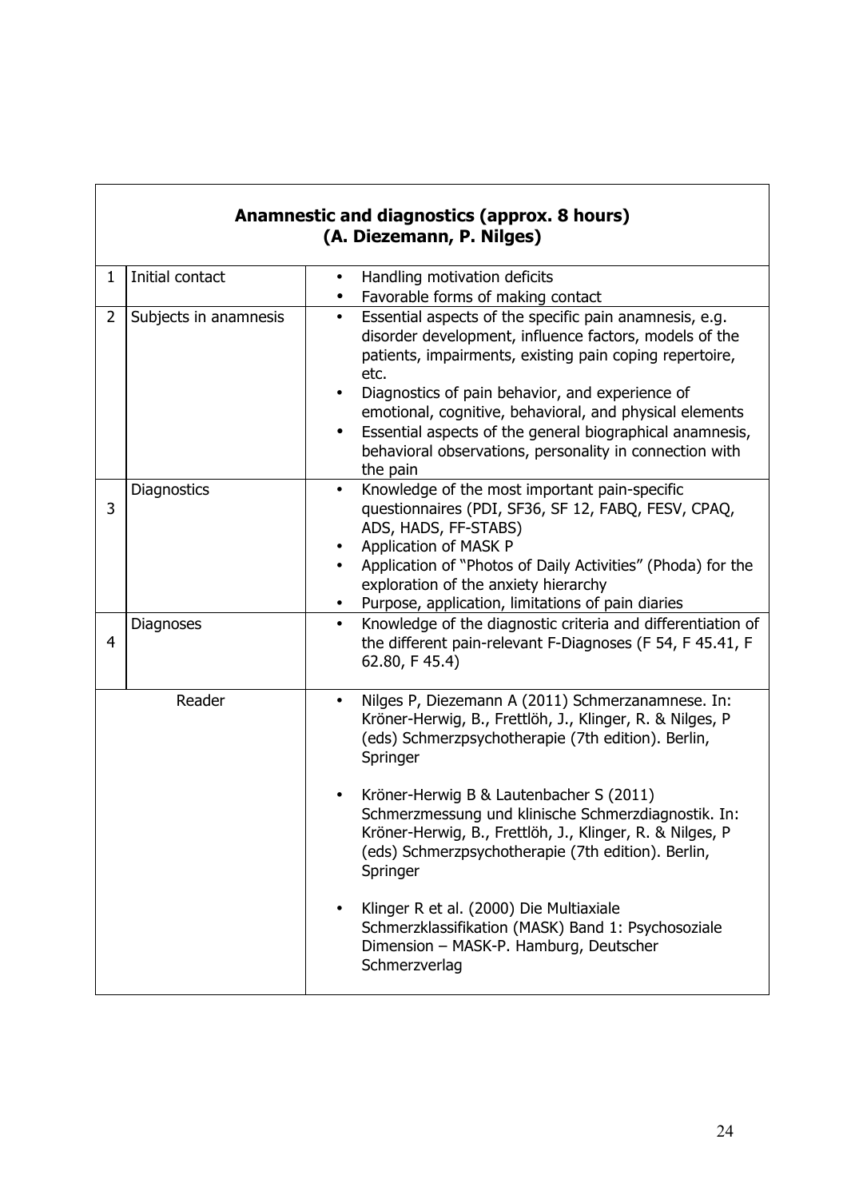| Anamnestic and diagnostics (approx. 8 hours) (A. Diezemann, P. Nilges) | | |
|---|---|---|
| 1 | Initial contact | • Handling motivation deficits<br>• Favorable forms of making contact |
| 2 | Subjects in anamnesis | • Essential aspects of the specific pain anamnesis, e.g. disorder development, influence factors, models of the patients, impairments, existing pain coping repertoire, etc.<br>• Diagnostics of pain behavior, and experience of emotional, cognitive, behavioral, and physical elements<br>• Essential aspects of the general biographical anamnesis, behavioral observations, personality in connection with the pain |
| 3 | Diagnostics | • Knowledge of the most important pain-specific questionnaires (PDI, SF36, SF 12, FABQ, FESV, CPAQ, ADS, HADS, FF-STABS)<br>• Application of MASK P<br>• Application of "Photos of Daily Activities" (Phoda) for the exploration of the anxiety hierarchy<br>• Purpose, application, limitations of pain diaries |
| 4 | Diagnoses | • Knowledge of the diagnostic criteria and differentiation of the different pain-relevant F-Diagnoses (F 54, F 45.41, F 62.80, F 45.4) |
| Reader | | • Nilges P, Diezemann A (2011) Schmerzanamnese. In: Kröner-Herwig, B., Frettlöh, J., Klinger, R. & Nilges, P (eds) Schmerzpsychotherapie (7th edition). Berlin, Springer<br>• Kröner-Herwig B & Lautenbacher S (2011) Schmerzmessung und klinische Schmerzdiagnostik. In: Kröner-Herwig, B., Frettlöh, J., Klinger, R. & Nilges, P (eds) Schmerzpsychotherapie (7th edition). Berlin, Springer<br>• Klinger R et al. (2000) Die Multiaxiale Schmerzklassifikation (MASK) Band 1: Psychosoziale Dimension – MASK-P. Hamburg, Deutscher Schmerzverlag |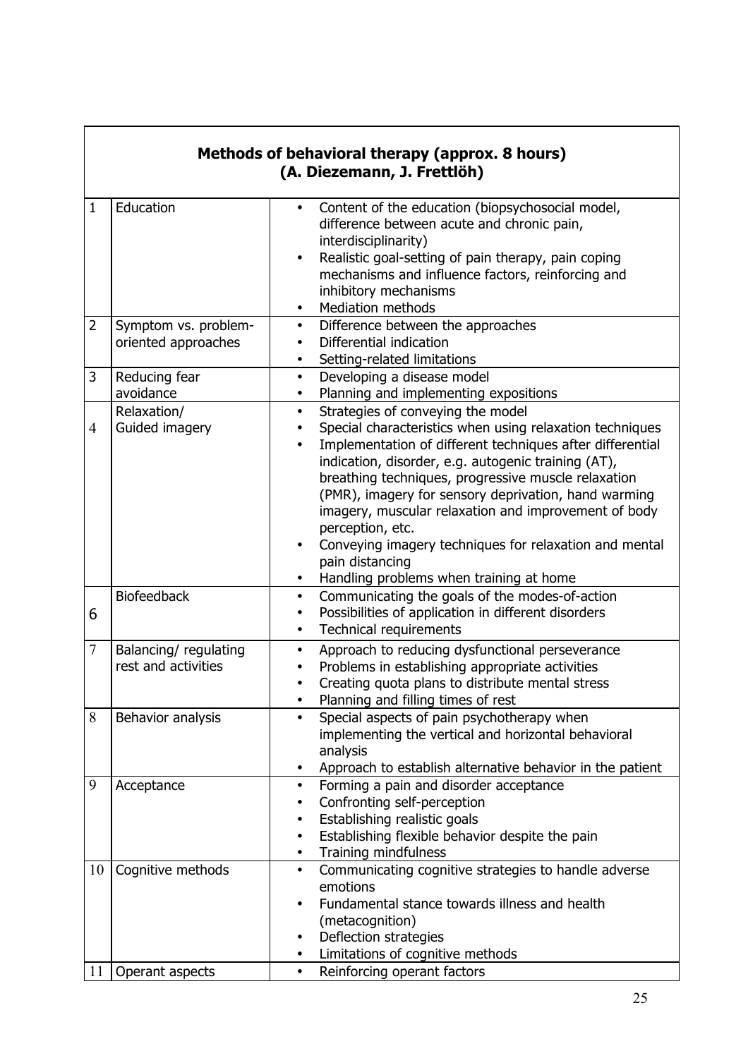| Methods of behavioral therapy (approx. 8 hours) (A. Diezemann, J. Frettlöh) | | |
|---|---|---|
| 1 | Education | • Content of the education (biopsychosocial model, difference between acute and chronic pain, interdisciplinarity)<br>• Realistic goal-setting of pain therapy, pain coping mechanisms and influence factors, reinforcing and inhibitory mechanisms<br>• Mediation methods |
| 2 | Symptom vs. problem-oriented approaches | • Difference between the approaches<br>• Differential indication<br>• Setting-related limitations |
| 3 | Reducing fear avoidance | • Developing a disease model<br>• Planning and implementing expositions |
| 4 | Relaxation/ Guided imagery | • Strategies of conveying the model<br>• Special characteristics when using relaxation techniques<br>• Implementation of different techniques after differential indication, disorder, e.g. autogenic training (AT), breathing techniques, progressive muscle relaxation (PMR), imagery for sensory deprivation, hand warming imagery, muscular relaxation and improvement of body perception, etc.<br>• Conveying imagery techniques for relaxation and mental pain distancing<br>• Handling problems when training at home |
| 6 | Biofeedback | • Communicating the goals of the modes-of-action<br>• Possibilities of application in different disorders<br>• Technical requirements |
| 7 | Balancing/ regulating rest and activities | • Approach to reducing dysfunctional perseverance<br>• Problems in establishing appropriate activities<br>• Creating quota plans to distribute mental stress<br>• Planning and filling times of rest |
| 8 | Behavior analysis | • Special aspects of pain psychotherapy when implementing the vertical and horizontal behavioral analysis<br>• Approach to establish alternative behavior in the patient |
| 9 | Acceptance | • Forming a pain and disorder acceptance<br>• Confronting self-perception<br>• Establishing realistic goals<br>• Establishing flexible behavior despite the pain<br>• Training mindfulness |
| 10 | Cognitive methods | • Communicating cognitive strategies to handle adverse emotions<br>• Fundamental stance towards illness and health (metacognition)<br>• Deflection strategies<br>• Limitations of cognitive methods |
| 11 | Operant aspects | • Reinforcing operant factors |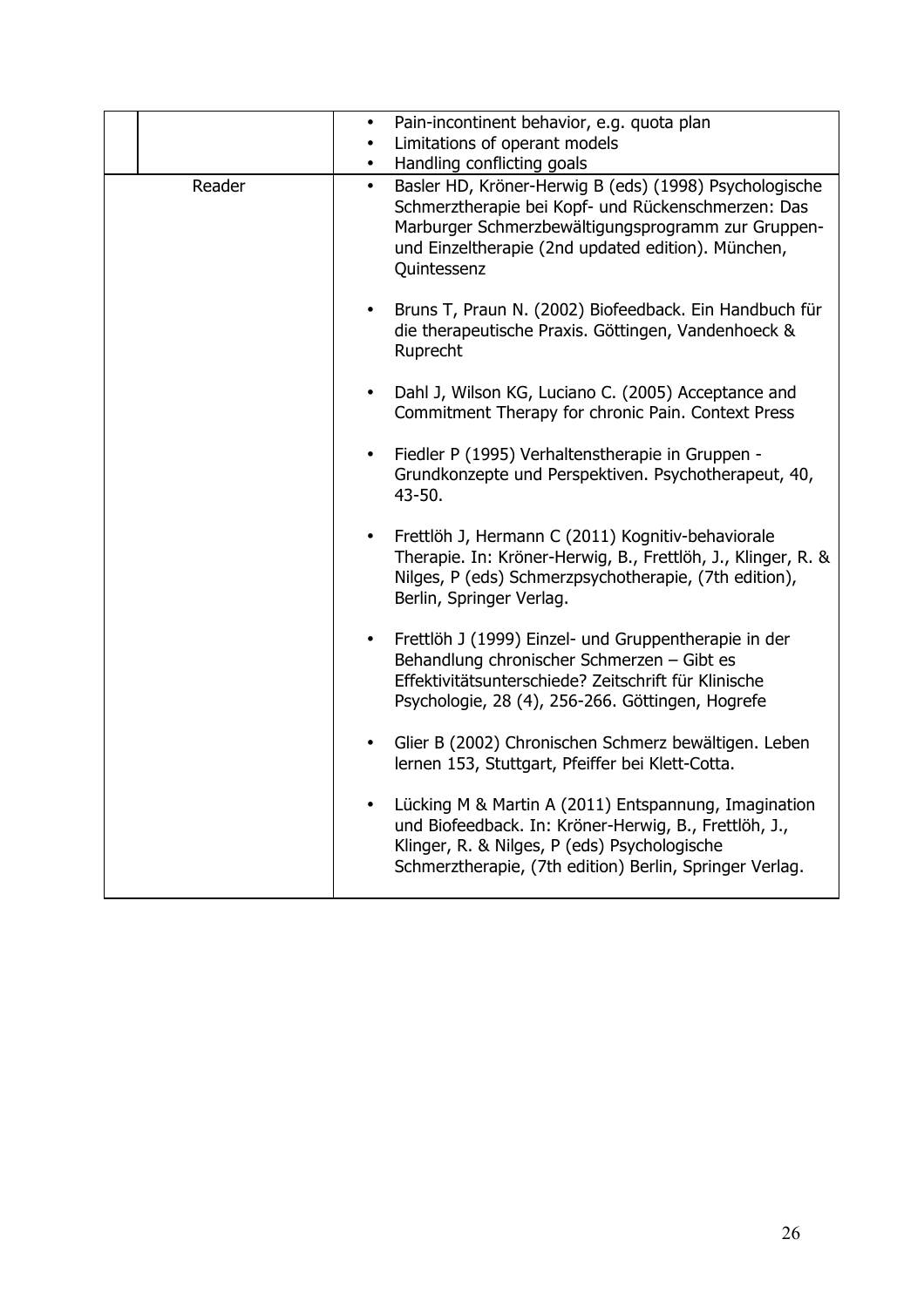| | |
|---|---|
| | • Pain-incontinent behavior, e.g. quota plan<br>• Limitations of operant models<br>• Handling conflicting goals |
| Reader | • Basler HD, Kröner-Herwig B (eds) (1998) Psychologische Schmerztherapie bei Kopf- und Rückenschmerzen: Das Marburger Schmerzbewältigungsprogramm zur Gruppen- und Einzeltherapie (2nd updated edition). München, Quintessenz<br><br>• Bruns T, Praun N. (2002) Biofeedback. Ein Handbuch für die therapeutische Praxis. Göttingen, Vandenhoeck & Ruprecht<br><br>• Dahl J, Wilson KG, Luciano C. (2005) Acceptance and Commitment Therapy for chronic Pain. Context Press<br><br>• Fiedler P (1995) Verhaltenstherapie in Gruppen - Grundkonzepte und Perspektiven. Psychotherapeut, 40, 43-50.<br><br>• Frettlöh J, Hermann C (2011) Kognitiv-behaviorale Therapie. In: Kröner-Herwig, B., Frettlöh, J., Klinger, R. & Nilges, P (eds) Schmerzpsychotherapie, (7th edition), Berlin, Springer Verlag.<br><br>• Frettlöh J (1999) Einzel- und Gruppentherapie in der Behandlung chronischer Schmerzen – Gibt es Effektivitätsunterschiede? Zeitschrift für Klinische Psychologie, 28 (4), 256-266. Göttingen, Hogrefe<br><br>• Glier B (2002) Chronischen Schmerz bewältigen. Leben lernen 153, Stuttgart, Pfeiffer bei Klett-Cotta.<br><br>• Lücking M & Martin A (2011) Entspannung, Imagination und Biofeedback. In: Kröner-Herwig, B., Frettlöh, J., Klinger, R. & Nilges, P (eds) Psychologische Schmerztherapie, (7th edition) Berlin, Springer Verlag. |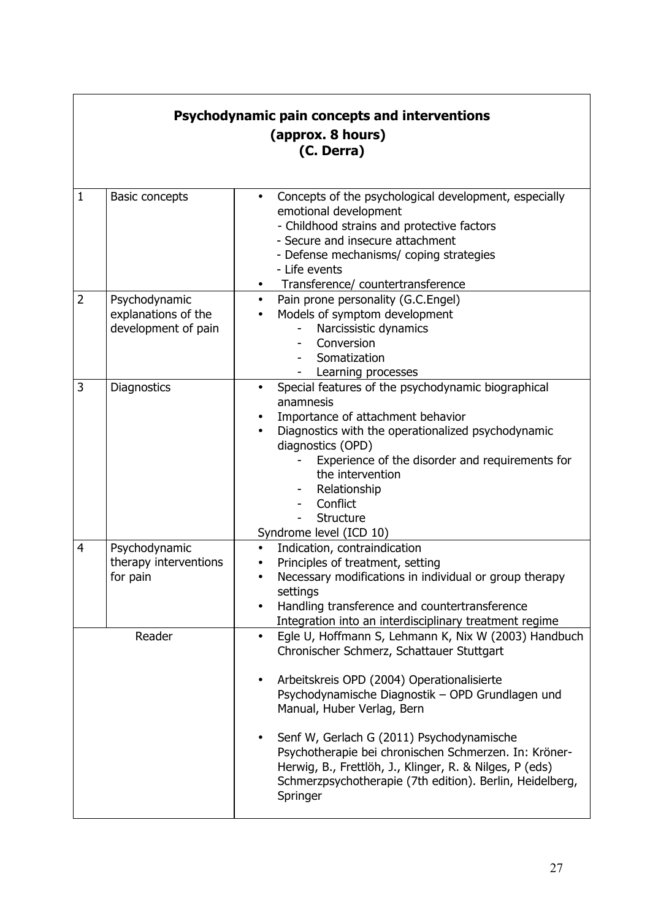## Psychodynamic pain concepts and interventions (approx. 8 hours) (C. Derra)

| | | |
|---|---|---|
| 1 | Basic concepts | • Concepts of the psychological development, especially emotional development<br>- Childhood strains and protective factors<br>- Secure and insecure attachment<br>- Defense mechanisms/ coping strategies<br>- Life events<br>• Transference/ countertransference |
| 2 | Psychodynamic explanations of the development of pain | • Pain prone personality (G.C.Engel)<br>• Models of symptom development<br>- Narcissistic dynamics<br>- Conversion<br>- Somatization<br>- Learning processes |
| 3 | Diagnostics | • Special features of the psychodynamic biographical anamnesis<br>• Importance of attachment behavior<br>• Diagnostics with the operationalized psychodynamic diagnostics (OPD)<br>- Experience of the disorder and requirements for the intervention<br>- Relationship<br>- Conflict<br>- Structure<br>Syndrome level (ICD 10) |
| 4 | Psychodynamic therapy interventions for pain | • Indication, contraindication<br>• Principles of treatment, setting<br>• Necessary modifications in individual or group therapy settings<br>• Handling transference and countertransference<br>Integration into an interdisciplinary treatment regime |
| Reader | | • Egle U, Hoffmann S, Lehmann K, Nix W (2003) Handbuch Chronischer Schmerz, Schattauer Stuttgart<br>• Arbeitskreis OPD (2004) Operationalisierte Psychodynamische Diagnostik – OPD Grundlagen und Manual, Huber Verlag, Bern<br>• Senf W, Gerlach G (2011) Psychodynamische Psychotherapie bei chronischen Schmerzen. In: Kröner-Herwig, B., Frettlöh, J., Klinger, R. & Nilges, P (eds) Schmerzpsychotherapie (7th edition). Berlin, Heidelberg, Springer |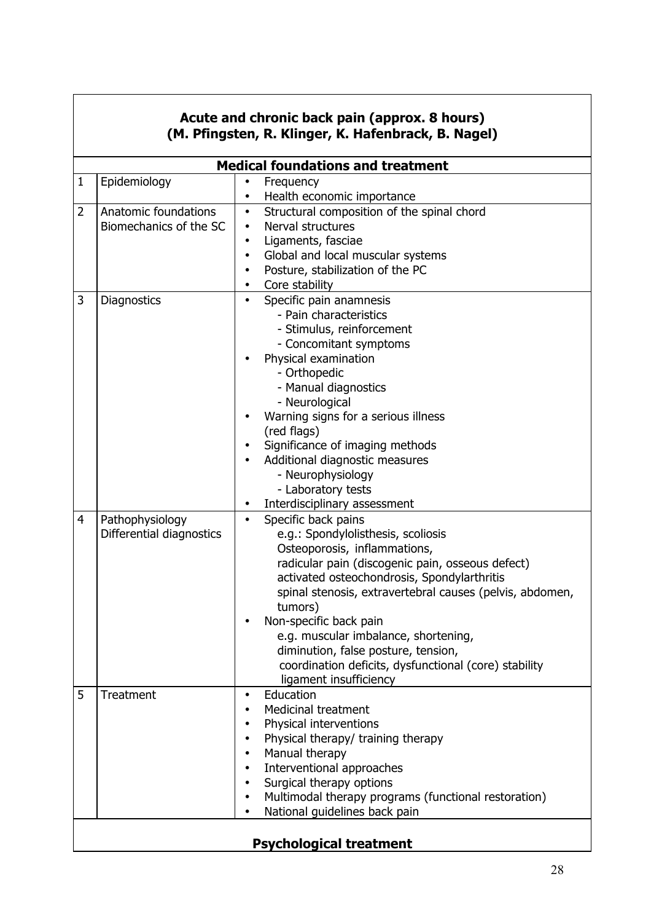## Acute and chronic back pain (approx. 8 hours)
## (M. Pfingsten, R. Klinger, K. Hafenbrack, B. Nagel)

### Medical foundations and treatment

| | | |
|---|---|---|
| 1 | Epidemiology | • Frequency<br>• Health economic importance |
| 2 | Anatomic foundations<br>Biomechanics of the SC | • Structural composition of the spinal chord<br>• Nerval structures<br>• Ligaments, fasciae<br>• Global and local muscular systems<br>• Posture, stabilization of the PC<br>• Core stability |
| 3 | Diagnostics | • Specific pain anamnesis<br>- Pain characteristics<br>- Stimulus, reinforcement<br>- Concomitant symptoms<br>• Physical examination<br>- Orthopedic<br>- Manual diagnostics<br>- Neurological<br>• Warning signs for a serious illness (red flags)<br>• Significance of imaging methods<br>• Additional diagnostic measures<br>- Neurophysiology<br>- Laboratory tests<br>• Interdisciplinary assessment |
| 4 | Pathophysiology<br>Differential diagnostics | • Specific back pains<br>e.g.: Spondylolisthesis, scoliosis<br>Osteoporosis, inflammations,<br>radicular pain (discogenic pain, osseous defect)<br>activated osteochondrosis, Spondylarthritis<br>spinal stenosis, extravertebral causes (pelvis, abdomen, tumors)<br>• Non-specific back pain<br>e.g. muscular imbalance, shortening,<br>diminution, false posture, tension,<br>coordination deficits, dysfunctional (core) stability<br>ligament insufficiency |
| 5 | Treatment | • Education<br>• Medicinal treatment<br>• Physical interventions<br>• Physical therapy/ training therapy<br>• Manual therapy<br>• Interventional approaches<br>• Surgical therapy options<br>• Multimodal therapy programs (functional restoration)<br>• National guidelines back pain |

### Psychological treatment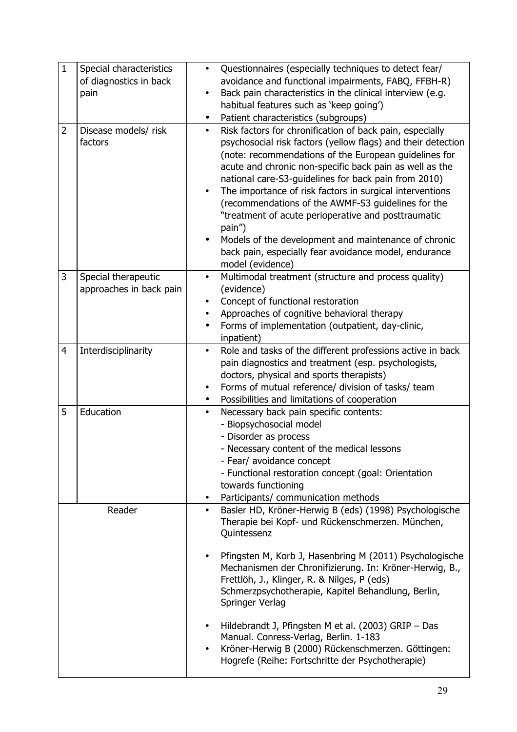| | | |
|---|---|---|
| 1 | Special characteristics of diagnostics in back pain | • Questionnaires (especially techniques to detect fear/ avoidance and functional impairments, FABQ, FFBH-R)<br>• Back pain characteristics in the clinical interview (e.g. habitual features such as 'keep going')<br>• Patient characteristics (subgroups) |
| 2 | Disease models/ risk factors | • Risk factors for chronification of back pain, especially psychosocial risk factors (yellow flags) and their detection (note: recommendations of the European guidelines for acute and chronic non-specific back pain as well as the national care-S3-guidelines for back pain from 2010)<br>• The importance of risk factors in surgical interventions (recommendations of the AWMF-S3 guidelines for the "treatment of acute perioperative and posttraumatic pain")<br>• Models of the development and maintenance of chronic back pain, especially fear avoidance model, endurance model (evidence) |
| 3 | Special therapeutic approaches in back pain | • Multimodal treatment (structure and process quality) (evidence)<br>• Concept of functional restoration<br>• Approaches of cognitive behavioral therapy<br>• Forms of implementation (outpatient, day-clinic, inpatient) |
| 4 | Interdisciplinarity | • Role and tasks of the different professions active in back pain diagnostics and treatment (esp. psychologists, doctors, physical and sports therapists)<br>• Forms of mutual reference/ division of tasks/ team<br>• Possibilities and limitations of cooperation |
| 5 | Education | • Necessary back pain specific contents:<br>- Biopsychosocial model<br>- Disorder as process<br>- Necessary content of the medical lessons<br>- Fear/ avoidance concept<br>- Functional restoration concept (goal: Orientation towards functioning<br>• Participants/ communication methods |
| Reader | | • Basler HD, Kröner-Herwig B (eds) (1998) Psychologische Therapie bei Kopf- und Rückenschmerzen. München, Quintessenz<br>• Pfingsten M, Korb J, Hasenbring M (2011) Psychologische Mechanismen der Chronifizierung. In: Kröner-Herwig, B., Frettlöh, J., Klinger, R. & Nilges, P (eds) Schmerzpsychotherapie, Kapitel Behandlung, Berlin, Springer Verlag<br>• Hildebrandt J, Pfingsten M et al. (2003) GRIP – Das Manual. Conress-Verlag, Berlin. 1-183<br>• Kröner-Herwig B (2000) Rückenschmerzen. Göttingen: Hogrefe (Reihe: Fortschritte der Psychotherapie) |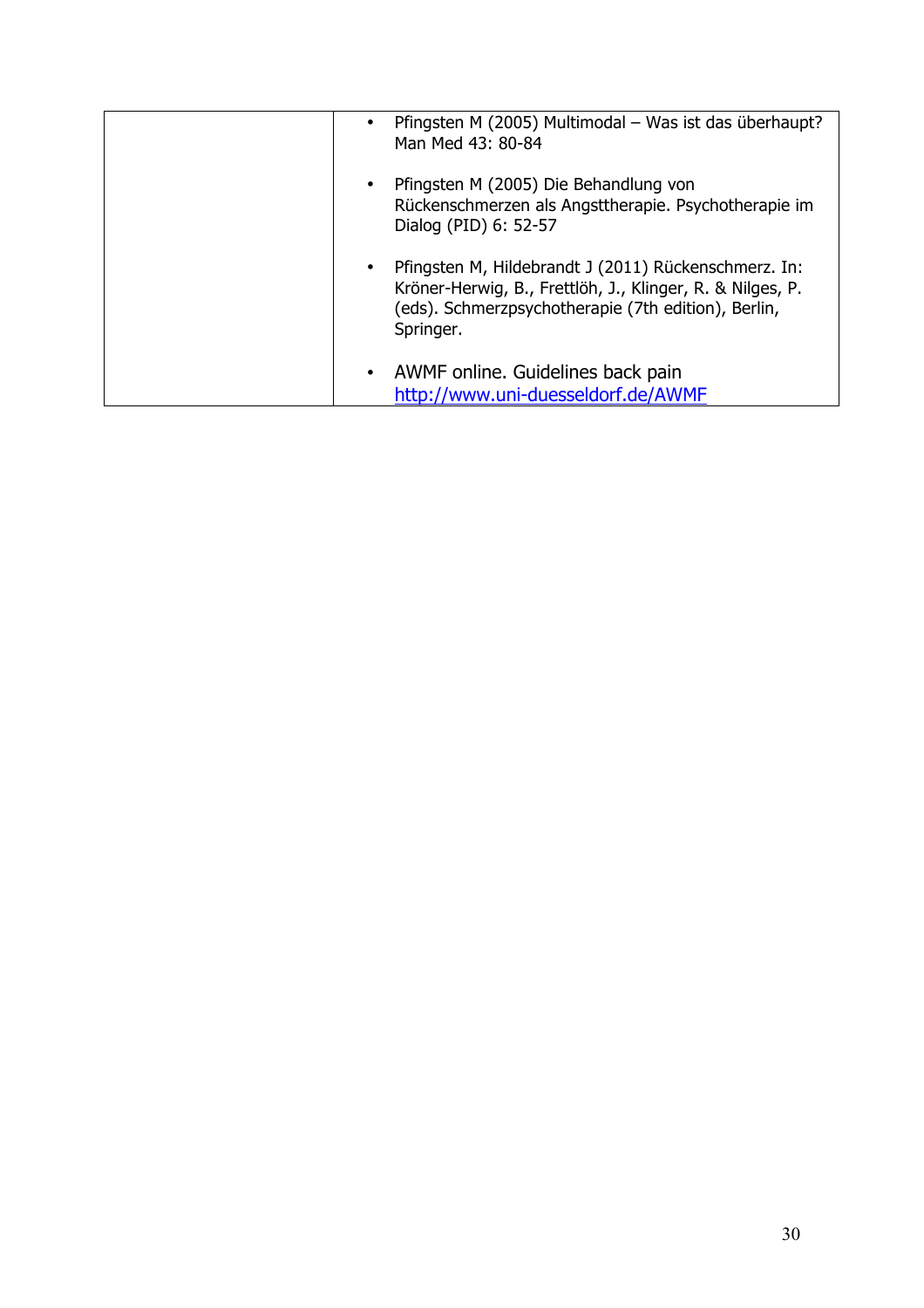| | |
|---|---|
| | • Pfingsten M (2005) Multimodal – Was ist das überhaupt? Man Med 43: 80-84<br><br>• Pfingsten M (2005) Die Behandlung von Rückenschmerzen als Angsttherapie. Psychotherapie im Dialog (PID) 6: 52-57<br><br>• Pfingsten M, Hildebrandt J (2011) Rückenschmerz. In: Kröner-Herwig, B., Frettlöh, J., Klinger, R. & Nilges, P. (eds). Schmerzpsychotherapie (7th edition), Berlin, Springer.<br><br>• AWMF online. Guidelines back pain http://www.uni-duesseldorf.de/AWMF |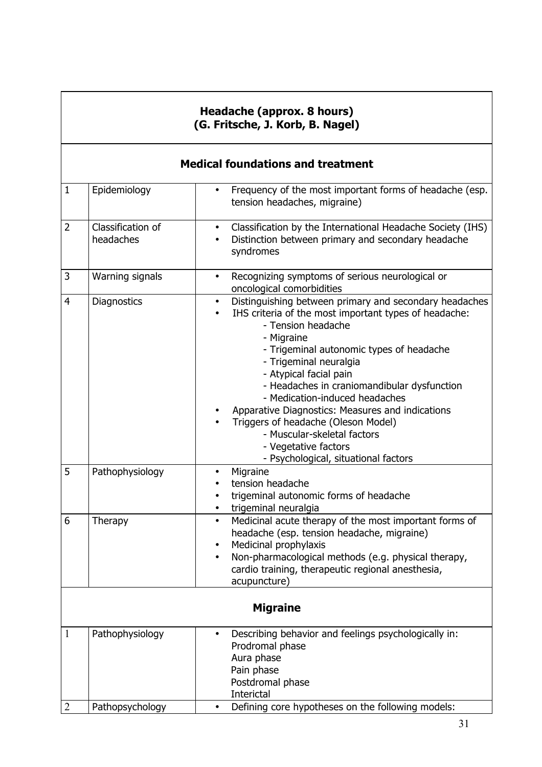## Headache (approx. 8 hours)
**(G. Fritsche, J. Korb, B. Nagel)**

### Medical foundations and treatment

| | | |
|---|---|---|
| 1 | Epidemiology | • Frequency of the most important forms of headache (esp. tension headaches, migraine) |
| 2 | Classification of headaches | • Classification by the International Headache Society (IHS)<br>• Distinction between primary and secondary headache syndromes |
| 3 | Warning signals | • Recognizing symptoms of serious neurological or oncological comorbidities |
| 4 | Diagnostics | • Distinguishing between primary and secondary headaches<br>• IHS criteria of the most important types of headache:<br>- Tension headache<br>- Migraine<br>- Trigeminal autonomic types of headache<br>- Trigeminal neuralgia<br>- Atypical facial pain<br>- Headaches in craniomandibular dysfunction<br>- Medication-induced headaches<br>• Apparative Diagnostics: Measures and indications<br>• Triggers of headache (Oleson Model)<br>- Muscular-skeletal factors<br>- Vegetative factors<br>- Psychological, situational factors |
| 5 | Pathophysiology | • Migraine<br>• tension headache<br>• trigeminal autonomic forms of headache<br>• trigeminal neuralgia |
| 6 | Therapy | • Medicinal acute therapy of the most important forms of headache (esp. tension headache, migraine)<br>• Medicinal prophylaxis<br>• Non-pharmacological methods (e.g. physical therapy, cardio training, therapeutic regional anesthesia, acupuncture) |

### Migraine

| | | |
|---|---|---|
| 1 | Pathophysiology | • Describing behavior and feelings psychologically in:<br>Prodromal phase<br>Aura phase<br>Pain phase<br>Postdromal phase<br>Interictal |
| 2 | Pathopsychology | • Defining core hypotheses on the following models: |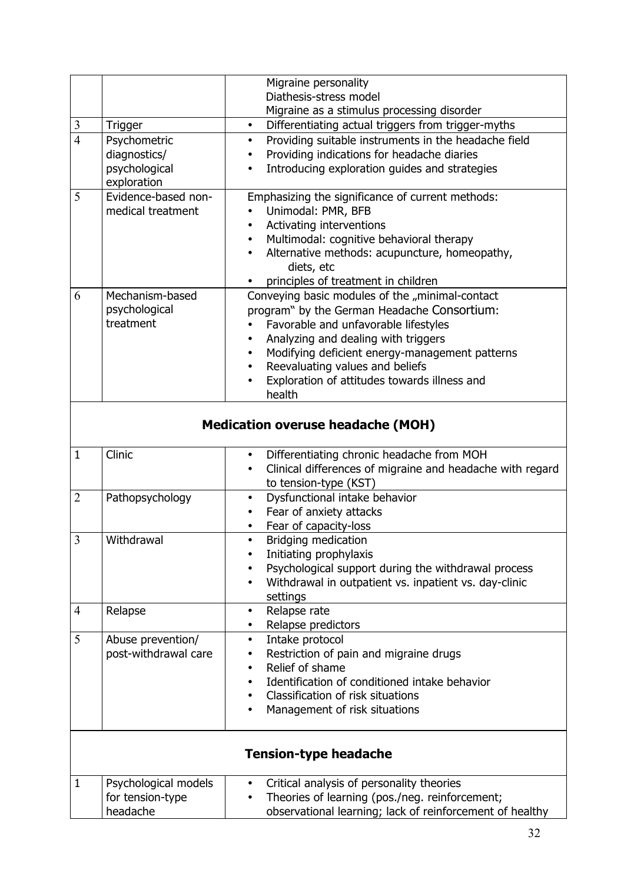| | | |
|---|---|---|
| | | Migraine personality<br>Diathesis-stress model<br>Migraine as a stimulus processing disorder |
| 3 | Trigger | • Differentiating actual triggers from trigger-myths |
| 4 | Psychometric diagnostics/ psychological exploration | • Providing suitable instruments in the headache field<br>• Providing indications for headache diaries<br>• Introducing exploration guides and strategies |
| 5 | Evidence-based non-medical treatment | Emphasizing the significance of current methods:<br>• Unimodal: PMR, BFB<br>• Activating interventions<br>• Multimodal: cognitive behavioral therapy<br>• Alternative methods: acupuncture, homeopathy, diets, etc<br>• principles of treatment in children |
| 6 | Mechanism-based psychological treatment | Conveying basic modules of the „minimal-contact program" by the German Headache Consortium:<br>• Favorable and unfavorable lifestyles<br>• Analyzing and dealing with triggers<br>• Modifying deficient energy-management patterns<br>• Reevaluating values and beliefs<br>• Exploration of attitudes towards illness and health |
| | **Medication overuse headache (MOH)** | |
| 1 | Clinic | • Differentiating chronic headache from MOH<br>• Clinical differences of migraine and headache with regard to tension-type (KST) |
| 2 | Pathopsychology | • Dysfunctional intake behavior<br>• Fear of anxiety attacks<br>• Fear of capacity-loss |
| 3 | Withdrawal | • Bridging medication<br>• Initiating prophylaxis<br>• Psychological support during the withdrawal process<br>• Withdrawal in outpatient vs. inpatient vs. day-clinic settings |
| 4 | Relapse | • Relapse rate<br>• Relapse predictors |
| 5 | Abuse prevention/ post-withdrawal care | • Intake protocol<br>• Restriction of pain and migraine drugs<br>• Relief of shame<br>• Identification of conditioned intake behavior<br>• Classification of risk situations<br>• Management of risk situations |
| | **Tension-type headache** | |
| 1 | Psychological models for tension-type headache | • Critical analysis of personality theories<br>• Theories of learning (pos./neg. reinforcement; observational learning; lack of reinforcement of healthy |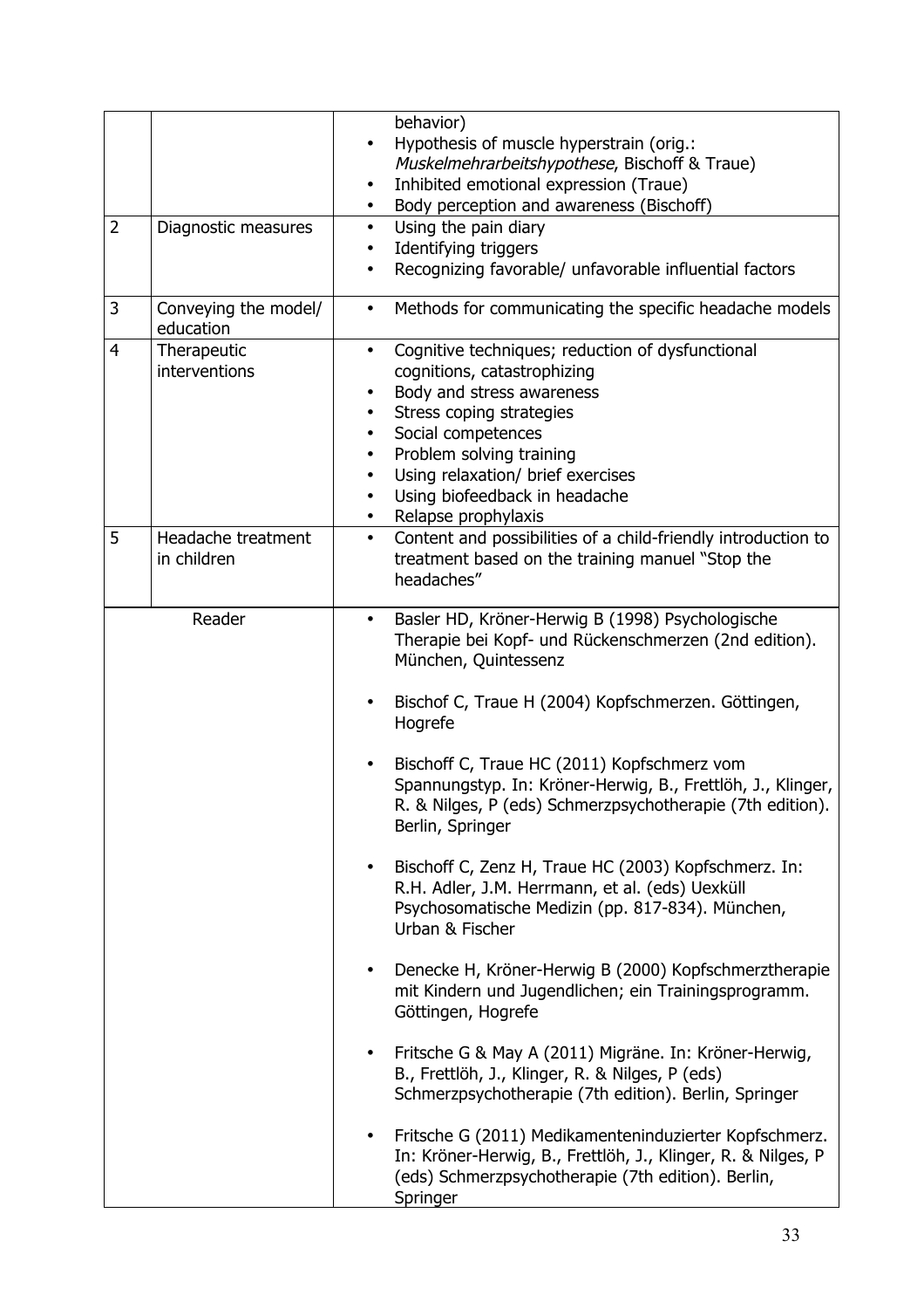|  |  |  |
|---|---|---|
|  |  | behavior)<br>• Hypothesis of muscle hyperstrain (orig.: *Muskelmehrarbeitshypothese*, Bischoff & Traue)<br>• Inhibited emotional expression (Traue)<br>• Body perception and awareness (Bischoff) |
| 2 | Diagnostic measures | • Using the pain diary<br>• Identifying triggers<br>• Recognizing favorable/ unfavorable influential factors |
| 3 | Conveying the model/ education | • Methods for communicating the specific headache models |
| 4 | Therapeutic interventions | • Cognitive techniques; reduction of dysfunctional cognitions, catastrophizing<br>• Body and stress awareness<br>• Stress coping strategies<br>• Social competences<br>• Problem solving training<br>• Using relaxation/ brief exercises<br>• Using biofeedback in headache<br>• Relapse prophylaxis |
| 5 | Headache treatment in children | • Content and possibilities of a child-friendly introduction to treatment based on the training manuel "Stop the headaches" |
| Reader | | • Basler HD, Kröner-Herwig B (1998) Psychologische Therapie bei Kopf- und Rückenschmerzen (2nd edition). München, Quintessenz<br><br>• Bischof C, Traue H (2004) Kopfschmerzen. Göttingen, Hogrefe<br><br>• Bischoff C, Traue HC (2011) Kopfschmerz vom Spannungstyp. In: Kröner-Herwig, B., Frettlöh, J., Klinger, R. & Nilges, P (eds) Schmerzpsychotherapie (7th edition). Berlin, Springer<br><br>• Bischoff C, Zenz H, Traue HC (2003) Kopfschmerz. In: R.H. Adler, J.M. Herrmann, et al. (eds) Uexküll Psychosomatische Medizin (pp. 817-834). München, Urban & Fischer<br><br>• Denecke H, Kröner-Herwig B (2000) Kopfschmerztherapie mit Kindern und Jugendlichen; ein Trainingsprogramm. Göttingen, Hogrefe<br><br>• Fritsche G & May A (2011) Migräne. In: Kröner-Herwig, B., Frettlöh, J., Klinger, R. & Nilges, P (eds) Schmerzpsychotherapie (7th edition). Berlin, Springer<br><br>• Fritsche G (2011) Medikamenteninduzierter Kopfschmerz. In: Kröner-Herwig, B., Frettlöh, J., Klinger, R. & Nilges, P (eds) Schmerzpsychotherapie (7th edition). Berlin, Springer |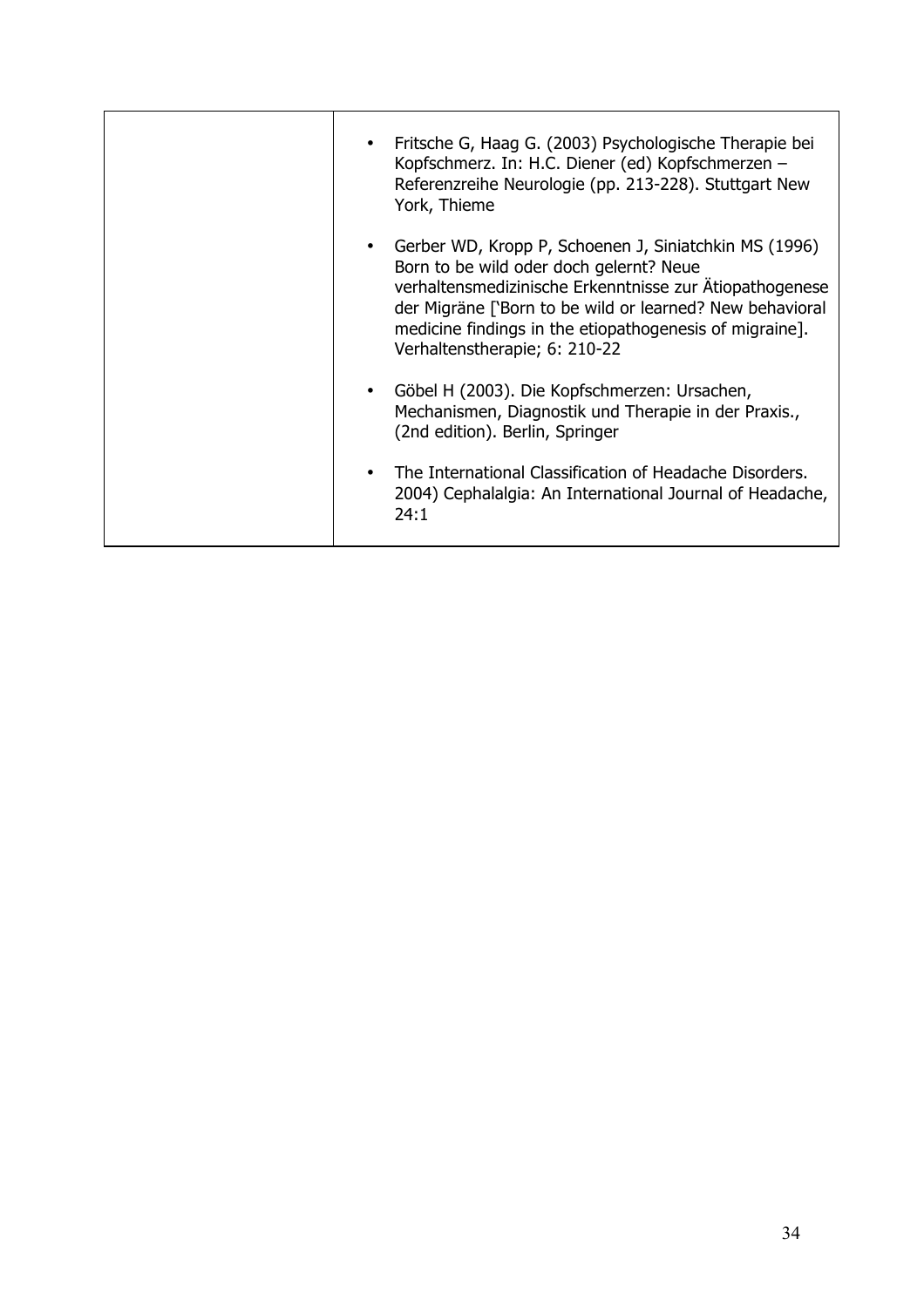| | |
|---|---|
| | • Fritsche G, Haag G. (2003) Psychologische Therapie bei Kopfschmerz. In: H.C. Diener (ed) Kopfschmerzen – Referenzreihe Neurologie (pp. 213-228). Stuttgart New York, Thieme<br><br>• Gerber WD, Kropp P, Schoenen J, Siniatchkin MS (1996) Born to be wild oder doch gelernt? Neue verhaltensmedizinische Erkenntnisse zur Ätiopathogenese der Migräne ['Born to be wild or learned? New behavioral medicine findings in the etiopathogenesis of migraine]. Verhaltenstherapie; 6: 210-22<br><br>• Göbel H (2003). Die Kopfschmerzen: Ursachen, Mechanismen, Diagnostik und Therapie in der Praxis., (2nd edition). Berlin, Springer<br><br>• The International Classification of Headache Disorders. 2004) Cephalalgia: An International Journal of Headache, 24:1 |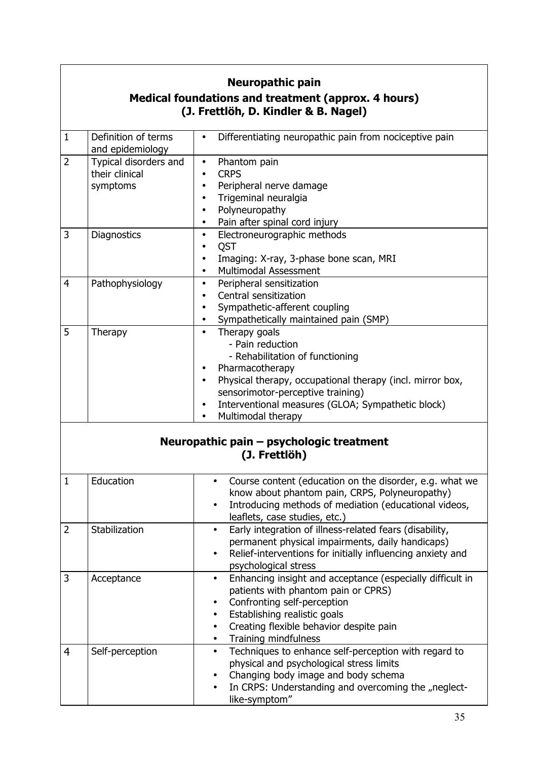## Neuropathic pain
## Medical foundations and treatment (approx. 4 hours)
## (J. Frettlöh, D. Kindler & B. Nagel)

| | | |
|---|---|---|
| 1 | Definition of terms and epidemiology | • Differentiating neuropathic pain from nociceptive pain |
| 2 | Typical disorders and their clinical symptoms | • Phantom pain<br>• CRPS<br>• Peripheral nerve damage<br>• Trigeminal neuralgia<br>• Polyneuropathy<br>• Pain after spinal cord injury |
| 3 | Diagnostics | • Electroneurographic methods<br>• QST<br>• Imaging: X-ray, 3-phase bone scan, MRI<br>• Multimodal Assessment |
| 4 | Pathophysiology | • Peripheral sensitization<br>• Central sensitization<br>• Sympathetic-afferent coupling<br>• Sympathetically maintained pain (SMP) |
| 5 | Therapy | • Therapy goals<br>- Pain reduction<br>- Rehabilitation of functioning<br>• Pharmacotherapy<br>• Physical therapy, occupational therapy (incl. mirror box, sensorimotor-perceptive training)<br>• Interventional measures (GLOA; Sympathetic block)<br>• Multimodal therapy |

## Neuropathic pain – psychologic treatment
## (J. Frettlöh)

| | | |
|---|---|---|
| 1 | Education | • Course content (education on the disorder, e.g. what we know about phantom pain, CRPS, Polyneuropathy)<br>• Introducing methods of mediation (educational videos, leaflets, case studies, etc.) |
| 2 | Stabilization | • Early integration of illness-related fears (disability, permanent physical impairments, daily handicaps)<br>• Relief-interventions for initially influencing anxiety and psychological stress |
| 3 | Acceptance | • Enhancing insight and acceptance (especially difficult in patients with phantom pain or CPRS)<br>• Confronting self-perception<br>• Establishing realistic goals<br>• Creating flexible behavior despite pain<br>• Training mindfulness |
| 4 | Self-perception | • Techniques to enhance self-perception with regard to physical and psychological stress limits<br>• Changing body image and body schema<br>• In CRPS: Understanding and overcoming the „neglect-like-symptom" |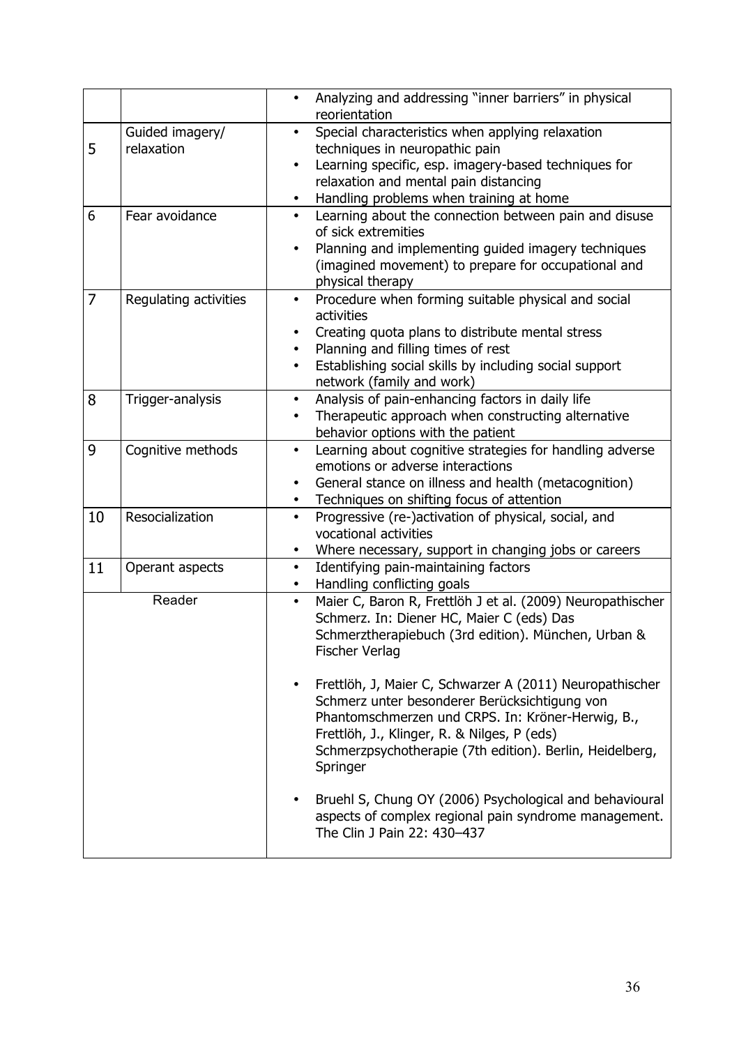| | | |
|---|---|---|
| | | • Analyzing and addressing "inner barriers" in physical reorientation |
| 5 | Guided imagery/ relaxation | • Special characteristics when applying relaxation techniques in neuropathic pain<br>• Learning specific, esp. imagery-based techniques for relaxation and mental pain distancing<br>• Handling problems when training at home |
| 6 | Fear avoidance | • Learning about the connection between pain and disuse of sick extremities<br>• Planning and implementing guided imagery techniques (imagined movement) to prepare for occupational and physical therapy |
| 7 | Regulating activities | • Procedure when forming suitable physical and social activities<br>• Creating quota plans to distribute mental stress<br>• Planning and filling times of rest<br>• Establishing social skills by including social support network (family and work) |
| 8 | Trigger-analysis | • Analysis of pain-enhancing factors in daily life<br>• Therapeutic approach when constructing alternative behavior options with the patient |
| 9 | Cognitive methods | • Learning about cognitive strategies for handling adverse emotions or adverse interactions<br>• General stance on illness and health (metacognition)<br>• Techniques on shifting focus of attention |
| 10 | Resocialization | • Progressive (re-)activation of physical, social, and vocational activities<br>• Where necessary, support in changing jobs or careers |
| 11 | Operant aspects | • Identifying pain-maintaining factors<br>• Handling conflicting goals |
| Reader | | • Maier C, Baron R, Frettlöh J et al. (2009) Neuropathischer Schmerz. In: Diener HC, Maier C (eds) Das Schmerztherapiebuch (3rd edition). München, Urban & Fischer Verlag<br><br>• Frettlöh, J, Maier C, Schwarzer A (2011) Neuropathischer Schmerz unter besonderer Berücksichtigung von Phantomschmerzen und CRPS. In: Kröner-Herwig, B., Frettlöh, J., Klinger, R. & Nilges, P (eds) Schmerzpsychotherapie (7th edition). Berlin, Heidelberg, Springer<br><br>• Bruehl S, Chung OY (2006) Psychological and behavioural aspects of complex regional pain syndrome management. The Clin J Pain 22: 430–437 |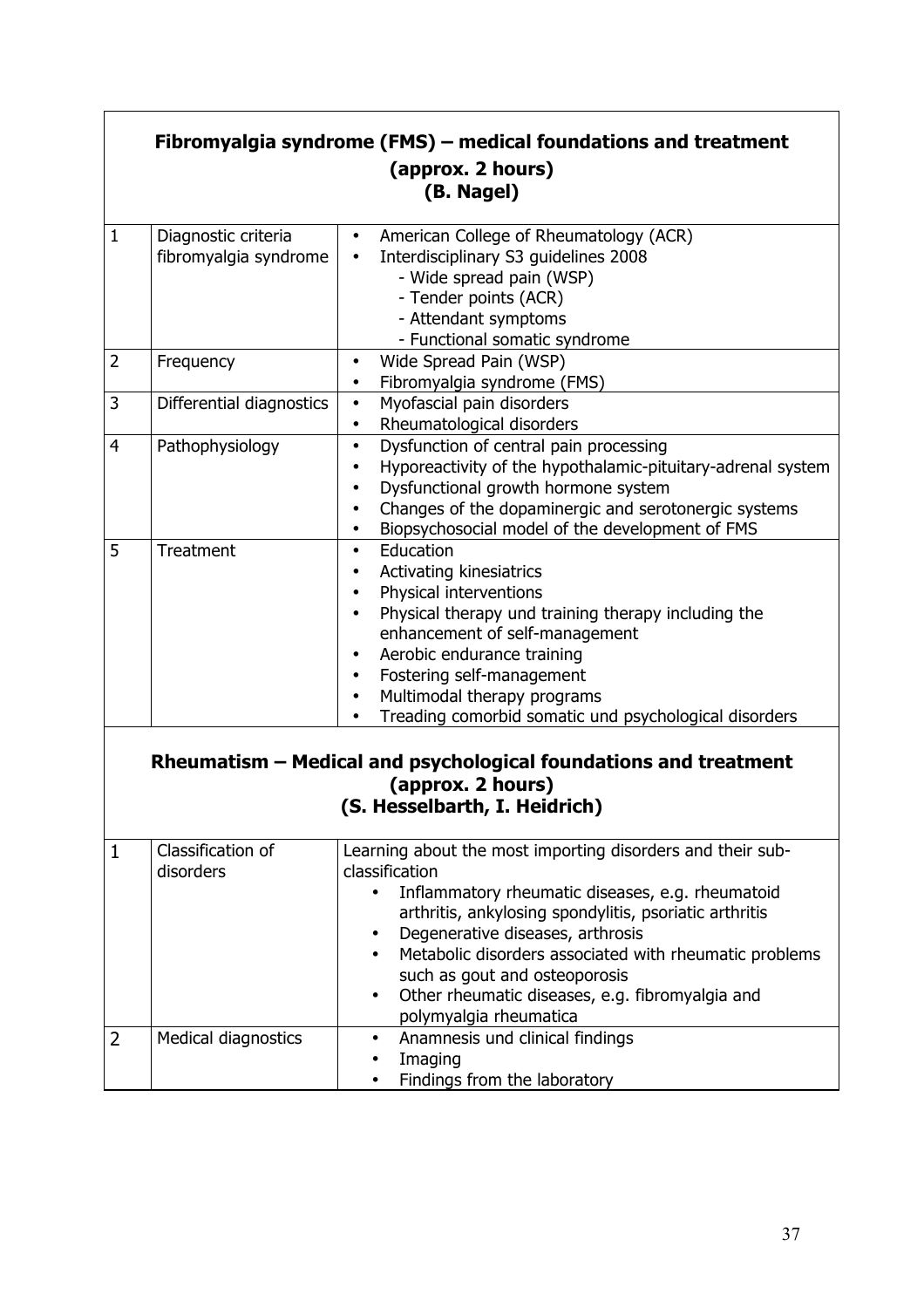## Fibromyalgia syndrome (FMS) – medical foundations and treatment (approx. 2 hours) (B. Nagel)

| | | |
|---|---|---|
| 1 | Diagnostic criteria fibromyalgia syndrome | • American College of Rheumatology (ACR)<br>• Interdisciplinary S3 guidelines 2008<br>- Wide spread pain (WSP)<br>- Tender points (ACR)<br>- Attendant symptoms<br>- Functional somatic syndrome |
| 2 | Frequency | • Wide Spread Pain (WSP)<br>• Fibromyalgia syndrome (FMS) |
| 3 | Differential diagnostics | • Myofascial pain disorders<br>• Rheumatological disorders |
| 4 | Pathophysiology | • Dysfunction of central pain processing<br>• Hyporeactivity of the hypothalamic-pituitary-adrenal system<br>• Dysfunctional growth hormone system<br>• Changes of the dopaminergic and serotonergic systems<br>• Biopsychosocial model of the development of FMS |
| 5 | Treatment | • Education<br>• Activating kinesiatrics<br>• Physical interventions<br>• Physical therapy und training therapy including the enhancement of self-management<br>• Aerobic endurance training<br>• Fostering self-management<br>• Multimodal therapy programs<br>• Treading comorbid somatic und psychological disorders |

## Rheumatism – Medical and psychological foundations and treatment (approx. 2 hours) (S. Hesselbarth, I. Heidrich)

| | | |
|---|---|---|
| 1 | Classification of disorders | Learning about the most importing disorders and their sub-classification<br>• Inflammatory rheumatic diseases, e.g. rheumatoid arthritis, ankylosing spondylitis, psoriatic arthritis<br>• Degenerative diseases, arthrosis<br>• Metabolic disorders associated with rheumatic problems such as gout and osteoporosis<br>• Other rheumatic diseases, e.g. fibromyalgia and polymyalgia rheumatica |
| 2 | Medical diagnostics | • Anamnesis und clinical findings<br>• Imaging<br>• Findings from the laboratory |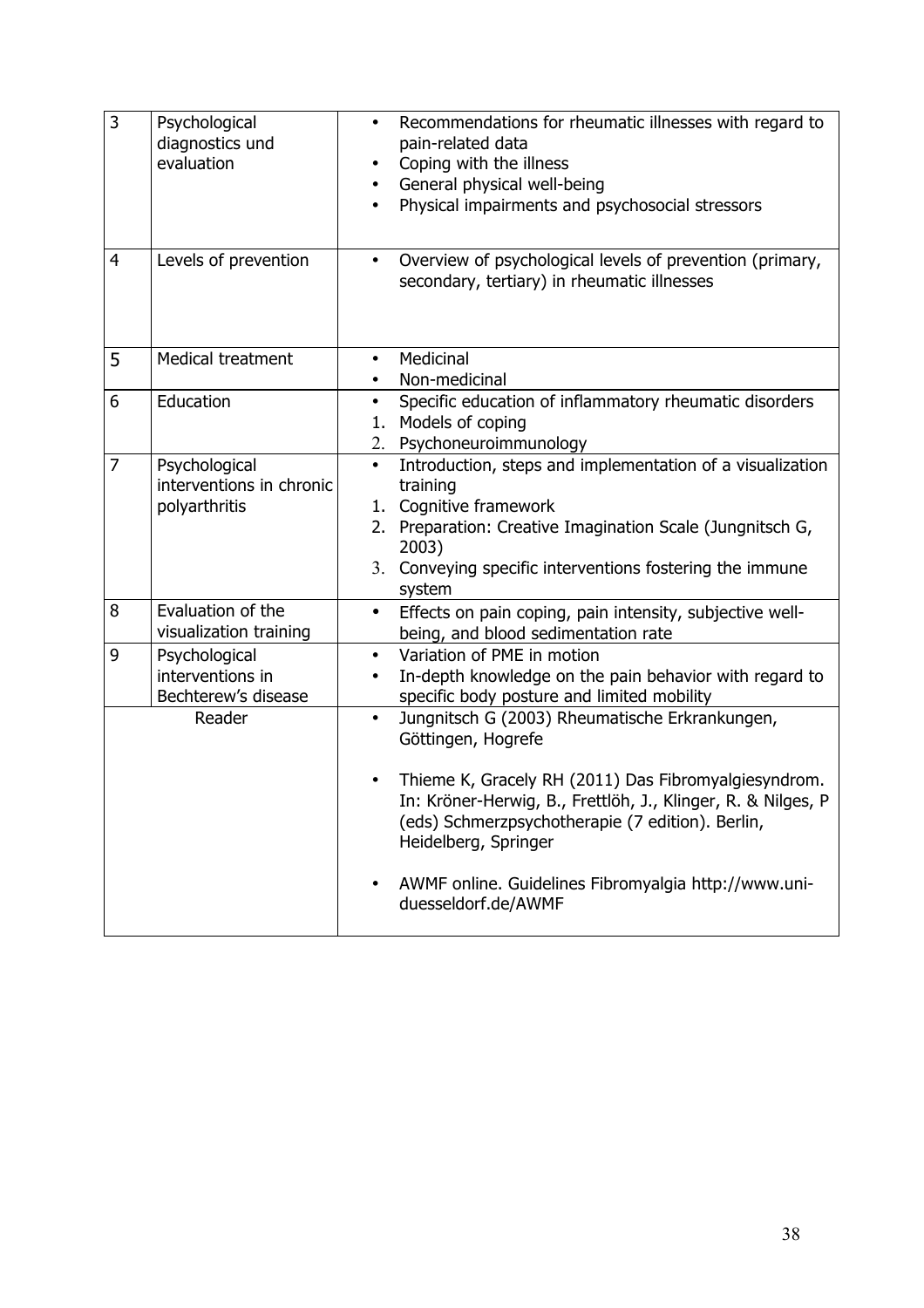| | | |
|---|---|---|
| 3 | Psychological diagnostics und evaluation | • Recommendations for rheumatic illnesses with regard to pain-related data<br>• Coping with the illness<br>• General physical well-being<br>• Physical impairments and psychosocial stressors |
| 4 | Levels of prevention | • Overview of psychological levels of prevention (primary, secondary, tertiary) in rheumatic illnesses |
| 5 | Medical treatment | • Medicinal<br>• Non-medicinal |
| 6 | Education | • Specific education of inflammatory rheumatic disorders<br>1. Models of coping<br>2. Psychoneuroimmunology |
| 7 | Psychological interventions in chronic polyarthritis | • Introduction, steps and implementation of a visualization training<br>1. Cognitive framework<br>2. Preparation: Creative Imagination Scale (Jungnitsch G, 2003)<br>3. Conveying specific interventions fostering the immune system |
| 8 | Evaluation of the visualization training | • Effects on pain coping, pain intensity, subjective well-being, and blood sedimentation rate |
| 9 | Psychological interventions in Bechterew's disease | • Variation of PME in motion<br>• In-depth knowledge on the pain behavior with regard to specific body posture and limited mobility |
| Reader | | • Jungnitsch G (2003) Rheumatische Erkrankungen, Göttingen, Hogrefe<br>• Thieme K, Gracely RH (2011) Das Fibromyalgiesyndrom. In: Kröner-Herwig, B., Frettlöh, J., Klinger, R. & Nilges, P (eds) Schmerzpsychotherapie (7 edition). Berlin, Heidelberg, Springer<br>• AWMF online. Guidelines Fibromyalgia http://www.uni-duesseldorf.de/AWMF |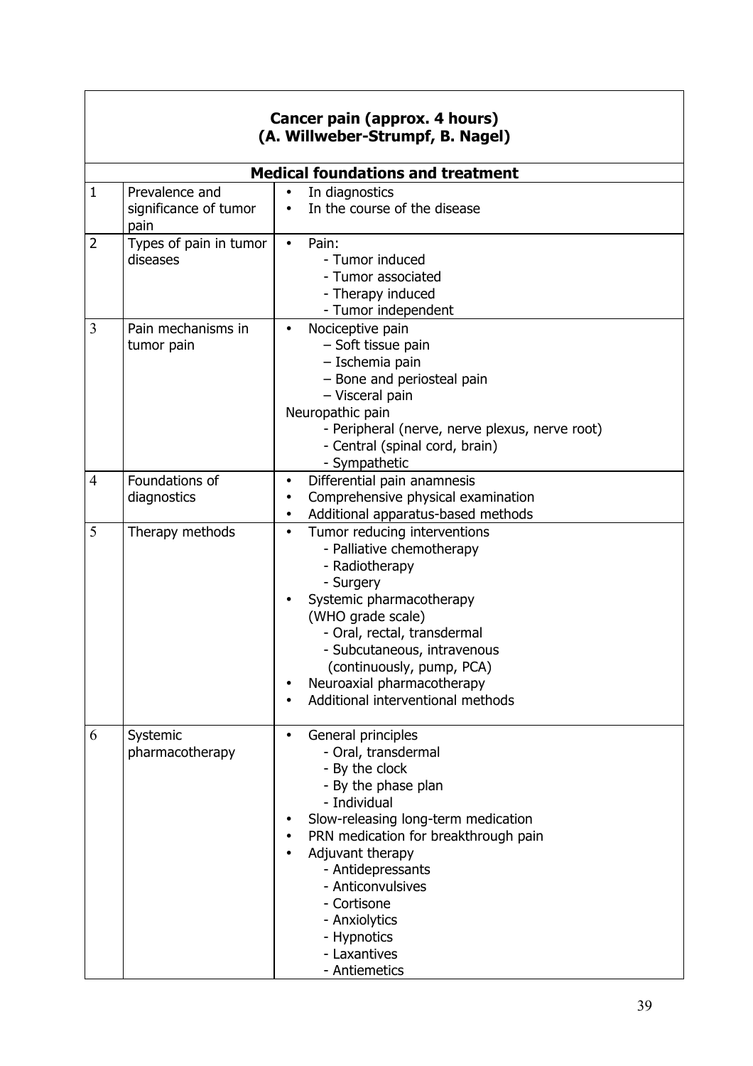**Cancer pain (approx. 4 hours)**
**(A. Willweber-Strumpf, B. Nagel)**

| | **Medical foundations and treatment** | |
|---|---|---|
| 1 | Prevalence and significance of tumor pain | • In diagnostics<br>• In the course of the disease |
| 2 | Types of pain in tumor diseases | • Pain:<br>- Tumor induced<br>- Tumor associated<br>- Therapy induced<br>- Tumor independent |
| 3 | Pain mechanisms in tumor pain | • Nociceptive pain<br>– Soft tissue pain<br>– Ischemia pain<br>– Bone and periosteal pain<br>– Visceral pain<br>Neuropathic pain<br>- Peripheral (nerve, nerve plexus, nerve root)<br>- Central (spinal cord, brain)<br>- Sympathetic |
| 4 | Foundations of diagnostics | • Differential pain anamnesis<br>• Comprehensive physical examination<br>• Additional apparatus-based methods |
| 5 | Therapy methods | • Tumor reducing interventions<br>- Palliative chemotherapy<br>- Radiotherapy<br>- Surgery<br>• Systemic pharmacotherapy (WHO grade scale)<br>- Oral, rectal, transdermal<br>- Subcutaneous, intravenous (continuously, pump, PCA)<br>• Neuroaxial pharmacotherapy<br>• Additional interventional methods |
| 6 | Systemic pharmacotherapy | • General principles<br>- Oral, transdermal<br>- By the clock<br>- By the phase plan<br>- Individual<br>• Slow-releasing long-term medication<br>• PRN medication for breakthrough pain<br>• Adjuvant therapy<br>- Antidepressants<br>- Anticonvulsives<br>- Cortisone<br>- Anxiolytics<br>- Hypnotics<br>- Laxantives<br>- Antiemetics |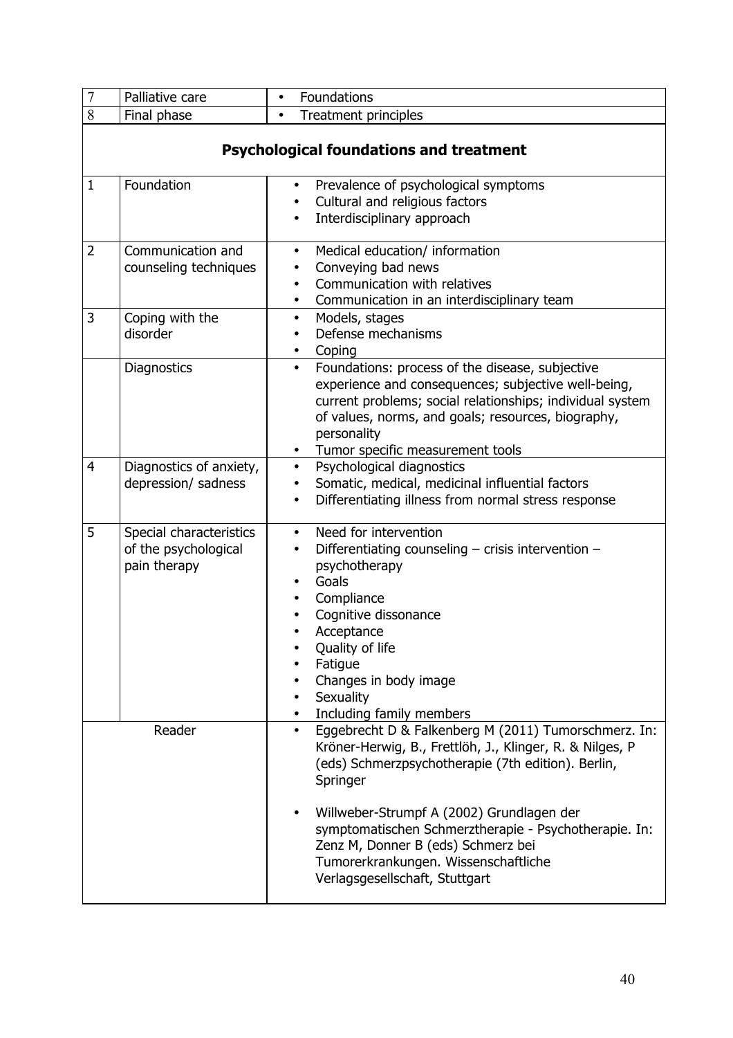| | | |
|---|---|---|
| 7 | Palliative care | • Foundations |
| 8 | Final phase | • Treatment principles |

## Psychological foundations and treatment

| | | |
|---|---|---|
| 1 | Foundation | • Prevalence of psychological symptoms<br>• Cultural and religious factors<br>• Interdisciplinary approach |
| 2 | Communication and counseling techniques | • Medical education/ information<br>• Conveying bad news<br>• Communication with relatives<br>• Communication in an interdisciplinary team |
| 3 | Coping with the disorder | • Models, stages<br>• Defense mechanisms<br>• Coping |
| | Diagnostics | • Foundations: process of the disease, subjective experience and consequences; subjective well-being, current problems; social relationships; individual system of values, norms, and goals; resources, biography, personality<br>• Tumor specific measurement tools |
| 4 | Diagnostics of anxiety, depression/ sadness | • Psychological diagnostics<br>• Somatic, medical, medicinal influential factors<br>• Differentiating illness from normal stress response |
| 5 | Special characteristics of the psychological pain therapy | • Need for intervention<br>• Differentiating counseling – crisis intervention – psychotherapy<br>• Goals<br>• Compliance<br>• Cognitive dissonance<br>• Acceptance<br>• Quality of life<br>• Fatigue<br>• Changes in body image<br>• Sexuality<br>• Including family members |
| Reader | | • Eggebrecht D & Falkenberg M (2011) Tumorschmerz. In: Kröner-Herwig, B., Frettlöh, J., Klinger, R. & Nilges, P (eds) Schmerzpsychotherapie (7th edition). Berlin, Springer<br><br>• Willweber-Strumpf A (2002) Grundlagen der symptomatischen Schmerztherapie - Psychotherapie. In: Zenz M, Donner B (eds) Schmerz bei Tumorerkrankungen. Wissenschaftliche Verlagsgesellschaft, Stuttgart |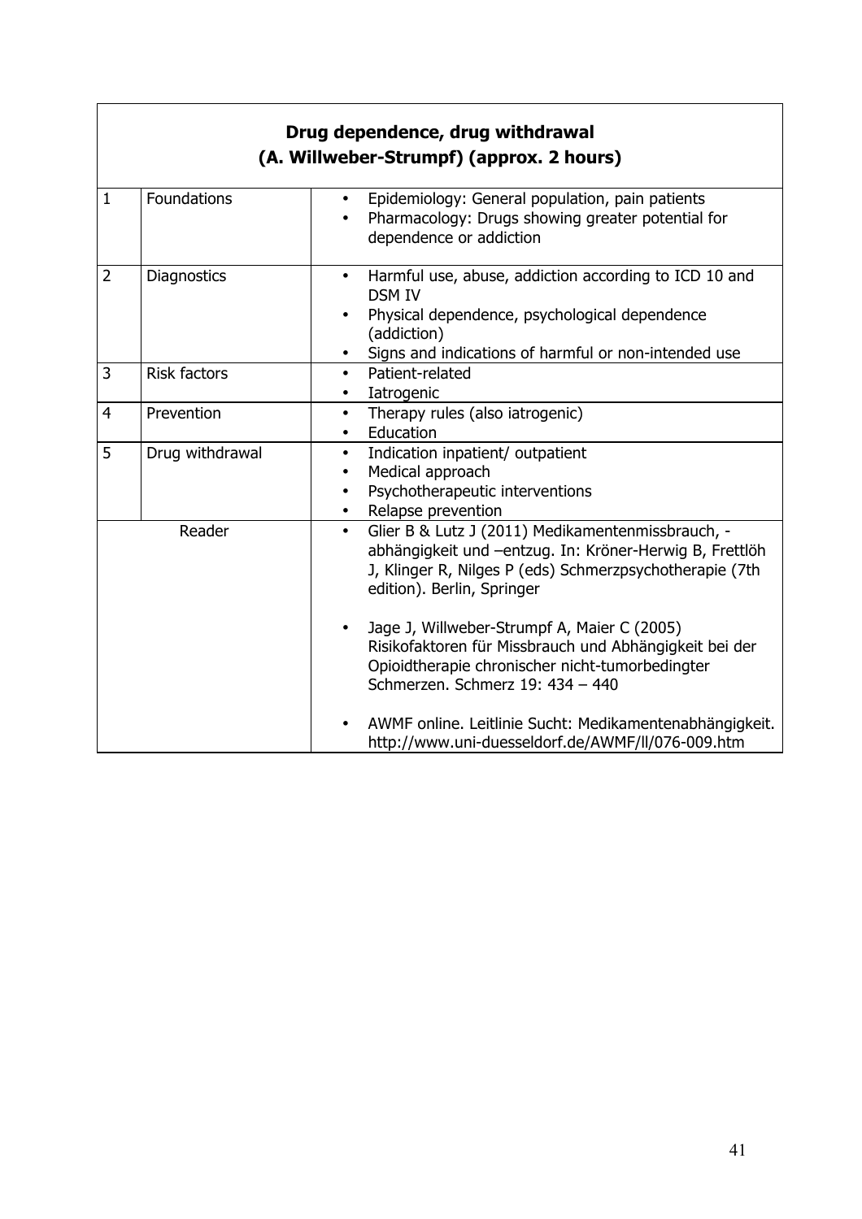| **Drug dependence, drug withdrawal (A. Willweber-Strumpf) (approx. 2 hours)** | | |
|---|---|---|
| 1 | Foundations | • Epidemiology: General population, pain patients<br>• Pharmacology: Drugs showing greater potential for dependence or addiction |
| 2 | Diagnostics | • Harmful use, abuse, addiction according to ICD 10 and DSM IV<br>• Physical dependence, psychological dependence (addiction)<br>• Signs and indications of harmful or non-intended use |
| 3 | Risk factors | • Patient-related<br>• Iatrogenic |
| 4 | Prevention | • Therapy rules (also iatrogenic)<br>• Education |
| 5 | Drug withdrawal | • Indication inpatient/ outpatient<br>• Medical approach<br>• Psychotherapeutic interventions<br>• Relapse prevention |
| Reader | | • Glier B & Lutz J (2011) Medikamentenmissbrauch, -abhängigkeit und –entzug. In: Kröner-Herwig B, Frettlöh J, Klinger R, Nilges P (eds) Schmerzpsychotherapie (7th edition). Berlin, Springer<br><br>• Jage J, Willweber-Strumpf A, Maier C (2005) Risikofaktoren für Missbrauch und Abhängigkeit bei der Opioidtherapie chronischer nicht-tumorbedingter Schmerzen. Schmerz 19: 434 – 440<br><br>• AWMF online. Leitlinie Sucht: Medikamentenabhängigkeit. http://www.uni-duesseldorf.de/AWMF/ll/076-009.htm |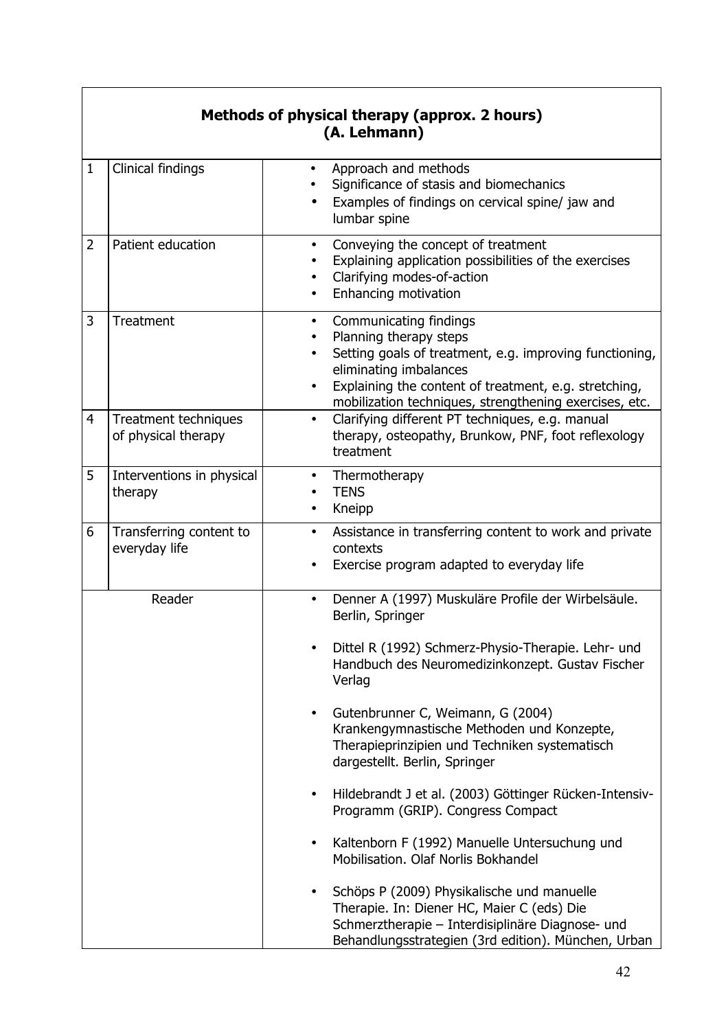**Methods of physical therapy (approx. 2 hours)**
**(A. Lehmann)**

| | | |
|---|---|---|
| 1 | Clinical findings | • Approach and methods<br>• Significance of stasis and biomechanics<br>• Examples of findings on cervical spine/ jaw and lumbar spine |
| 2 | Patient education | • Conveying the concept of treatment<br>• Explaining application possibilities of the exercises<br>• Clarifying modes-of-action<br>• Enhancing motivation |
| 3 | Treatment | • Communicating findings<br>• Planning therapy steps<br>• Setting goals of treatment, e.g. improving functioning, eliminating imbalances<br>• Explaining the content of treatment, e.g. stretching, mobilization techniques, strengthening exercises, etc. |
| 4 | Treatment techniques of physical therapy | • Clarifying different PT techniques, e.g. manual therapy, osteopathy, Brunkow, PNF, foot reflexology treatment |
| 5 | Interventions in physical therapy | • Thermotherapy<br>• TENS<br>• Kneipp |
| 6 | Transferring content to everyday life | • Assistance in transferring content to work and private contexts<br>• Exercise program adapted to everyday life |
| Reader | | • Denner A (1997) Muskuläre Profile der Wirbelsäule. Berlin, Springer<br>• Dittel R (1992) Schmerz-Physio-Therapie. Lehr- und Handbuch des Neuromedizinkonzept. Gustav Fischer Verlag<br>• Gutenbrunner C, Weimann, G (2004) Krankengymnastische Methoden und Konzepte, Therapieprinzipien und Techniken systematisch dargestellt. Berlin, Springer<br>• Hildebrandt J et al. (2003) Göttinger Rücken-Intensiv-Programm (GRIP). Congress Compact<br>• Kaltenborn F (1992) Manuelle Untersuchung und Mobilisation. Olaf Norlis Bokhandel<br>• Schöps P (2009) Physikalische und manuelle Therapie. In: Diener HC, Maier C (eds) Die Schmerztherapie – Interdisiplinäre Diagnose- und Behandlungsstrategien (3rd edition). München, Urban |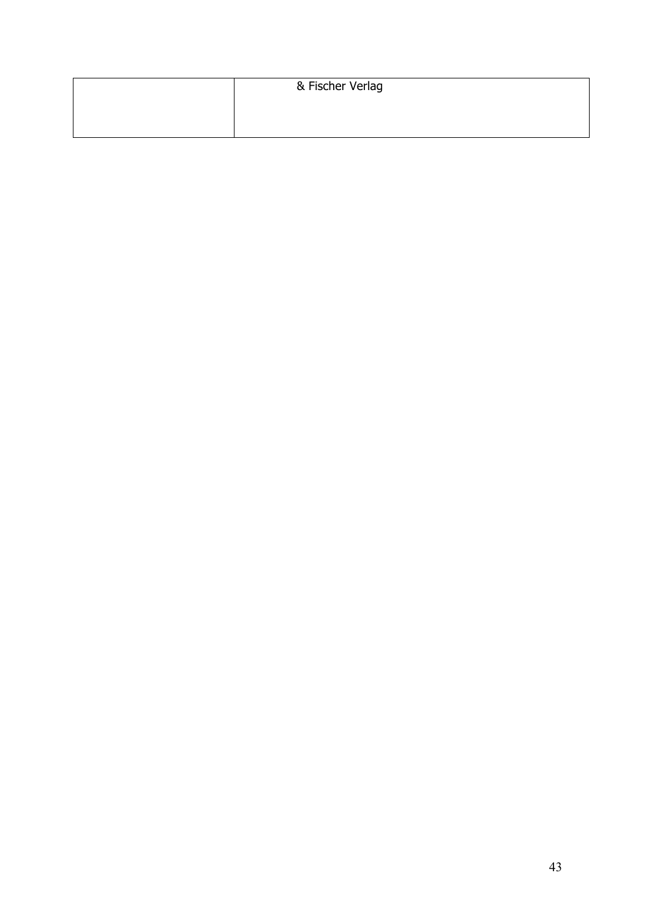|  | & Fischer Verlag |
| --- | --- |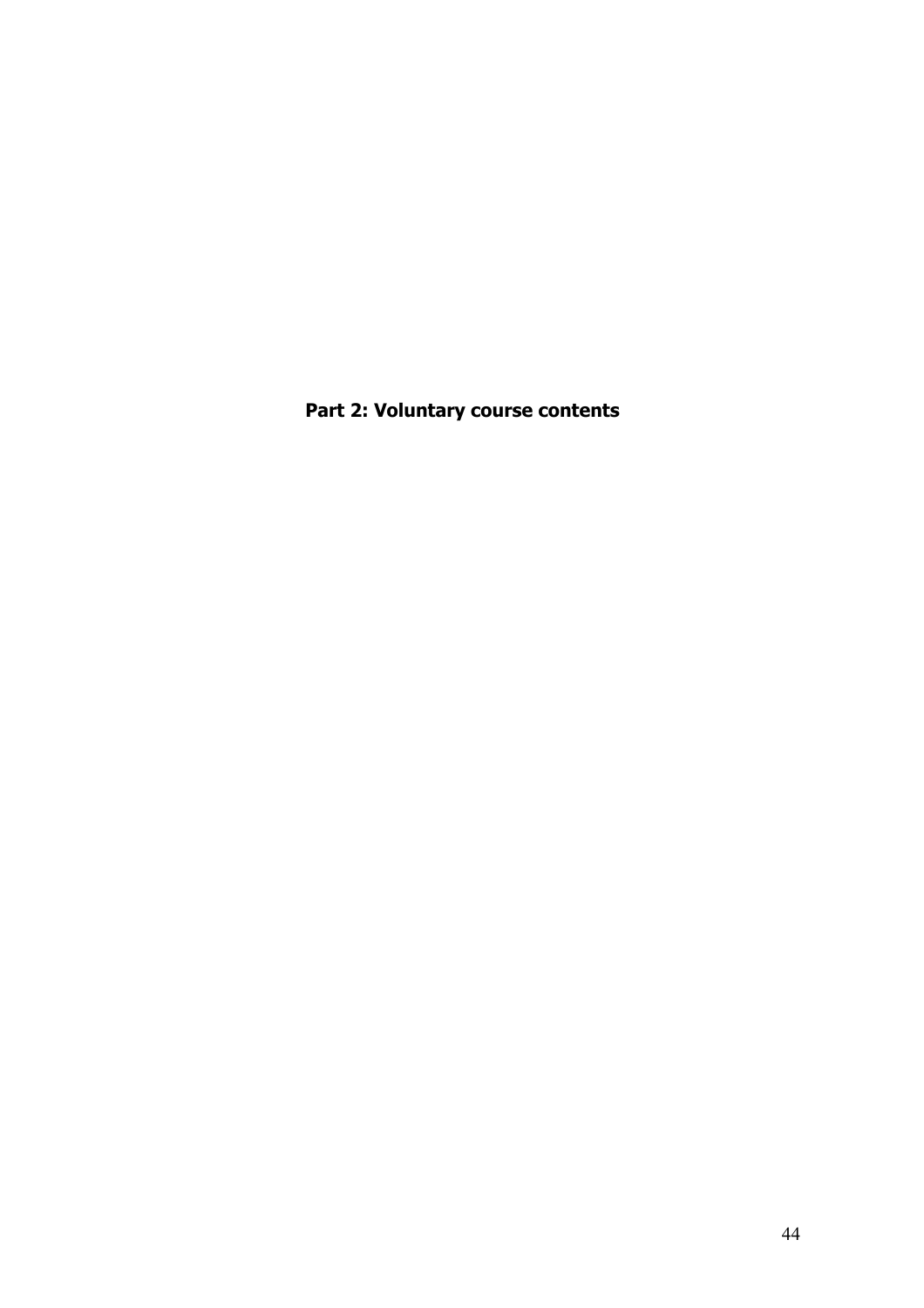# Part 2: Voluntary course contents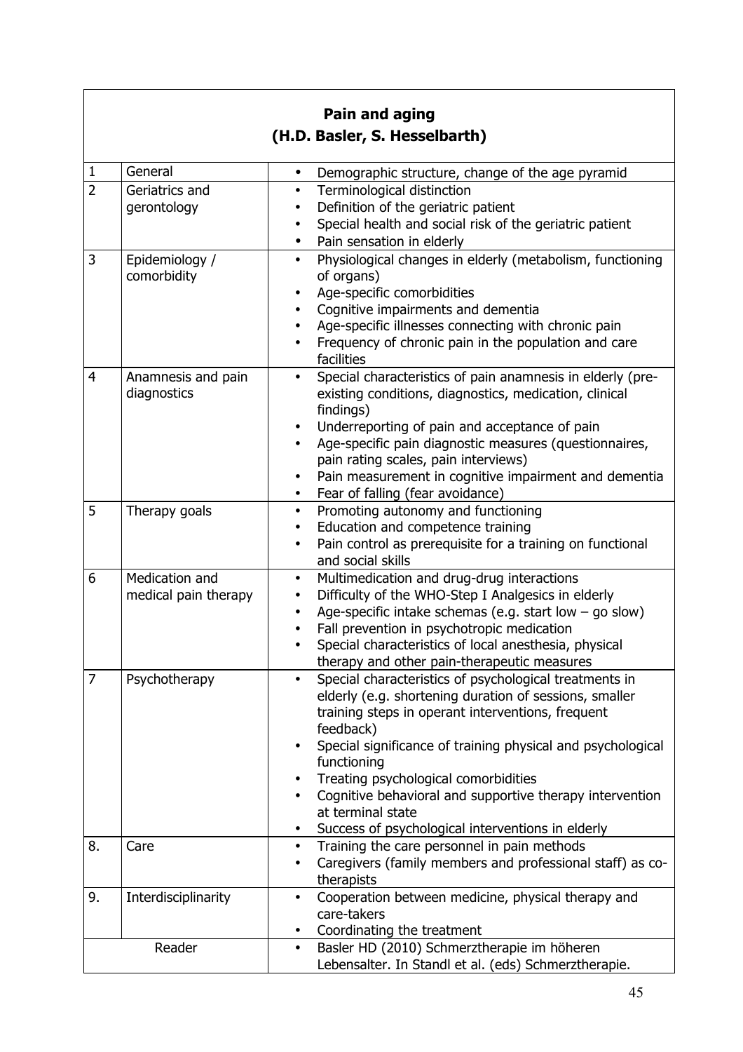## Pain and aging
### (H.D. Basler, S. Hesselbarth)

| | | |
|---|---|---|
| 1 | General | • Demographic structure, change of the age pyramid |
| 2 | Geriatrics and gerontology | • Terminological distinction<br>• Definition of the geriatric patient<br>• Special health and social risk of the geriatric patient<br>• Pain sensation in elderly |
| 3 | Epidemiology / comorbidity | • Physiological changes in elderly (metabolism, functioning of organs)<br>• Age-specific comorbidities<br>• Cognitive impairments and dementia<br>• Age-specific illnesses connecting with chronic pain<br>• Frequency of chronic pain in the population and care facilities |
| 4 | Anamnesis and pain diagnostics | • Special characteristics of pain anamnesis in elderly (pre-existing conditions, diagnostics, medication, clinical findings)<br>• Underreporting of pain and acceptance of pain<br>• Age-specific pain diagnostic measures (questionnaires, pain rating scales, pain interviews)<br>• Pain measurement in cognitive impairment and dementia<br>• Fear of falling (fear avoidance) |
| 5 | Therapy goals | • Promoting autonomy and functioning<br>• Education and competence training<br>• Pain control as prerequisite for a training on functional and social skills |
| 6 | Medication and medical pain therapy | • Multimedication and drug-drug interactions<br>• Difficulty of the WHO-Step I Analgesics in elderly<br>• Age-specific intake schemas (e.g. start low – go slow)<br>• Fall prevention in psychotropic medication<br>• Special characteristics of local anesthesia, physical therapy and other pain-therapeutic measures |
| 7 | Psychotherapy | • Special characteristics of psychological treatments in elderly (e.g. shortening duration of sessions, smaller training steps in operant interventions, frequent feedback)<br>• Special significance of training physical and psychological functioning<br>• Treating psychological comorbidities<br>• Cognitive behavioral and supportive therapy intervention at terminal state<br>• Success of psychological interventions in elderly |
| 8. | Care | • Training the care personnel in pain methods<br>• Caregivers (family members and professional staff) as co-therapists |
| 9. | Interdisciplinarity | • Cooperation between medicine, physical therapy and care-takers<br>• Coordinating the treatment |
| Reader | | • Basler HD (2010) Schmerztherapie im höheren Lebensalter. In Standl et al. (eds) Schmerztherapie. |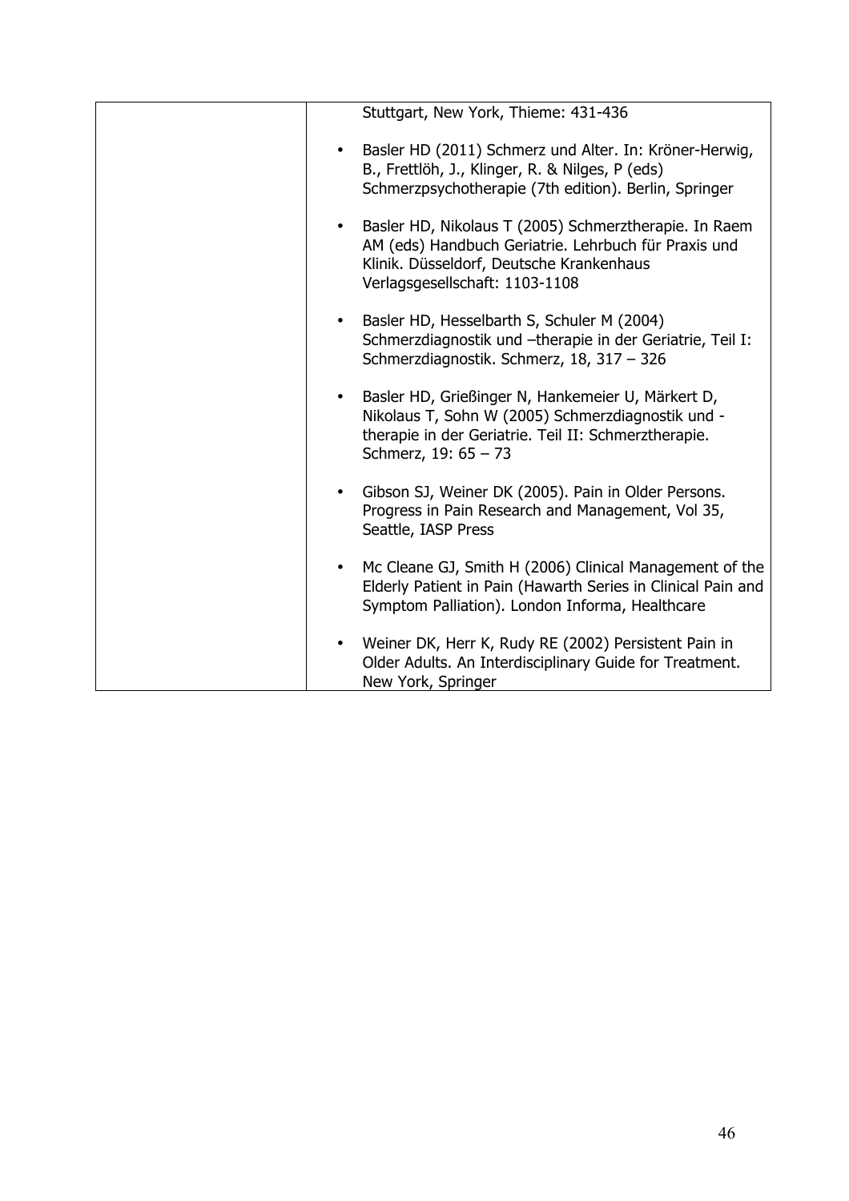| | Stuttgart, New York, Thieme: 431-436<br><br>- Basler HD (2011) Schmerz und Alter. In: Kröner-Herwig, B., Frettlöh, J., Klinger, R. & Nilges, P (eds) Schmerzpsychotherapie (7th edition). Berlin, Springer<br><br>- Basler HD, Nikolaus T (2005) Schmerztherapie. In Raem AM (eds) Handbuch Geriatrie. Lehrbuch für Praxis und Klinik. Düsseldorf, Deutsche Krankenhaus Verlagsgesellschaft: 1103-1108<br><br>- Basler HD, Hesselbarth S, Schuler M (2004) Schmerzdiagnostik und –therapie in der Geriatrie, Teil I: Schmerzdiagnostik. Schmerz, 18, 317 – 326<br><br>- Basler HD, Grießinger N, Hankemeier U, Märkert D, Nikolaus T, Sohn W (2005) Schmerzdiagnostik und -therapie in der Geriatrie. Teil II: Schmerztherapie. Schmerz, 19: 65 – 73<br><br>- Gibson SJ, Weiner DK (2005). Pain in Older Persons. Progress in Pain Research and Management, Vol 35, Seattle, IASP Press<br><br>- Mc Cleane GJ, Smith H (2006) Clinical Management of the Elderly Patient in Pain (Hawarth Series in Clinical Pain and Symptom Palliation). London Informa, Healthcare<br><br>- Weiner DK, Herr K, Rudy RE (2002) Persistent Pain in Older Adults. An Interdisciplinary Guide for Treatment. New York, Springer |
|---|---|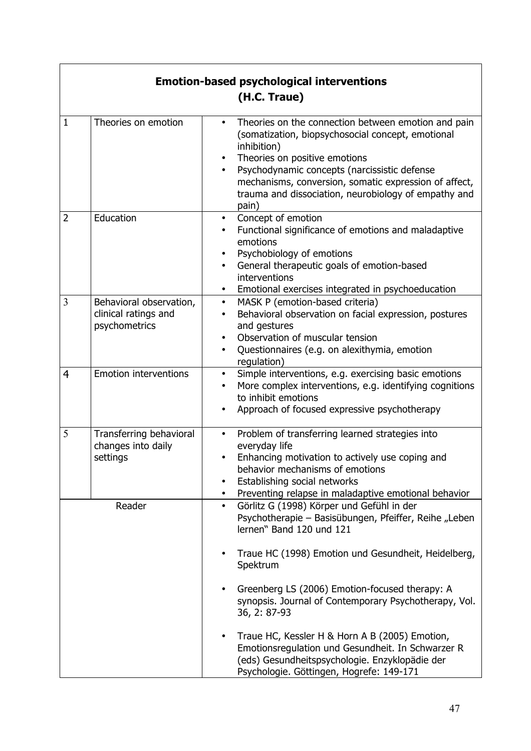| **Emotion-based psychological interventions (H.C. Traue)** | | |
|---|---|---|
| 1 | Theories on emotion | • Theories on the connection between emotion and pain (somatization, biopsychosocial concept, emotional inhibition)<br>• Theories on positive emotions<br>• Psychodynamic concepts (narcissistic defense mechanisms, conversion, somatic expression of affect, trauma and dissociation, neurobiology of empathy and pain) |
| 2 | Education | • Concept of emotion<br>• Functional significance of emotions and maladaptive emotions<br>• Psychobiology of emotions<br>• General therapeutic goals of emotion-based interventions<br>• Emotional exercises integrated in psychoeducation |
| 3 | Behavioral observation, clinical ratings and psychometrics | • MASK P (emotion-based criteria)<br>• Behavioral observation on facial expression, postures and gestures<br>• Observation of muscular tension<br>• Questionnaires (e.g. on alexithymia, emotion regulation) |
| 4 | Emotion interventions | • Simple interventions, e.g. exercising basic emotions<br>• More complex interventions, e.g. identifying cognitions to inhibit emotions<br>• Approach of focused expressive psychotherapy |
| 5 | Transferring behavioral changes into daily settings | • Problem of transferring learned strategies into everyday life<br>• Enhancing motivation to actively use coping and behavior mechanisms of emotions<br>• Establishing social networks<br>• Preventing relapse in maladaptive emotional behavior |
| Reader | | • Görlitz G (1998) Körper und Gefühl in der Psychotherapie – Basisübungen, Pfeiffer, Reihe „Leben lernen" Band 120 und 121<br>• Traue HC (1998) Emotion und Gesundheit, Heidelberg, Spektrum<br>• Greenberg LS (2006) Emotion-focused therapy: A synopsis. Journal of Contemporary Psychotherapy, Vol. 36, 2: 87-93<br>• Traue HC, Kessler H & Horn A B (2005) Emotion, Emotionsregulation und Gesundheit. In Schwarzer R (eds) Gesundheitspsychologie. Enzyklopädie der Psychologie. Göttingen, Hogrefe: 149-171 |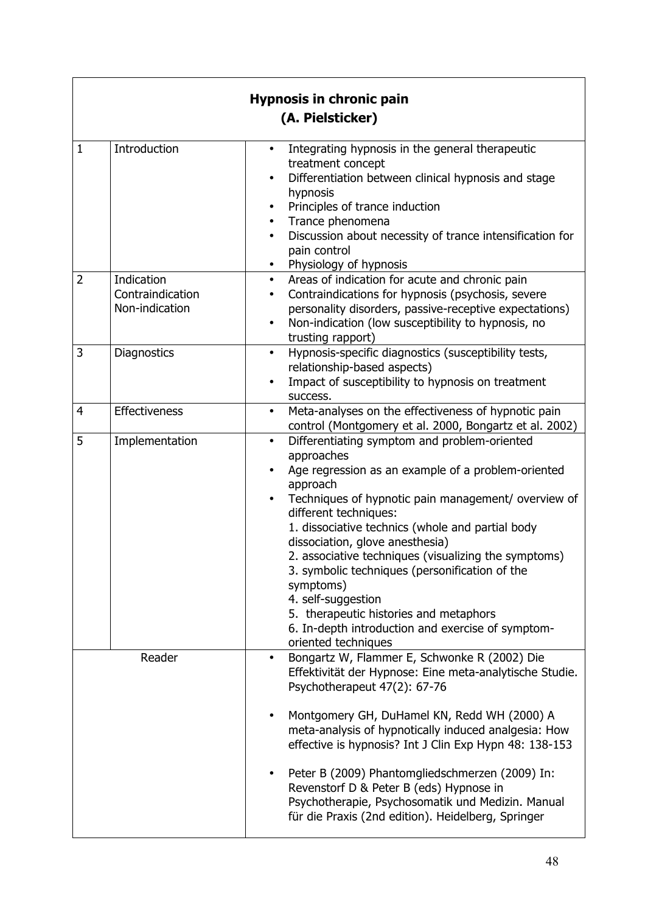## Hypnosis in chronic pain
**(A. Pielsticker)**

| | | |
|---|---|---|
| 1 | Introduction | • Integrating hypnosis in the general therapeutic treatment concept<br>• Differentiation between clinical hypnosis and stage hypnosis<br>• Principles of trance induction<br>• Trance phenomena<br>• Discussion about necessity of trance intensification for pain control<br>• Physiology of hypnosis |
| 2 | Indication<br>Contraindication<br>Non-indication | • Areas of indication for acute and chronic pain<br>• Contraindications for hypnosis (psychosis, severe personality disorders, passive-receptive expectations)<br>• Non-indication (low susceptibility to hypnosis, no trusting rapport) |
| 3 | Diagnostics | • Hypnosis-specific diagnostics (susceptibility tests, relationship-based aspects)<br>• Impact of susceptibility to hypnosis on treatment success. |
| 4 | Effectiveness | • Meta-analyses on the effectiveness of hypnotic pain control (Montgomery et al. 2000, Bongartz et al. 2002) |
| 5 | Implementation | • Differentiating symptom and problem-oriented approaches<br>• Age regression as an example of a problem-oriented approach<br>• Techniques of hypnotic pain management/ overview of different techniques:<br>1. dissociative technics (whole and partial body dissociation, glove anesthesia)<br>2. associative techniques (visualizing the symptoms)<br>3. symbolic techniques (personification of the symptoms)<br>4. self-suggestion<br>5. therapeutic histories and metaphors<br>6. In-depth introduction and exercise of symptom-oriented techniques |
| Reader | | • Bongartz W, Flammer E, Schwonke R (2002) Die Effektivität der Hypnose: Eine meta-analytische Studie. Psychotherapeut 47(2): 67-76<br><br>• Montgomery GH, DuHamel KN, Redd WH (2000) A meta-analysis of hypnotically induced analgesia: How effective is hypnosis? Int J Clin Exp Hypn 48: 138-153<br><br>• Peter B (2009) Phantomgliedschmerzen (2009) In: Revenstorf D & Peter B (eds) Hypnose in Psychotherapie, Psychosomatik und Medizin. Manual für die Praxis (2nd edition). Heidelberg, Springer |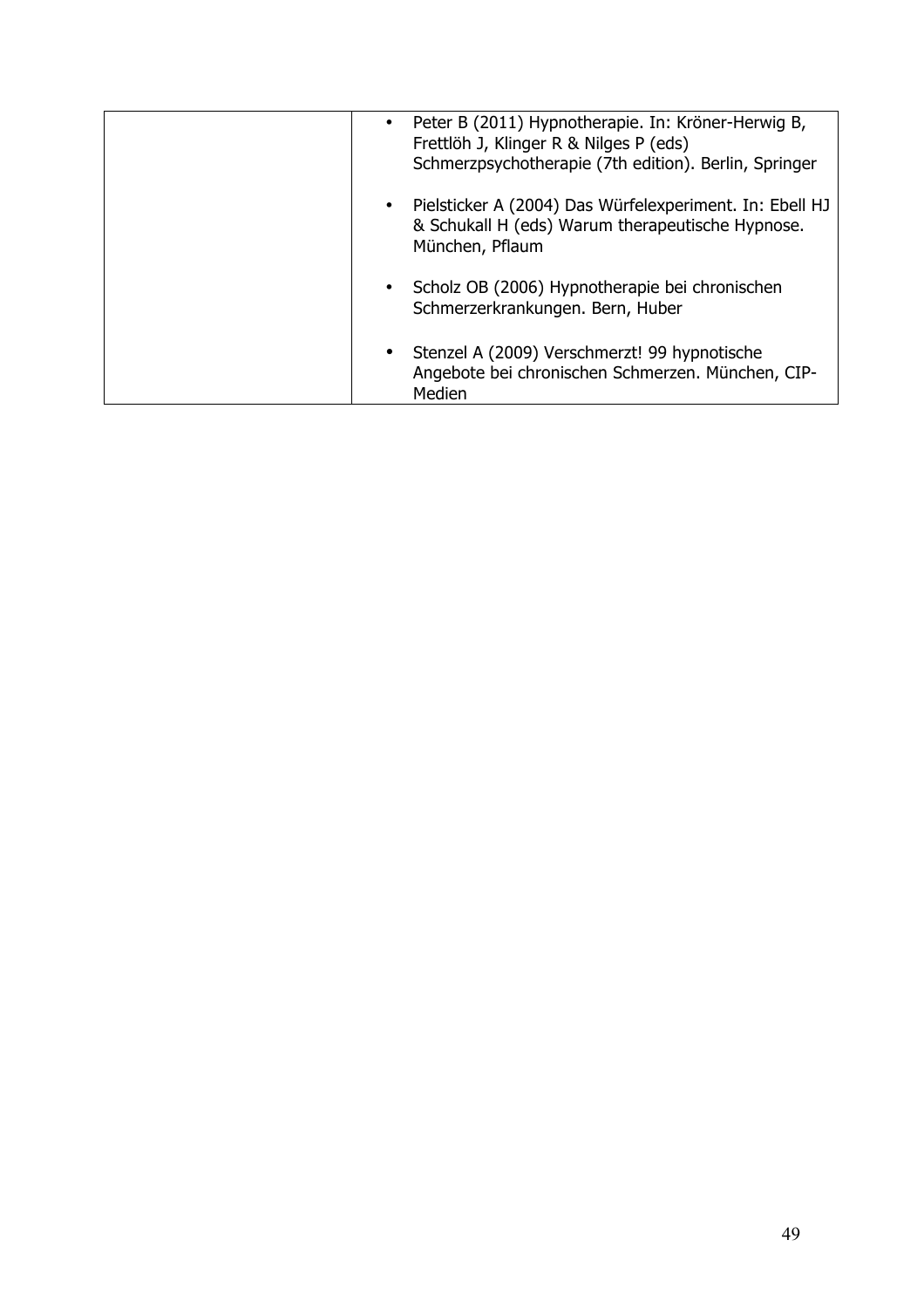| | |
|---|---|
| | • Peter B (2011) Hypnotherapie. In: Kröner-Herwig B, Frettlöh J, Klinger R & Nilges P (eds) Schmerzpsychotherapie (7th edition). Berlin, Springer<br><br>• Pielsticker A (2004) Das Würfelexperiment. In: Ebell HJ & Schukall H (eds) Warum therapeutische Hypnose. München, Pflaum<br><br>• Scholz OB (2006) Hypnotherapie bei chronischen Schmerzerkrankungen. Bern, Huber<br><br>• Stenzel A (2009) Verschmerzt! 99 hypnotische Angebote bei chronischen Schmerzen. München, CIP-Medien |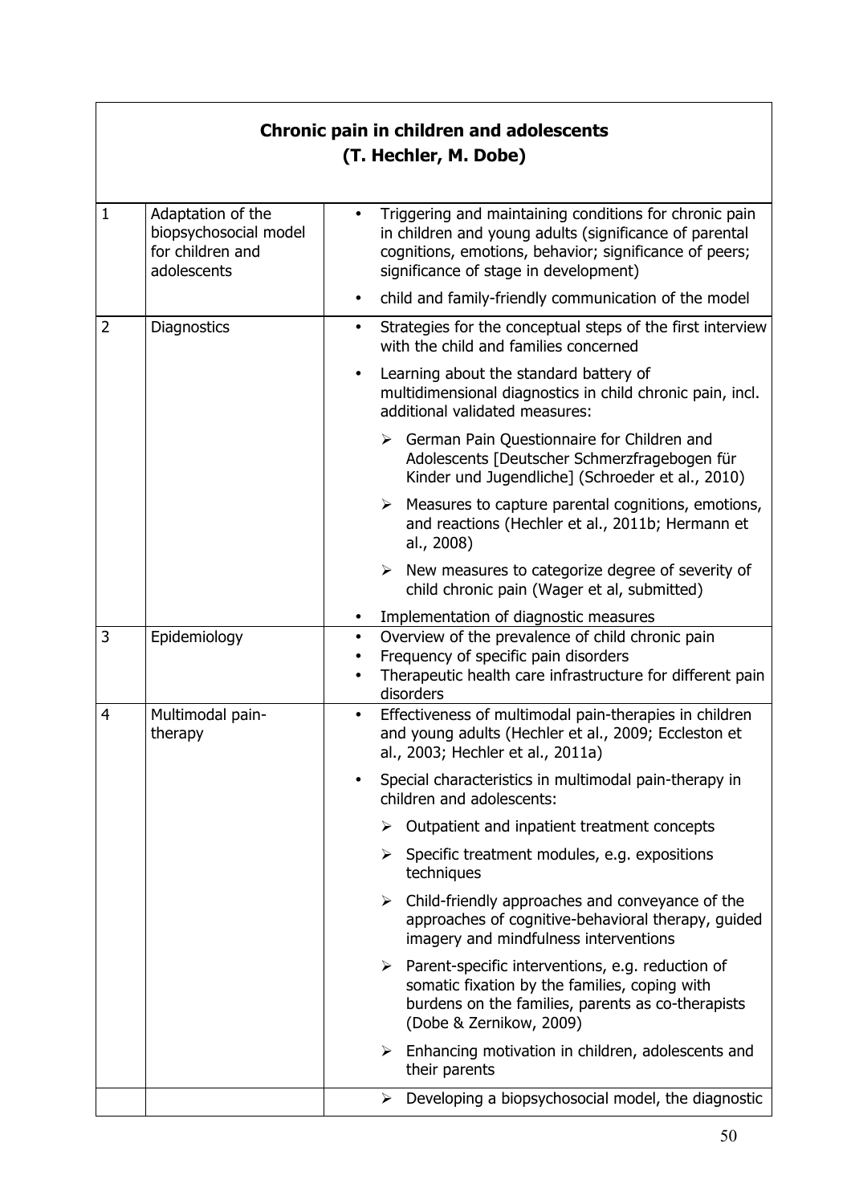| **Chronic pain in children and adolescents (T. Hechler, M. Dobe)** | | |
|---|---|---|
| 1 | Adaptation of the biopsychosocial model for children and adolescents | • Triggering and maintaining conditions for chronic pain in children and young adults (significance of parental cognitions, emotions, behavior; significance of peers; significance of stage in development)<br>• child and family-friendly communication of the model |
| 2 | Diagnostics | • Strategies for the conceptual steps of the first interview with the child and families concerned<br>• Learning about the standard battery of multidimensional diagnostics in child chronic pain, incl. additional validated measures:<br>➢ German Pain Questionnaire for Children and Adolescents [Deutscher Schmerzfragebogen für Kinder und Jugendliche] (Schroeder et al., 2010)<br>➢ Measures to capture parental cognitions, emotions, and reactions (Hechler et al., 2011b; Hermann et al., 2008)<br>➢ New measures to categorize degree of severity of child chronic pain (Wager et al, submitted)<br>• Implementation of diagnostic measures |
| 3 | Epidemiology | • Overview of the prevalence of child chronic pain<br>• Frequency of specific pain disorders<br>• Therapeutic health care infrastructure for different pain disorders |
| 4 | Multimodal pain-therapy | • Effectiveness of multimodal pain-therapies in children and young adults (Hechler et al., 2009; Eccleston et al., 2003; Hechler et al., 2011a)<br>• Special characteristics in multimodal pain-therapy in children and adolescents:<br>➢ Outpatient and inpatient treatment concepts<br>➢ Specific treatment modules, e.g. expositions techniques<br>➢ Child-friendly approaches and conveyance of the approaches of cognitive-behavioral therapy, guided imagery and mindfulness interventions<br>➢ Parent-specific interventions, e.g. reduction of somatic fixation by the families, coping with burdens on the families, parents as co-therapists (Dobe & Zernikow, 2009)<br>➢ Enhancing motivation in children, adolescents and their parents |
| | | ➢ Developing a biopsychosocial model, the diagnostic |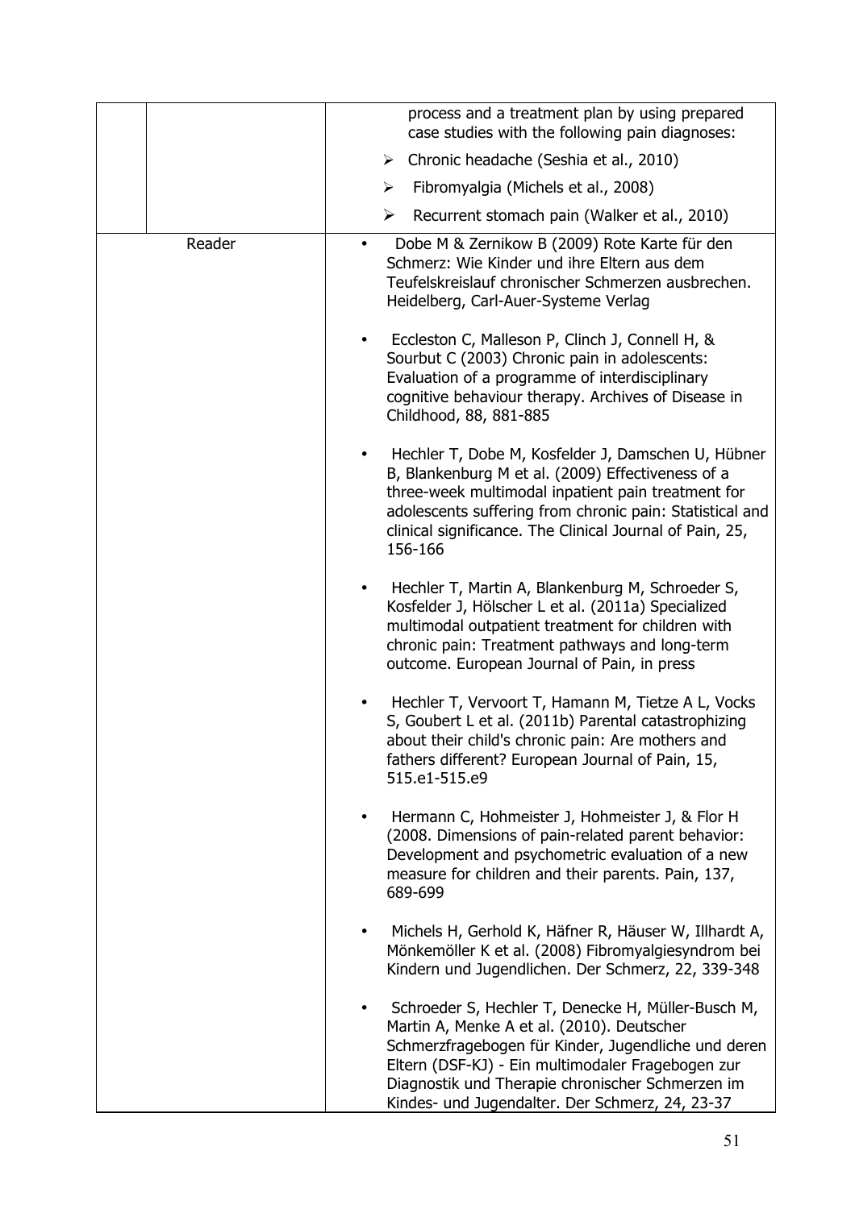| | | |
|---|---|---|
| | | process and a treatment plan by using prepared case studies with the following pain diagnoses:<br>➢ Chronic headache (Seshia et al., 2010)<br>➢ Fibromyalgia (Michels et al., 2008)<br>➢ Recurrent stomach pain (Walker et al., 2010) |
| Reader | | • Dobe M & Zernikow B (2009) Rote Karte für den Schmerz: Wie Kinder und ihre Eltern aus dem Teufelskreislauf chronischer Schmerzen ausbrechen. Heidelberg, Carl-Auer-Systeme Verlag<br><br>• Eccleston C, Malleson P, Clinch J, Connell H, & Sourbut C (2003) Chronic pain in adolescents: Evaluation of a programme of interdisciplinary cognitive behaviour therapy. Archives of Disease in Childhood, 88, 881-885<br><br>• Hechler T, Dobe M, Kosfelder J, Damschen U, Hübner B, Blankenburg M et al. (2009) Effectiveness of a three-week multimodal inpatient pain treatment for adolescents suffering from chronic pain: Statistical and clinical significance. The Clinical Journal of Pain, 25, 156-166<br><br>• Hechler T, Martin A, Blankenburg M, Schroeder S, Kosfelder J, Hölscher L et al. (2011a) Specialized multimodal outpatient treatment for children with chronic pain: Treatment pathways and long-term outcome. European Journal of Pain, in press<br><br>• Hechler T, Vervoort T, Hamann M, Tietze A L, Vocks S, Goubert L et al. (2011b) Parental catastrophizing about their child's chronic pain: Are mothers and fathers different? European Journal of Pain, 15, 515.e1-515.e9<br><br>• Hermann C, Hohmeister J, Hohmeister J, & Flor H (2008. Dimensions of pain-related parent behavior: Development and psychometric evaluation of a new measure for children and their parents. Pain, 137, 689-699<br><br>• Michels H, Gerhold K, Häfner R, Häuser W, Illhardt A, Mönkemöller K et al. (2008) Fibromyalgiesyndrom bei Kindern und Jugendlichen. Der Schmerz, 22, 339-348<br><br>• Schroeder S, Hechler T, Denecke H, Müller-Busch M, Martin A, Menke A et al. (2010). Deutscher Schmerzfragebogen für Kinder, Jugendliche und deren Eltern (DSF-KJ) - Ein multimodaler Fragebogen zur Diagnostik und Therapie chronischer Schmerzen im Kindes- und Jugendalter. Der Schmerz, 24, 23-37 |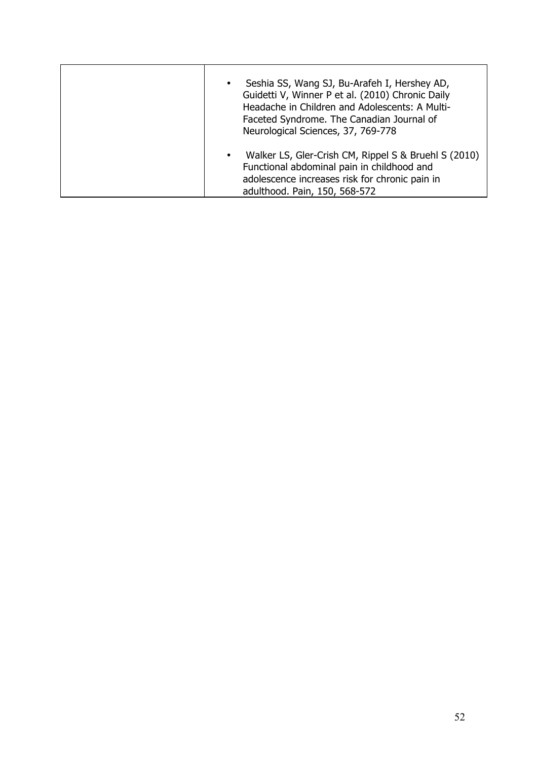| | |
|---|---|
| | • Seshia SS, Wang SJ, Bu-Arafeh I, Hershey AD, Guidetti V, Winner P et al. (2010) Chronic Daily Headache in Children and Adolescents: A Multi-Faceted Syndrome. The Canadian Journal of Neurological Sciences, 37, 769-778<br><br>• Walker LS, Gler-Crish CM, Rippel S & Bruehl S (2010) Functional abdominal pain in childhood and adolescence increases risk for chronic pain in adulthood. Pain, 150, 568-572 |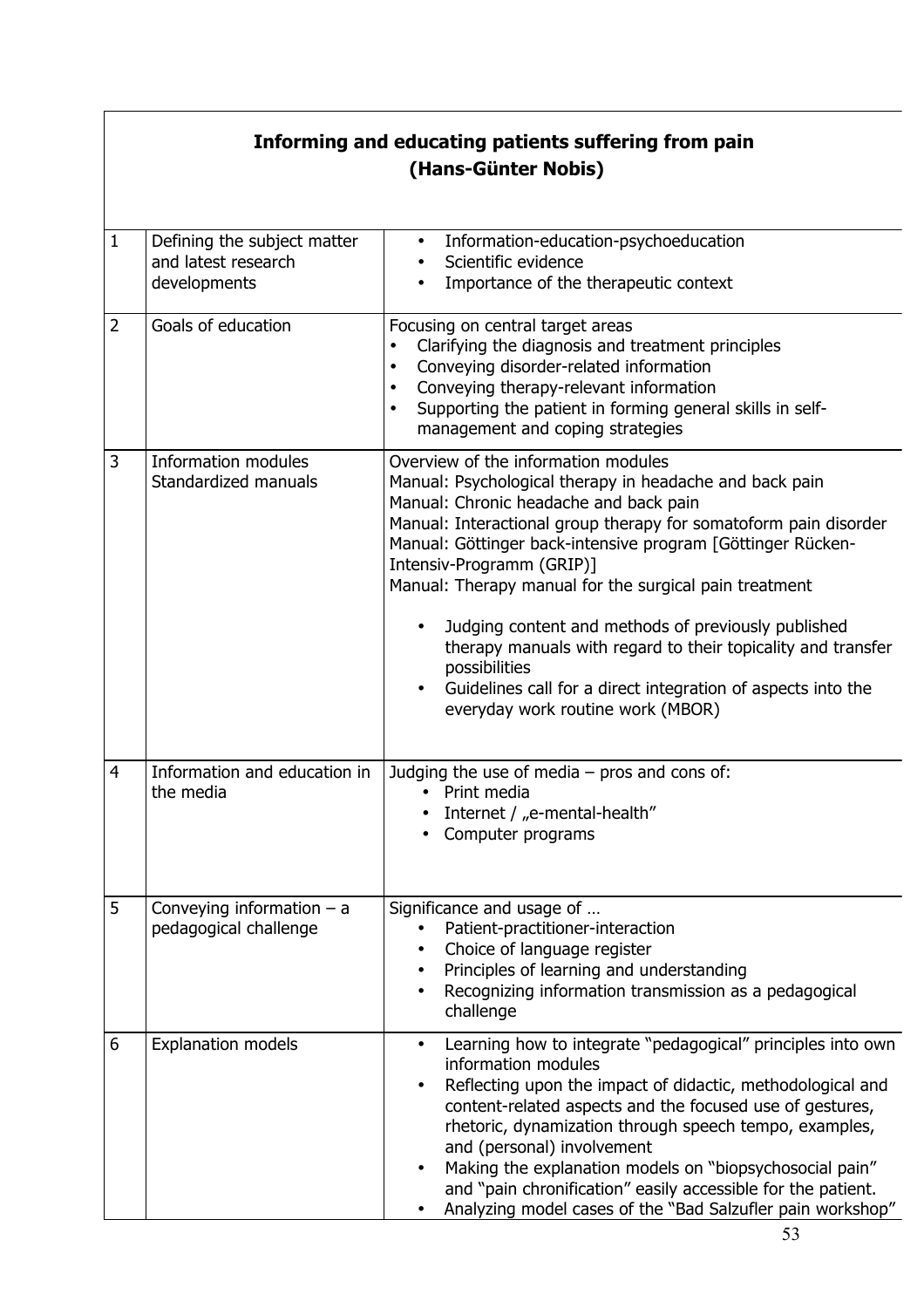## Informing and educating patients suffering from pain (Hans-Günter Nobis)

| | | |
|---|---|---|
| 1 | Defining the subject matter and latest research developments | • Information-education-psychoeducation<br>• Scientific evidence<br>• Importance of the therapeutic context |
| 2 | Goals of education | Focusing on central target areas<br>• Clarifying the diagnosis and treatment principles<br>• Conveying disorder-related information<br>• Conveying therapy-relevant information<br>• Supporting the patient in forming general skills in self-management and coping strategies |
| 3 | Information modules Standardized manuals | Overview of the information modules<br>Manual: Psychological therapy in headache and back pain<br>Manual: Chronic headache and back pain<br>Manual: Interactional group therapy for somatoform pain disorder<br>Manual: Göttinger back-intensive program [Göttinger Rücken-Intensiv-Programm (GRIP)]<br>Manual: Therapy manual for the surgical pain treatment<br>• Judging content and methods of previously published therapy manuals with regard to their topicality and transfer possibilities<br>• Guidelines call for a direct integration of aspects into the everyday work routine work (MBOR) |
| 4 | Information and education in the media | Judging the use of media – pros and cons of:<br>• Print media<br>• Internet / „e-mental-health"<br>• Computer programs |
| 5 | Conveying information – a pedagogical challenge | Significance and usage of …<br>• Patient-practitioner-interaction<br>• Choice of language register<br>• Principles of learning and understanding<br>• Recognizing information transmission as a pedagogical challenge |
| 6 | Explanation models | • Learning how to integrate "pedagogical" principles into own information modules<br>• Reflecting upon the impact of didactic, methodological and content-related aspects and the focused use of gestures, rhetoric, dynamization through speech tempo, examples, and (personal) involvement<br>• Making the explanation models on "biopsychosocial pain" and "pain chronification" easily accessible for the patient.<br>• Analyzing model cases of the "Bad Salzufler pain workshop" |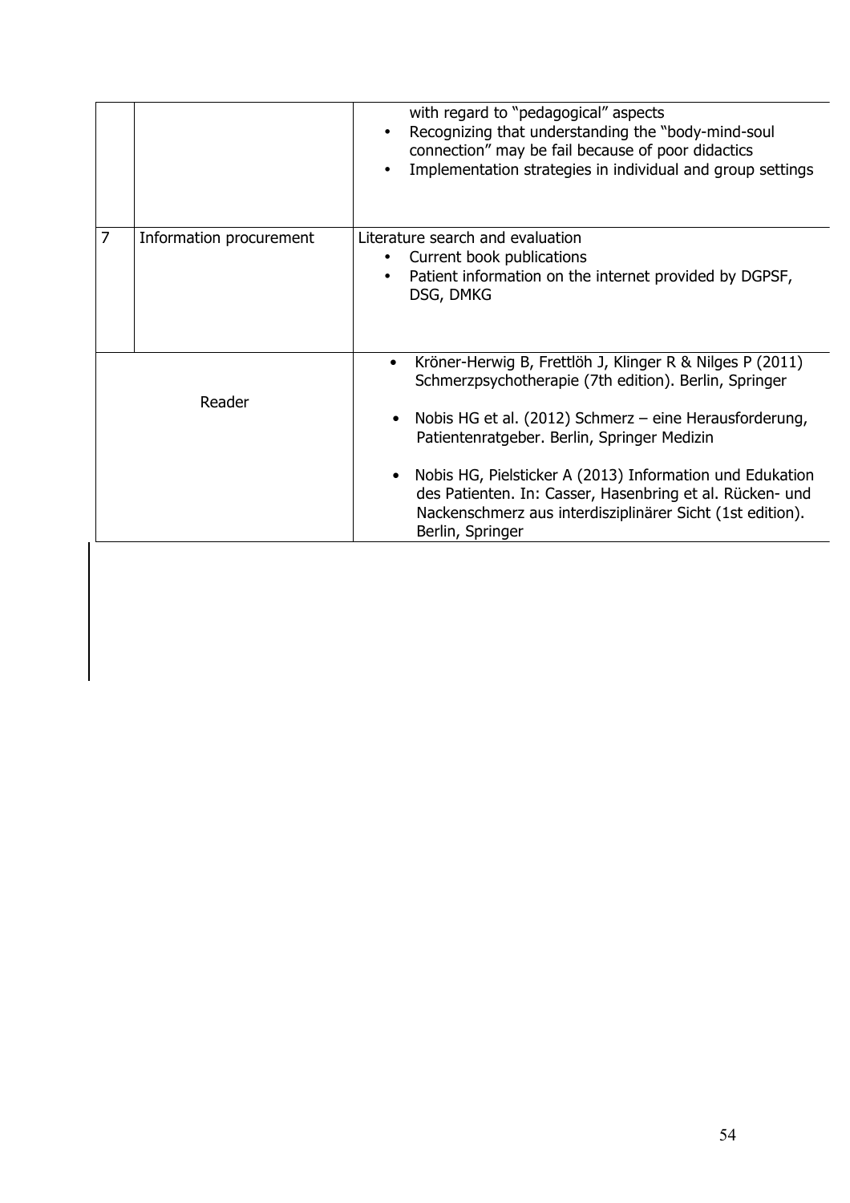| | | |
|---|---|---|
| | | with regard to "pedagogical" aspects<br>• Recognizing that understanding the "body-mind-soul connection" may be fail because of poor didactics<br>• Implementation strategies in individual and group settings |
| 7 | Information procurement | Literature search and evaluation<br>• Current book publications<br>• Patient information on the internet provided by DGPSF, DSG, DMKG |
| Reader | | • Kröner-Herwig B, Frettlöh J, Klinger R & Nilges P (2011) Schmerzpsychotherapie (7th edition). Berlin, Springer<br>• Nobis HG et al. (2012) Schmerz – eine Herausforderung, Patientenratgeber. Berlin, Springer Medizin<br>• Nobis HG, Pielsticker A (2013) Information und Edukation des Patienten. In: Casser, Hasenbring et al. Rücken- und Nackenschmerz aus interdisziplinärer Sicht (1st edition). Berlin, Springer |